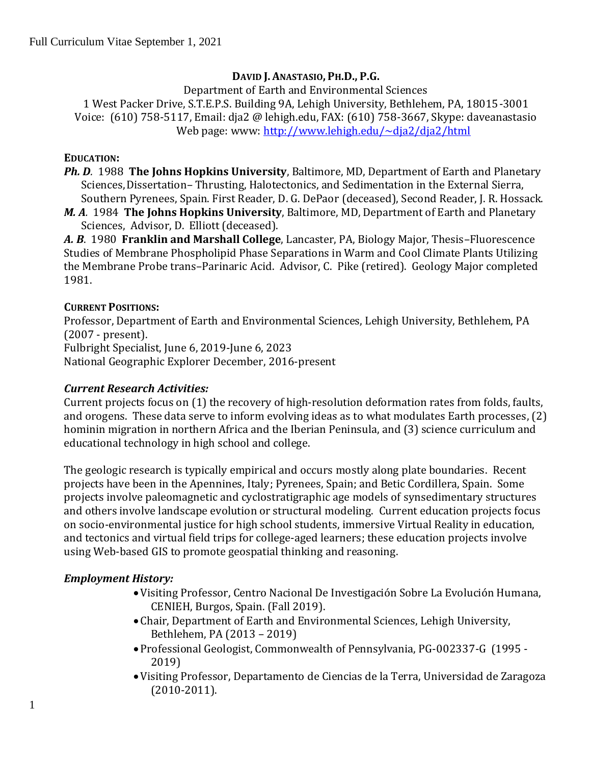Full Curriculum Vitae September 1, 2021

# DAVID J. ANASTASIO, PH.D., P.G.

Department of Earth and Environmental Sciences
1 West Packer Drive, S.T.E.P.S. Building 9A, Lehigh University, Bethlehem, PA, 18015-3001
Voice: (610) 758-5117, Email: dja2 @ lehigh.edu, FAX: (610) 758-3667, Skype: daveanastasio
Web page: www: http://www.lehigh.edu/~dja2/dja2/html

## EDUCATION:

***Ph. D.*** 1988 **The Johns Hopkins University**, Baltimore, MD, Department of Earth and Planetary Sciences, Dissertation– Thrusting, Halotectonics, and Sedimentation in the External Sierra, Southern Pyrenees, Spain. First Reader, D. G. DePaor (deceased), Second Reader, J. R. Hossack.

***M. A.*** 1984 **The Johns Hopkins University**, Baltimore, MD, Department of Earth and Planetary Sciences, Advisor, D. Elliott (deceased).

***A. B.*** 1980 **Franklin and Marshall College**, Lancaster, PA, Biology Major, Thesis–Fluorescence Studies of Membrane Phospholipid Phase Separations in Warm and Cool Climate Plants Utilizing the Membrane Probe trans–Parinaric Acid. Advisor, C. Pike (retired). Geology Major completed 1981.

## CURRENT POSITIONS:

Professor, Department of Earth and Environmental Sciences, Lehigh University, Bethlehem, PA (2007 - present).
Fulbright Specialist, June 6, 2019-June 6, 2023
National Geographic Explorer December, 2016-present

### *Current Research Activities:*

Current projects focus on (1) the recovery of high-resolution deformation rates from folds, faults, and orogens. These data serve to inform evolving ideas as to what modulates Earth processes, (2) hominin migration in northern Africa and the Iberian Peninsula, and (3) science curriculum and educational technology in high school and college.

The geologic research is typically empirical and occurs mostly along plate boundaries. Recent projects have been in the Apennines, Italy; Pyrenees, Spain; and Betic Cordillera, Spain. Some projects involve paleomagnetic and cyclostratigraphic age models of synsedimentary structures and others involve landscape evolution or structural modeling. Current education projects focus on socio-environmental justice for high school students, immersive Virtual Reality in education, and tectonics and virtual field trips for college-aged learners; these education projects involve using Web-based GIS to promote geospatial thinking and reasoning.

### *Employment History:*

- Visiting Professor, Centro Nacional De Investigación Sobre La Evolución Humana, CENIEH, Burgos, Spain. (Fall 2019).
- Chair, Department of Earth and Environmental Sciences, Lehigh University, Bethlehem, PA (2013 – 2019)
- Professional Geologist, Commonwealth of Pennsylvania, PG-002337-G (1995 - 2019)
- Visiting Professor, Departamento de Ciencias de la Terra, Universidad de Zaragoza (2010-2011).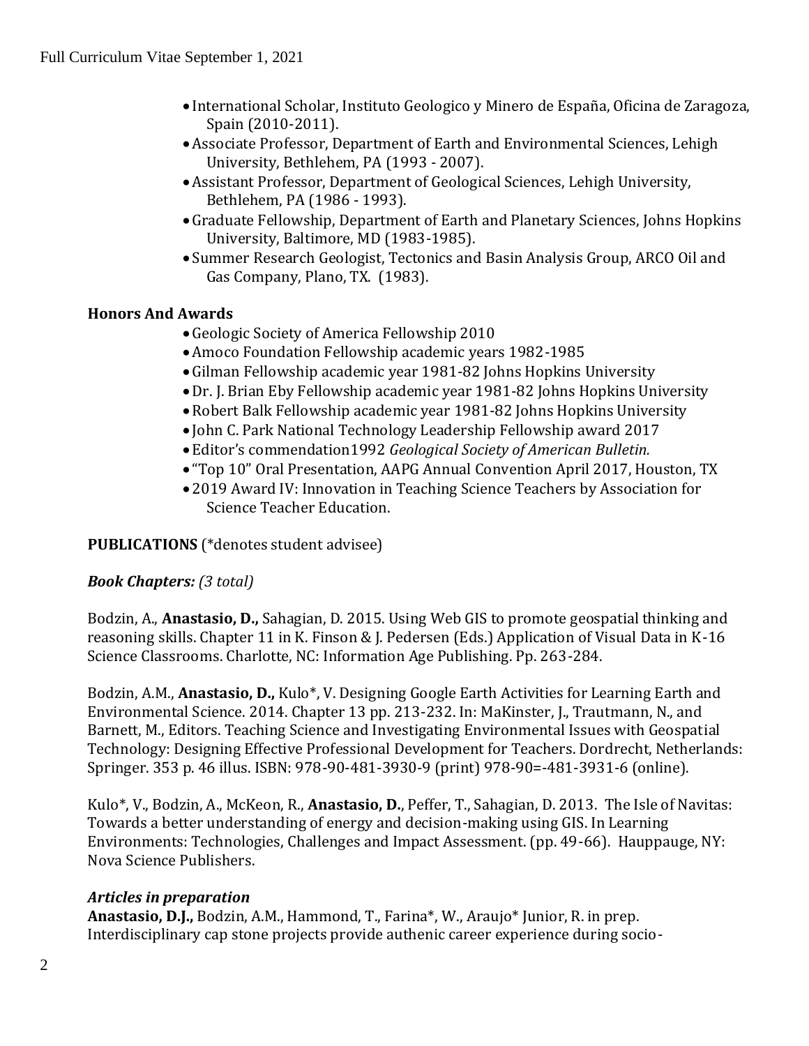- International Scholar, Instituto Geologico y Minero de España, Oficina de Zaragoza, Spain (2010-2011).
- Associate Professor, Department of Earth and Environmental Sciences, Lehigh University, Bethlehem, PA (1993 - 2007).
- Assistant Professor, Department of Geological Sciences, Lehigh University, Bethlehem, PA (1986 - 1993).
- Graduate Fellowship, Department of Earth and Planetary Sciences, Johns Hopkins University, Baltimore, MD (1983-1985).
- Summer Research Geologist, Tectonics and Basin Analysis Group, ARCO Oil and Gas Company, Plano, TX. (1983).

**Honors And Awards**

- Geologic Society of America Fellowship 2010
- Amoco Foundation Fellowship academic years 1982-1985
- Gilman Fellowship academic year 1981-82 Johns Hopkins University
- Dr. J. Brian Eby Fellowship academic year 1981-82 Johns Hopkins University
- Robert Balk Fellowship academic year 1981-82 Johns Hopkins University
- John C. Park National Technology Leadership Fellowship award 2017
- Editor's commendation1992 *Geological Society of American Bulletin.*
- "Top 10" Oral Presentation, AAPG Annual Convention April 2017, Houston, TX
- 2019 Award IV: Innovation in Teaching Science Teachers by Association for Science Teacher Education.

**PUBLICATIONS** (*denotes student advisee)

***Book Chapters:*** *(3 total)*

Bodzin, A., **Anastasio, D.,** Sahagian, D. 2015. Using Web GIS to promote geospatial thinking and reasoning skills. Chapter 11 in K. Finson & J. Pedersen (Eds.) Application of Visual Data in K-16 Science Classrooms. Charlotte, NC: Information Age Publishing. Pp. 263-284.

Bodzin, A.M., **Anastasio, D.,** Kulo*, V. Designing Google Earth Activities for Learning Earth and Environmental Science. 2014. Chapter 13 pp. 213-232. In: MaKinster, J., Trautmann, N., and Barnett, M., Editors. Teaching Science and Investigating Environmental Issues with Geospatial Technology: Designing Effective Professional Development for Teachers. Dordrecht, Netherlands: Springer. 353 p. 46 illus. ISBN: 978-90-481-3930-9 (print) 978-90=-481-3931-6 (online).

Kulo*, V., Bodzin, A., McKeon, R., **Anastasio, D.**, Peffer, T., Sahagian, D. 2013. The Isle of Navitas: Towards a better understanding of energy and decision-making using GIS. In Learning Environments: Technologies, Challenges and Impact Assessment. (pp. 49-66). Hauppauge, NY: Nova Science Publishers.

***Articles in preparation***

**Anastasio, D.J.,** Bodzin, A.M., Hammond, T., Farina*, W., Araujo* Junior, R. in prep. Interdisciplinary cap stone projects provide authenic career experience during socio-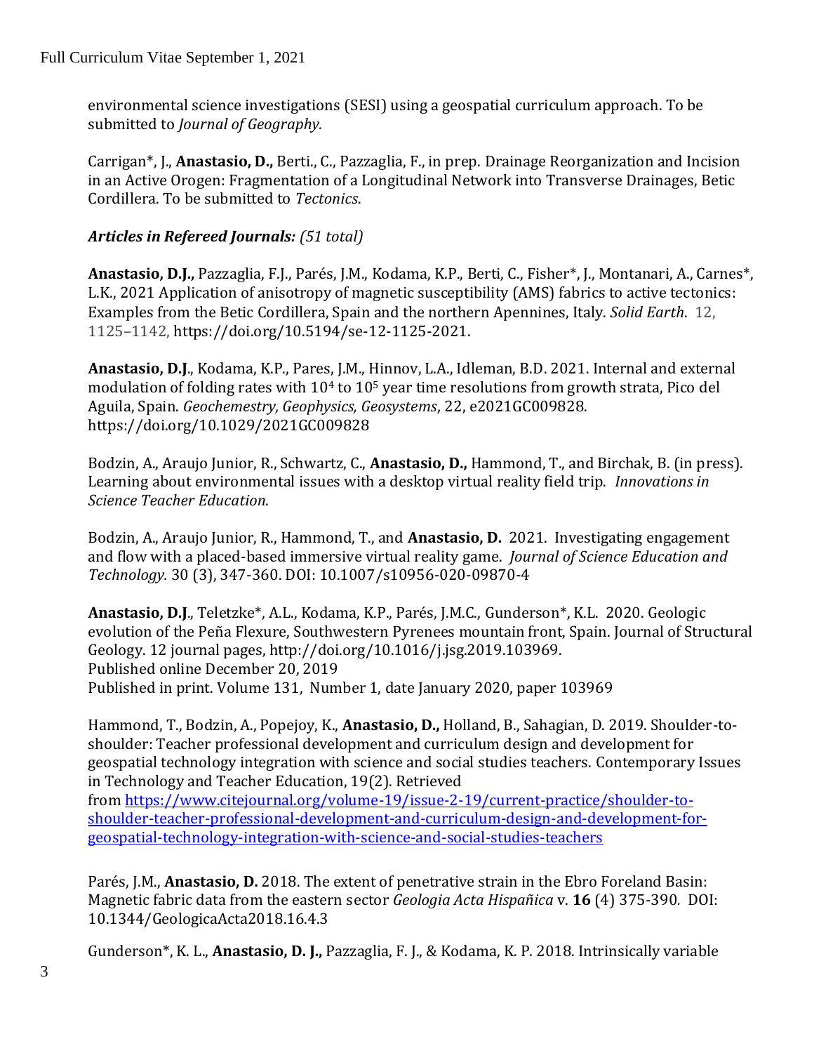environmental science investigations (SESI) using a geospatial curriculum approach. To be submitted to *Journal of Geography.*

Carrigan*, J., **Anastasio, D.,** Berti., C., Pazzaglia, F., in prep. Drainage Reorganization and Incision in an Active Orogen: Fragmentation of a Longitudinal Network into Transverse Drainages, Betic Cordillera. To be submitted to *Tectonics*.

***Articles in Refereed Journals:*** *(51 total)*

**Anastasio, D.J.,** Pazzaglia, F.J., Parés, J.M., Kodama, K.P., Berti, C., Fisher*, J., Montanari, A., Carnes*, L.K., 2021 Application of anisotropy of magnetic susceptibility (AMS) fabrics to active tectonics: Examples from the Betic Cordillera, Spain and the northern Apennines, Italy. *Solid Earth*. 12, 1125–1142, https://doi.org/10.5194/se-12-1125-2021.

**Anastasio, D.J**., Kodama, K.P., Pares, J.M., Hinnov, L.A., Idleman, B.D. 2021. Internal and external modulation of folding rates with $10^4$ to $10^5$ year time resolutions from growth strata, Pico del Aguila, Spain. *Geochemestry, Geophysics, Geosystems*, 22, e2021GC009828. https://doi.org/10.1029/2021GC009828

Bodzin, A., Araujo Junior, R., Schwartz, C., **Anastasio, D.,** Hammond, T., and Birchak, B. (in press). Learning about environmental issues with a desktop virtual reality field trip. *Innovations in Science Teacher Education*.

Bodzin, A., Araujo Junior, R., Hammond, T., and **Anastasio, D.** 2021. Investigating engagement and flow with a placed-based immersive virtual reality game. *Journal of Science Education and Technology.* 30 (3), 347-360. DOI: 10.1007/s10956-020-09870-4

**Anastasio, D.J**., Teletzke*, A.L., Kodama, K.P., Parés, J.M.C., Gunderson*, K.L. 2020. Geologic evolution of the Peña Flexure, Southwestern Pyrenees mountain front, Spain. Journal of Structural Geology. 12 journal pages, http://doi.org/10.1016/j.jsg.2019.103969.
Published online December 20, 2019
Published in print. Volume 131, Number 1, date January 2020, paper 103969

Hammond, T., Bodzin, A., Popejoy, K., **Anastasio, D.,** Holland, B., Sahagian, D. 2019. Shoulder-to-shoulder: Teacher professional development and curriculum design and development for geospatial technology integration with science and social studies teachers. Contemporary Issues in Technology and Teacher Education, 19(2). Retrieved from [https://www.citejournal.org/volume-19/issue-2-19/current-practice/shoulder-to-shoulder-teacher-professional-development-and-curriculum-design-and-development-for-geospatial-technology-integration-with-science-and-social-studies-teachers](https://www.citejournal.org/volume-19/issue-2-19/current-practice/shoulder-to-shoulder-teacher-professional-development-and-curriculum-design-and-development-for-geospatial-technology-integration-with-science-and-social-studies-teachers)

Parés, J.M., **Anastasio, D.** 2018. The extent of penetrative strain in the Ebro Foreland Basin: Magnetic fabric data from the eastern sector *Geologia Acta Hispañica* v. **16** (4) 375-390. DOI: 10.1344/GeologicaActa2018.16.4.3

Gunderson*, K. L., **Anastasio, D. J.,** Pazzaglia, F. J., & Kodama, K. P. 2018. Intrinsically variable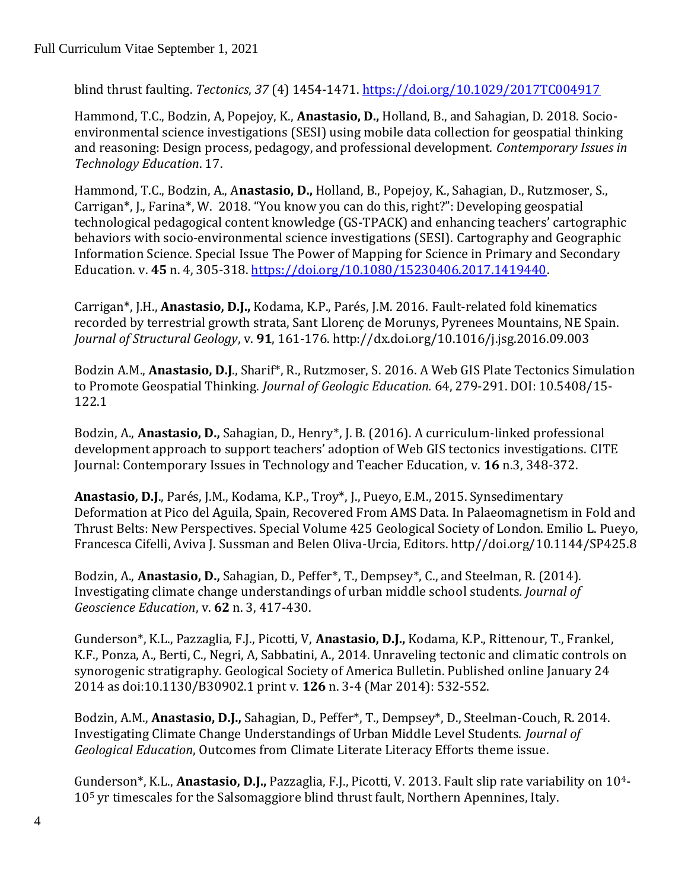blind thrust faulting. *Tectonics*, *37* (4) 1454-1471. https://doi.org/10.1029/2017TC004917

Hammond, T.C., Bodzin, A, Popejoy, K., **Anastasio, D.,** Holland, B., and Sahagian, D. 2018. Socio-environmental science investigations (SESI) using mobile data collection for geospatial thinking and reasoning: Design process, pedagogy, and professional development. *Contemporary Issues in Technology Education*. 17.

Hammond, T.C., Bodzin, A., A**nastasio, D.,** Holland, B., Popejoy, K., Sahagian, D., Rutzmoser, S., Carrigan*, J., Farina*, W. 2018. "You know you can do this, right?": Developing geospatial technological pedagogical content knowledge (GS-TPACK) and enhancing teachers' cartographic behaviors with socio-environmental science investigations (SESI). Cartography and Geographic Information Science. Special Issue The Power of Mapping for Science in Primary and Secondary Education. v. **45** n. 4, 305-318. https://doi.org/10.1080/15230406.2017.1419440.

Carrigan*, J.H., **Anastasio, D.J.,** Kodama, K.P., Parés, J.M. 2016. Fault-related fold kinematics recorded by terrestrial growth strata, Sant Llorenç de Morunys, Pyrenees Mountains, NE Spain. *Journal of Structural Geology*, v. **91**, 161-176. http://dx.doi.org/10.1016/j.jsg.2016.09.003

Bodzin A.M., **Anastasio, D.J**., Sharif*, R., Rutzmoser, S. 2016. A Web GIS Plate Tectonics Simulation to Promote Geospatial Thinking. *Journal of Geologic Education.* 64, 279-291. DOI: 10.5408/15-122.1

Bodzin, A., **Anastasio, D.,** Sahagian, D., Henry*, J. B. (2016). A curriculum-linked professional development approach to support teachers' adoption of Web GIS tectonics investigations. CITE Journal: Contemporary Issues in Technology and Teacher Education, v. **16** n.3, 348-372.

**Anastasio, D.J**., Parés, J.M., Kodama, K.P., Troy*, J., Pueyo, E.M., 2015. Synsedimentary Deformation at Pico del Aguila, Spain, Recovered From AMS Data. In Palaeomagnetism in Fold and Thrust Belts: New Perspectives. Special Volume 425 Geological Society of London. Emilio L. Pueyo, Francesca Cifelli, Aviva J. Sussman and Belen Oliva-Urcia, Editors. http//doi.org/10.1144/SP425.8

Bodzin, A., **Anastasio, D.,** Sahagian, D., Peffer*, T., Dempsey*, C., and Steelman, R. (2014). Investigating climate change understandings of urban middle school students*. Journal of Geoscience Education*, v. **62** n. 3, 417-430.

Gunderson*, K.L., Pazzaglia, F.J., Picotti, V, **Anastasio, D.J.,** Kodama, K.P., Rittenour, T., Frankel, K.F., Ponza, A., Berti, C., Negri, A, Sabbatini, A., 2014. Unraveling tectonic and climatic controls on synorogenic stratigraphy. Geological Society of America Bulletin. Published online January 24 2014 as doi:10.1130/B30902.1 print v. **126** n. 3-4 (Mar 2014): 532-552.

Bodzin, A.M., **Anastasio, D.J.,** Sahagian, D., Peffer*, T., Dempsey*, D., Steelman-Couch, R. 2014. Investigating Climate Change Understandings of Urban Middle Level Students. *Journal of Geological Education*, Outcomes from Climate Literate Literacy Efforts theme issue.

Gunderson*, K.L., **Anastasio, D.J.,** Pazzaglia, F.J., Picotti, V. 2013. Fault slip rate variability on $10^4$-$10^5$ yr timescales for the Salsomaggiore blind thrust fault, Northern Apennines, Italy.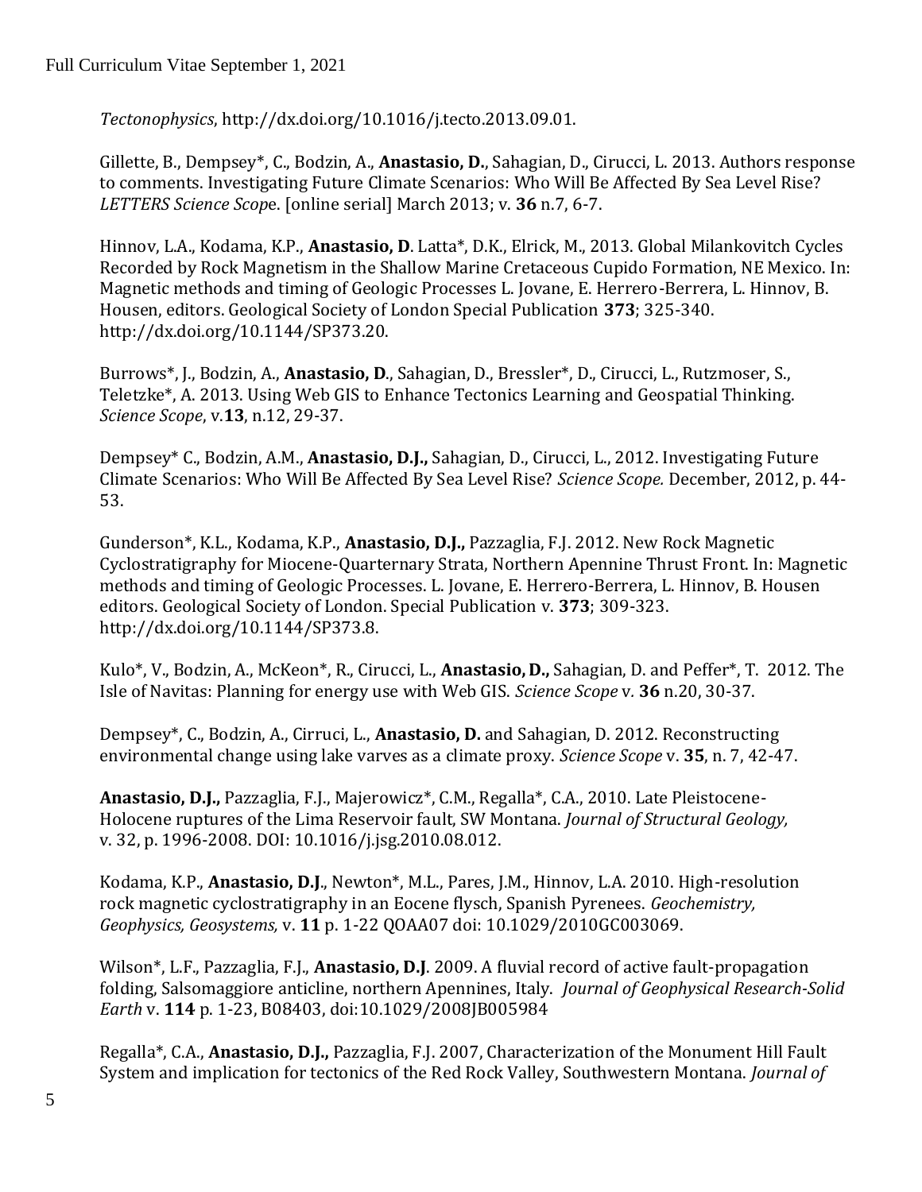*Tectonophysics*, http://dx.doi.org/10.1016/j.tecto.2013.09.01.

Gillette, B., Dempsey*, C., Bodzin, A., **Anastasio, D.**, Sahagian, D., Cirucci, L. 2013. Authors response to comments. Investigating Future Climate Scenarios: Who Will Be Affected By Sea Level Rise? *LETTERS Science Scop*e. [online serial] March 2013; v. **36** n.7, 6-7.

Hinnov, L.A., Kodama, K.P., **Anastasio, D**. Latta*, D.K., Elrick, M., 2013. Global Milankovitch Cycles Recorded by Rock Magnetism in the Shallow Marine Cretaceous Cupido Formation, NE Mexico. In: Magnetic methods and timing of Geologic Processes L. Jovane, E. Herrero-Berrera, L. Hinnov, B. Housen, editors. Geological Society of London Special Publication **373**; 325-340. http://dx.doi.org/10.1144/SP373.20.

Burrows*, J., Bodzin, A., **Anastasio, D**., Sahagian, D., Bressler*, D., Cirucci, L., Rutzmoser, S., Teletzke*, A. 2013. Using Web GIS to Enhance Tectonics Learning and Geospatial Thinking. *Science Scope*, v.**13**, n.12, 29-37.

Dempsey* C., Bodzin, A.M., **Anastasio, D.J.,** Sahagian, D., Cirucci, L., 2012. Investigating Future Climate Scenarios: Who Will Be Affected By Sea Level Rise? *Science Scope.* December, 2012, p. 44-53.

Gunderson*, K.L., Kodama, K.P., **Anastasio, D.J.,** Pazzaglia, F.J. 2012. New Rock Magnetic Cyclostratigraphy for Miocene-Quarternary Strata, Northern Apennine Thrust Front. In: Magnetic methods and timing of Geologic Processes. L. Jovane, E. Herrero-Berrera, L. Hinnov, B. Housen editors. Geological Society of London. Special Publication v. **373**; 309-323. http://dx.doi.org/10.1144/SP373.8.

Kulo*, V., Bodzin, A., McKeon*, R., Cirucci, L., **Anastasio, D.,** Sahagian, D. and Peffer*, T. 2012. The Isle of Navitas: Planning for energy use with Web GIS. *Science Scope* v. **36** n.20, 30-37.

Dempsey*, C., Bodzin, A., Cirruci, L., **Anastasio, D.** and Sahagian, D. 2012. Reconstructing environmental change using lake varves as a climate proxy. *Science Scope* v. **35**, n. 7, 42-47.

**Anastasio, D.J.,** Pazzaglia, F.J., Majerowicz*, C.M., Regalla*, C.A., 2010. Late Pleistocene-Holocene ruptures of the Lima Reservoir fault, SW Montana. *Journal of Structural Geology,* v. 32, p. 1996-2008. DOI: 10.1016/j.jsg.2010.08.012.

Kodama, K.P., **Anastasio, D.J**., Newton*, M.L., Pares, J.M., Hinnov, L.A. 2010. High-resolution rock magnetic cyclostratigraphy in an Eocene flysch, Spanish Pyrenees. *Geochemistry, Geophysics, Geosystems,* v. **11** p. 1-22 QOAA07 doi: 10.1029/2010GC003069.

Wilson*, L.F., Pazzaglia, F.J., **Anastasio, D.J**. 2009. A fluvial record of active fault-propagation folding, Salsomaggiore anticline, northern Apennines, Italy. *Journal of Geophysical Research-Solid Earth* v. **114** p. 1-23, B08403, doi:10.1029/2008JB005984

Regalla*, C.A., **Anastasio, D.J.,** Pazzaglia, F.J. 2007, Characterization of the Monument Hill Fault System and implication for tectonics of the Red Rock Valley, Southwestern Montana. *Journal of*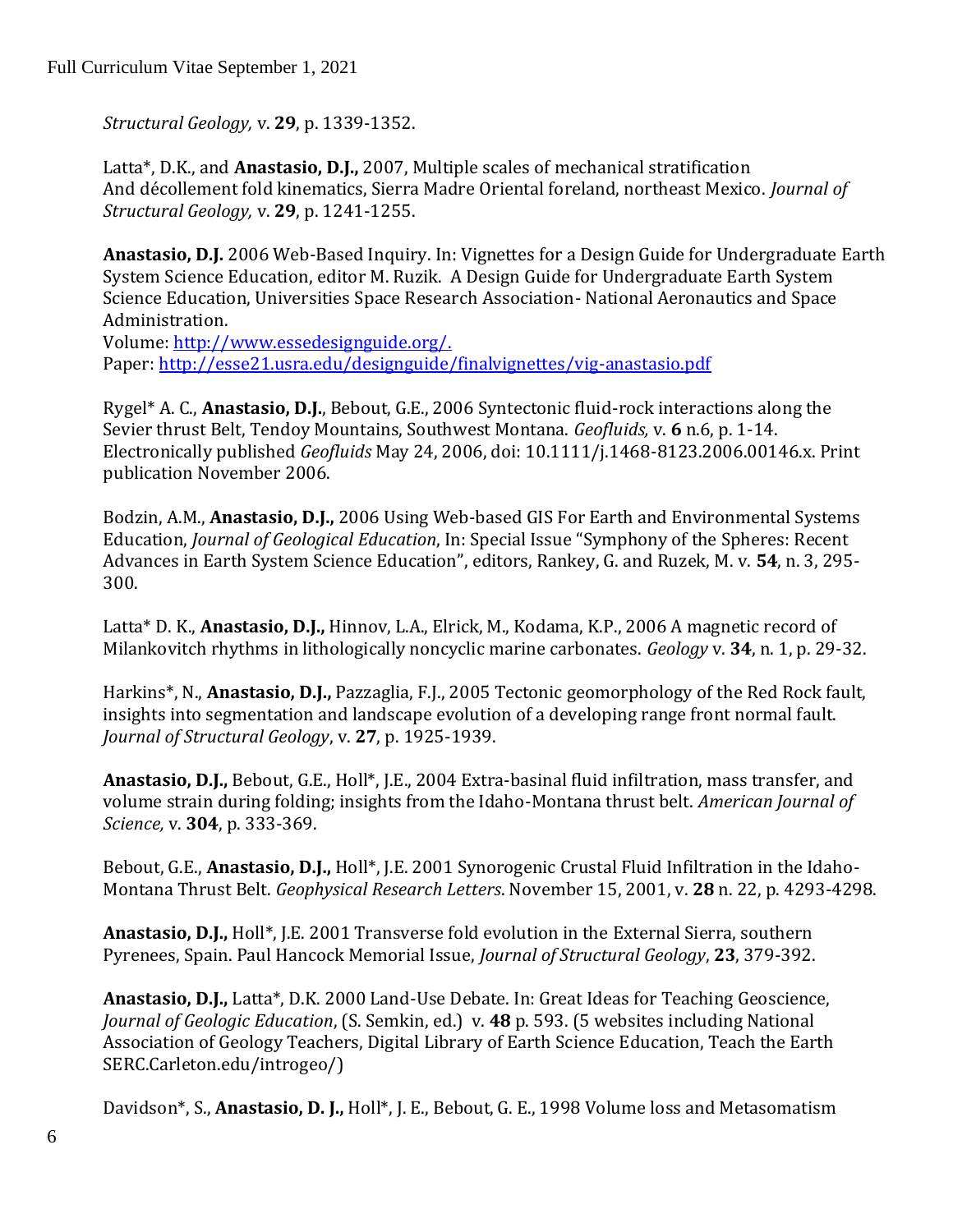*Structural Geology,* v. **29**, p. 1339-1352.

Latta*, D.K., and **Anastasio, D.J.,** 2007, Multiple scales of mechanical stratification And décollement fold kinematics, Sierra Madre Oriental foreland, northeast Mexico. *Journal of Structural Geology,* v. **29**, p. 1241-1255.

**Anastasio, D.J.** 2006 Web-Based Inquiry. In: Vignettes for a Design Guide for Undergraduate Earth System Science Education, editor M. Ruzik. A Design Guide for Undergraduate Earth System Science Education, Universities Space Research Association- National Aeronautics and Space Administration.
Volume: [http://www.essedesignguide.org/.](http://www.essedesignguide.org/)
Paper: [http://esse21.usra.edu/designguide/finalvignettes/vig-anastasio.pdf](http://esse21.usra.edu/designguide/finalvignettes/vig-anastasio.pdf)

Rygel* A. C., **Anastasio, D.J.**, Bebout, G.E., 2006 Syntectonic fluid-rock interactions along the Sevier thrust Belt, Tendoy Mountains, Southwest Montana. *Geofluids,* v. **6** n.6, p. 1-14. Electronically published *Geofluids* May 24, 2006, doi: 10.1111/j.1468-8123.2006.00146.x. Print publication November 2006.

Bodzin, A.M., **Anastasio, D.J.,** 2006 Using Web-based GIS For Earth and Environmental Systems Education, *Journal of Geological Education*, In: Special Issue "Symphony of the Spheres: Recent Advances in Earth System Science Education", editors, Rankey, G. and Ruzek, M. v. **54**, n. 3, 295-300.

Latta* D. K., **Anastasio, D.J.,** Hinnov, L.A., Elrick, M., Kodama, K.P., 2006 A magnetic record of Milankovitch rhythms in lithologically noncyclic marine carbonates. *Geology* v. **34**, n. 1, p. 29-32.

Harkins*, N., **Anastasio, D.J.,** Pazzaglia, F.J., 2005 Tectonic geomorphology of the Red Rock fault, insights into segmentation and landscape evolution of a developing range front normal fault. *Journal of Structural Geology*, v. **27**, p. 1925-1939.

**Anastasio, D.J.,** Bebout, G.E., Holl*, J.E., 2004 Extra-basinal fluid infiltration, mass transfer, and volume strain during folding; insights from the Idaho-Montana thrust belt. *American Journal of Science,* v. **304**, p. 333-369.

Bebout, G.E., **Anastasio, D.J.,** Holl*, J.E. 2001 Synorogenic Crustal Fluid Infiltration in the Idaho-Montana Thrust Belt. *Geophysical Research Letters.* November 15, 2001, v. **28** n. 22, p. 4293-4298.

**Anastasio, D.J.,** Holl*, J.E. 2001 Transverse fold evolution in the External Sierra, southern Pyrenees, Spain. Paul Hancock Memorial Issue, *Journal of Structural Geology*, **23**, 379-392.

**Anastasio, D.J.,** Latta*, D.K. 2000 Land-Use Debate. In: Great Ideas for Teaching Geoscience, *Journal of Geologic Education*, (S. Semkin, ed.) v. **48** p. 593. (5 websites including National Association of Geology Teachers, Digital Library of Earth Science Education, Teach the Earth SERC.Carleton.edu/introgeo/)

Davidson*, S., **Anastasio, D. J.,** Holl*, J. E., Bebout, G. E., 1998 Volume loss and Metasomatism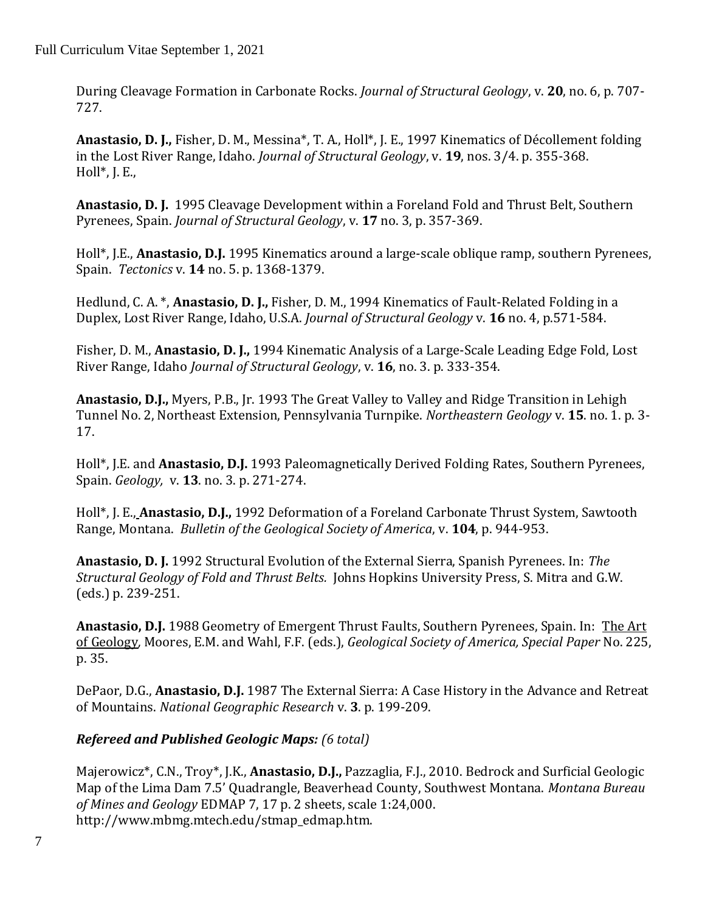During Cleavage Formation in Carbonate Rocks. *Journal of Structural Geology*, v. **20**, no. 6, p. 707-727.

**Anastasio, D. J.,** Fisher, D. M., Messina*, T. A., Holl*, J. E., 1997 Kinematics of Décollement folding in the Lost River Range, Idaho. *Journal of Structural Geology*, v. **19**, nos. 3/4. p. 355-368. Holl*, J. E.,

**Anastasio, D. J.** 1995 Cleavage Development within a Foreland Fold and Thrust Belt, Southern Pyrenees, Spain. *Journal of Structural Geology*, v. **17** no. 3, p. 357-369.

Holl*, J.E., **Anastasio, D.J.** 1995 Kinematics around a large-scale oblique ramp, southern Pyrenees, Spain. *Tectonics* v. **14** no. 5. p. 1368-1379.

Hedlund, C. A. *, **Anastasio, D. J.,** Fisher, D. M., 1994 Kinematics of Fault-Related Folding in a Duplex, Lost River Range, Idaho, U.S.A. *Journal of Structural Geology* v. **16** no. 4, p.571-584.

Fisher, D. M., **Anastasio, D. J.,** 1994 Kinematic Analysis of a Large-Scale Leading Edge Fold, Lost River Range, Idaho *Journal of Structural Geology*, v. **16**, no. 3. p. 333-354.

**Anastasio, D.J.,** Myers, P.B., Jr. 1993 The Great Valley to Valley and Ridge Transition in Lehigh Tunnel No. 2, Northeast Extension, Pennsylvania Turnpike. *Northeastern Geology* v. **15**. no. 1. p. 3-17.

Holl*, J.E. and **Anastasio, D.J.** 1993 Paleomagnetically Derived Folding Rates, Southern Pyrenees, Spain. *Geology,* v. **13**. no. 3. p. 271-274.

Holl*, J. E., **Anastasio, D.J.,** 1992 Deformation of a Foreland Carbonate Thrust System, Sawtooth Range, Montana. *Bulletin of the Geological Society of America*, v. **104**, p. 944-953.

**Anastasio, D. J.** 1992 Structural Evolution of the External Sierra, Spanish Pyrenees. In: *The Structural Geology of Fold and Thrust Belts.* Johns Hopkins University Press, S. Mitra and G.W. (eds.) p. 239-251.

**Anastasio, D.J.** 1988 Geometry of Emergent Thrust Faults, Southern Pyrenees, Spain. In: The Art of Geology, Moores, E.M. and Wahl, F.F. (eds.), *Geological Society of America, Special Paper* No. 225, p. 35.

DePaor, D.G., **Anastasio, D.J.** 1987 The External Sierra: A Case History in the Advance and Retreat of Mountains. *National Geographic Research* v. **3**. p. 199-209.

***Refereed and Published Geologic Maps:*** *(6 total)*

Majerowicz*, C.N., Troy*, J.K., **Anastasio, D.J.,** Pazzaglia, F.J., 2010. Bedrock and Surficial Geologic Map of the Lima Dam 7.5' Quadrangle, Beaverhead County, Southwest Montana. *Montana Bureau of Mines and Geology* EDMAP 7, 17 p. 2 sheets, scale 1:24,000. http://www.mbmg.mtech.edu/stmap_edmap.htm.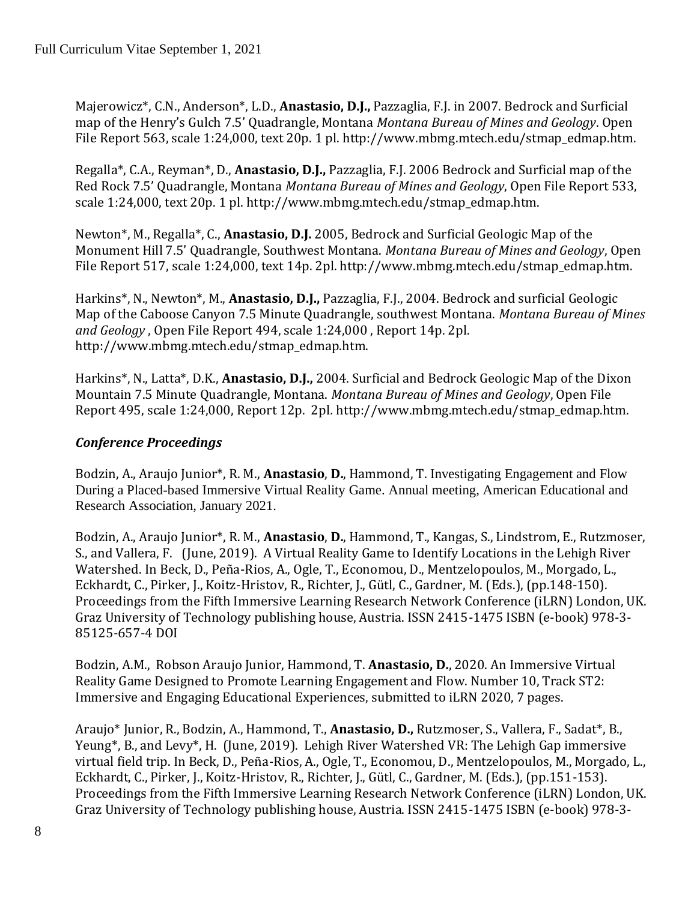Majerowicz*, C.N., Anderson*, L.D., **Anastasio, D.J.,** Pazzaglia, F.J. in 2007. Bedrock and Surficial map of the Henry's Gulch 7.5' Quadrangle, Montana *Montana Bureau of Mines and Geology*. Open File Report 563, scale 1:24,000, text 20p. 1 pl. http://www.mbmg.mtech.edu/stmap_edmap.htm.

Regalla*, C.A., Reyman*, D., **Anastasio, D.J.,** Pazzaglia, F.J. 2006 Bedrock and Surficial map of the Red Rock 7.5' Quadrangle, Montana *Montana Bureau of Mines and Geology*, Open File Report 533, scale 1:24,000, text 20p. 1 pl. http://www.mbmg.mtech.edu/stmap_edmap.htm.

Newton*, M., Regalla*, C., **Anastasio, D.J.** 2005, Bedrock and Surficial Geologic Map of the Monument Hill 7.5' Quadrangle, Southwest Montana. *Montana Bureau of Mines and Geology*, Open File Report 517, scale 1:24,000, text 14p. 2pl. http://www.mbmg.mtech.edu/stmap_edmap.htm.

Harkins*, N., Newton*, M., **Anastasio, D.J.,** Pazzaglia, F.J., 2004. Bedrock and surficial Geologic Map of the Caboose Canyon 7.5 Minute Quadrangle, southwest Montana. *Montana Bureau of Mines and Geology* , Open File Report 494, scale 1:24,000 , Report 14p. 2pl. http://www.mbmg.mtech.edu/stmap_edmap.htm.

Harkins*, N., Latta*, D.K., **Anastasio, D.J.,** 2004. Surficial and Bedrock Geologic Map of the Dixon Mountain 7.5 Minute Quadrangle, Montana. *Montana Bureau of Mines and Geology*, Open File Report 495, scale 1:24,000, Report 12p. 2pl. http://www.mbmg.mtech.edu/stmap_edmap.htm.

### *Conference Proceedings*

Bodzin, A., Araujo Junior*, R. M., **Anastasio**, **D.**, Hammond, T. Investigating Engagement and Flow During a Placed-based Immersive Virtual Reality Game. Annual meeting, American Educational and Research Association, January 2021.

Bodzin, A., Araujo Junior*, R. M., **Anastasio**, **D.**, Hammond, T., Kangas, S., Lindstrom, E., Rutzmoser, S., and Vallera, F. (June, 2019). A Virtual Reality Game to Identify Locations in the Lehigh River Watershed. In Beck, D., Peña-Rios, A., Ogle, T., Economou, D., Mentzelopoulos, M., Morgado, L., Eckhardt, C., Pirker, J., Koitz-Hristov, R., Richter, J., Gütl, C., Gardner, M. (Eds.), (pp.148-150). Proceedings from the Fifth Immersive Learning Research Network Conference (iLRN) London, UK. Graz University of Technology publishing house, Austria. ISSN 2415-1475 ISBN (e-book) 978-3-85125-657-4 DOI

Bodzin, A.M., Robson Araujo Junior, Hammond, T. **Anastasio, D.**, 2020. An Immersive Virtual Reality Game Designed to Promote Learning Engagement and Flow. Number 10, Track ST2: Immersive and Engaging Educational Experiences, submitted to iLRN 2020, 7 pages.

Araujo* Junior, R., Bodzin, A., Hammond, T., **Anastasio, D.,** Rutzmoser, S., Vallera, F., Sadat*, B., Yeung*, B., and Levy*, H. (June, 2019). Lehigh River Watershed VR: The Lehigh Gap immersive virtual field trip. In Beck, D., Peña-Rios, A., Ogle, T., Economou, D., Mentzelopoulos, M., Morgado, L., Eckhardt, C., Pirker, J., Koitz-Hristov, R., Richter, J., Gütl, C., Gardner, M. (Eds.), (pp.151-153). Proceedings from the Fifth Immersive Learning Research Network Conference (iLRN) London, UK. Graz University of Technology publishing house, Austria. ISSN 2415-1475 ISBN (e-book) 978-3-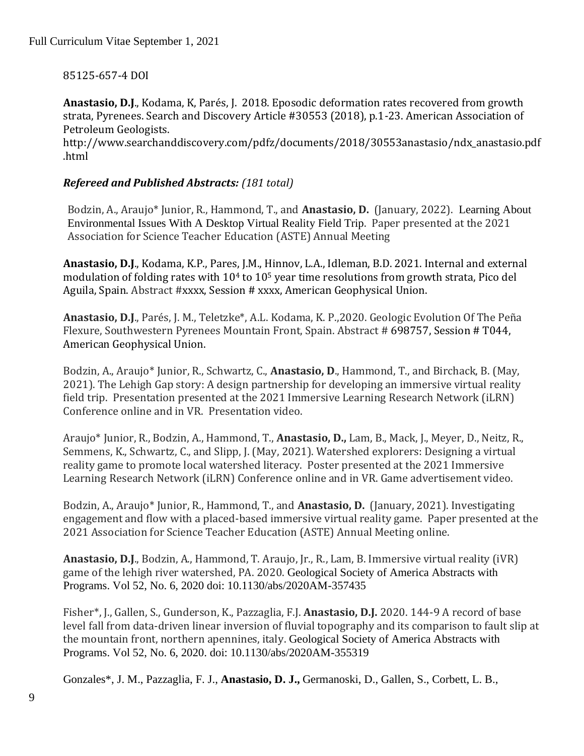85125-657-4 DOI

**Anastasio, D.J**., Kodama, K, Parés, J. 2018. Eposodic deformation rates recovered from growth strata, Pyrenees. Search and Discovery Article #30553 (2018), p.1-23. American Association of Petroleum Geologists.
http://www.searchanddiscovery.com/pdfz/documents/2018/30553anastasio/ndx_anastasio.pdf.html

***Refereed and Published Abstracts:*** *(181 total)*

Bodzin, A., Araujo* Junior, R., Hammond, T., and **Anastasio, D.** (January, 2022). Learning About Environmental Issues With A Desktop Virtual Reality Field Trip. Paper presented at the 2021 Association for Science Teacher Education (ASTE) Annual Meeting

**Anastasio, D.J**., Kodama, K.P., Pares, J.M., Hinnov, L.A., Idleman, B.D. 2021. Internal and external modulation of folding rates with $10^4$ to $10^5$ year time resolutions from growth strata, Pico del Aguila, Spain. Abstract #xxxx, Session # xxxx, American Geophysical Union.

**Anastasio, D.J**., Parés, J. M., Teletzke*, A.L. Kodama, K. P.,2020. Geologic Evolution Of The Peña Flexure, Southwestern Pyrenees Mountain Front, Spain. Abstract # 698757, Session # T044, American Geophysical Union.

Bodzin, A., Araujo* Junior, R., Schwartz, C., **Anastasio, D**., Hammond, T., and Birchack, B. (May, 2021). The Lehigh Gap story: A design partnership for developing an immersive virtual reality field trip. Presentation presented at the 2021 Immersive Learning Research Network (iLRN) Conference online and in VR. Presentation video.

Araujo* Junior, R., Bodzin, A., Hammond, T., **Anastasio, D.,** Lam, B., Mack, J., Meyer, D., Neitz, R., Semmens, K., Schwartz, C., and Slipp, J. (May, 2021). Watershed explorers: Designing a virtual reality game to promote local watershed literacy. Poster presented at the 2021 Immersive Learning Research Network (iLRN) Conference online and in VR. Game advertisement video.

Bodzin, A., Araujo* Junior, R., Hammond, T., and **Anastasio, D.** (January, 2021). Investigating engagement and flow with a placed-based immersive virtual reality game. Paper presented at the 2021 Association for Science Teacher Education (ASTE) Annual Meeting online.

**Anastasio, D.J**., Bodzin, A., Hammond, T. Araujo, Jr., R., Lam, B. Immersive virtual reality (iVR) game of the lehigh river watershed, PA. 2020. Geological Society of America Abstracts with Programs. Vol 52, No. 6, 2020 doi: 10.1130/abs/2020AM-357435

Fisher*, J., Gallen, S., Gunderson, K., Pazzaglia, F.J. **Anastasio, D.J.** 2020. 144-9 A record of base level fall from data-driven linear inversion of fluvial topography and its comparison to fault slip at the mountain front, northern apennines, italy. Geological Society of America Abstracts with Programs. Vol 52, No. 6, 2020. doi: 10.1130/abs/2020AM-355319

Gonzales*, J. M., Pazzaglia, F. J., **Anastasio, D. J.,** Germanoski, D., Gallen, S., Corbett, L. B.,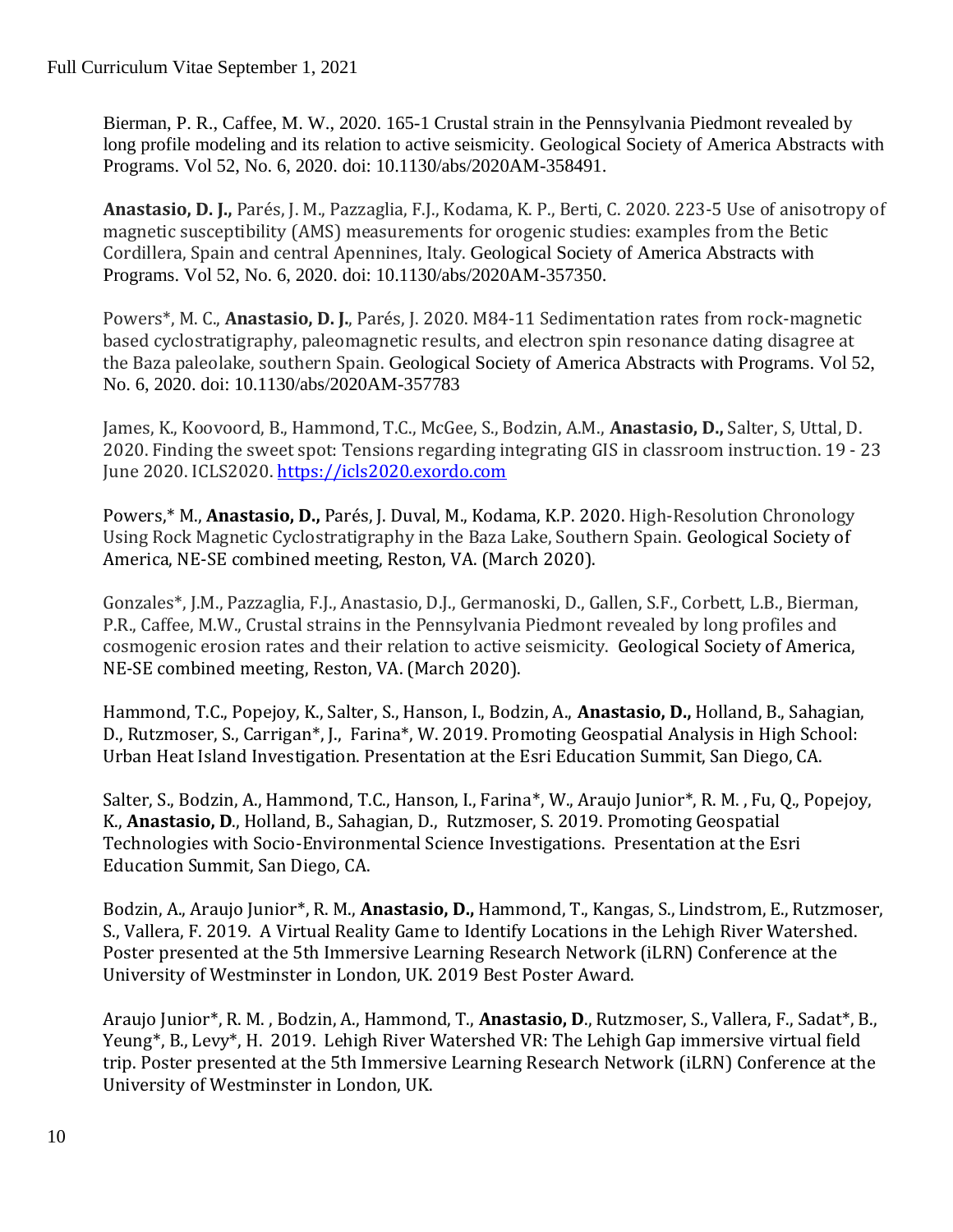Bierman, P. R., Caffee, M. W., 2020. 165-1 Crustal strain in the Pennsylvania Piedmont revealed by long profile modeling and its relation to active seismicity. Geological Society of America Abstracts with Programs. Vol 52, No. 6, 2020. doi: 10.1130/abs/2020AM-358491.

**Anastasio, D. J.,** Parés, J. M., Pazzaglia, F.J., Kodama, K. P., Berti, C. 2020. 223-5 Use of anisotropy of magnetic susceptibility (AMS) measurements for orogenic studies: examples from the Betic Cordillera, Spain and central Apennines, Italy. Geological Society of America Abstracts with Programs. Vol 52, No. 6, 2020. doi: 10.1130/abs/2020AM-357350.

Powers*, M. C., **Anastasio, D. J.**, Parés, J. 2020. M84-11 Sedimentation rates from rock-magnetic based cyclostratigraphy, paleomagnetic results, and electron spin resonance dating disagree at the Baza paleolake, southern Spain. Geological Society of America Abstracts with Programs. Vol 52, No. 6, 2020. doi: 10.1130/abs/2020AM-357783

James, K., Koovoord, B., Hammond, T.C., McGee, S., Bodzin, A.M., **Anastasio, D.,** Salter, S, Uttal, D. 2020. Finding the sweet spot: Tensions regarding integrating GIS in classroom instruction. 19 - 23 June 2020. ICLS2020. https://icls2020.exordo.com

Powers,* M., **Anastasio, D.,** Parés, J. Duval, M., Kodama, K.P. 2020. High-Resolution Chronology Using Rock Magnetic Cyclostratigraphy in the Baza Lake, Southern Spain. Geological Society of America, NE-SE combined meeting, Reston, VA. (March 2020).

Gonzales*, J.M., Pazzaglia, F.J., Anastasio, D.J., Germanoski, D., Gallen, S.F., Corbett, L.B., Bierman, P.R., Caffee, M.W., Crustal strains in the Pennsylvania Piedmont revealed by long profiles and cosmogenic erosion rates and their relation to active seismicity. Geological Society of America, NE-SE combined meeting, Reston, VA. (March 2020).

Hammond, T.C., Popejoy, K., Salter, S., Hanson, I., Bodzin, A., **Anastasio, D.,** Holland, B., Sahagian, D., Rutzmoser, S., Carrigan*, J., Farina*, W. 2019. Promoting Geospatial Analysis in High School: Urban Heat Island Investigation. Presentation at the Esri Education Summit, San Diego, CA.

Salter, S., Bodzin, A., Hammond, T.C., Hanson, I., Farina*, W., Araujo Junior*, R. M. , Fu, Q., Popejoy, K., **Anastasio, D**., Holland, B., Sahagian, D., Rutzmoser, S. 2019. Promoting Geospatial Technologies with Socio-Environmental Science Investigations. Presentation at the Esri Education Summit, San Diego, CA.

Bodzin, A., Araujo Junior*, R. M., **Anastasio, D.,** Hammond, T., Kangas, S., Lindstrom, E., Rutzmoser, S., Vallera, F. 2019. A Virtual Reality Game to Identify Locations in the Lehigh River Watershed. Poster presented at the 5th Immersive Learning Research Network (iLRN) Conference at the University of Westminster in London, UK. 2019 Best Poster Award.

Araujo Junior*, R. M. , Bodzin, A., Hammond, T., **Anastasio, D**., Rutzmoser, S., Vallera, F., Sadat*, B., Yeung*, B., Levy*, H. 2019. Lehigh River Watershed VR: The Lehigh Gap immersive virtual field trip. Poster presented at the 5th Immersive Learning Research Network (iLRN) Conference at the University of Westminster in London, UK.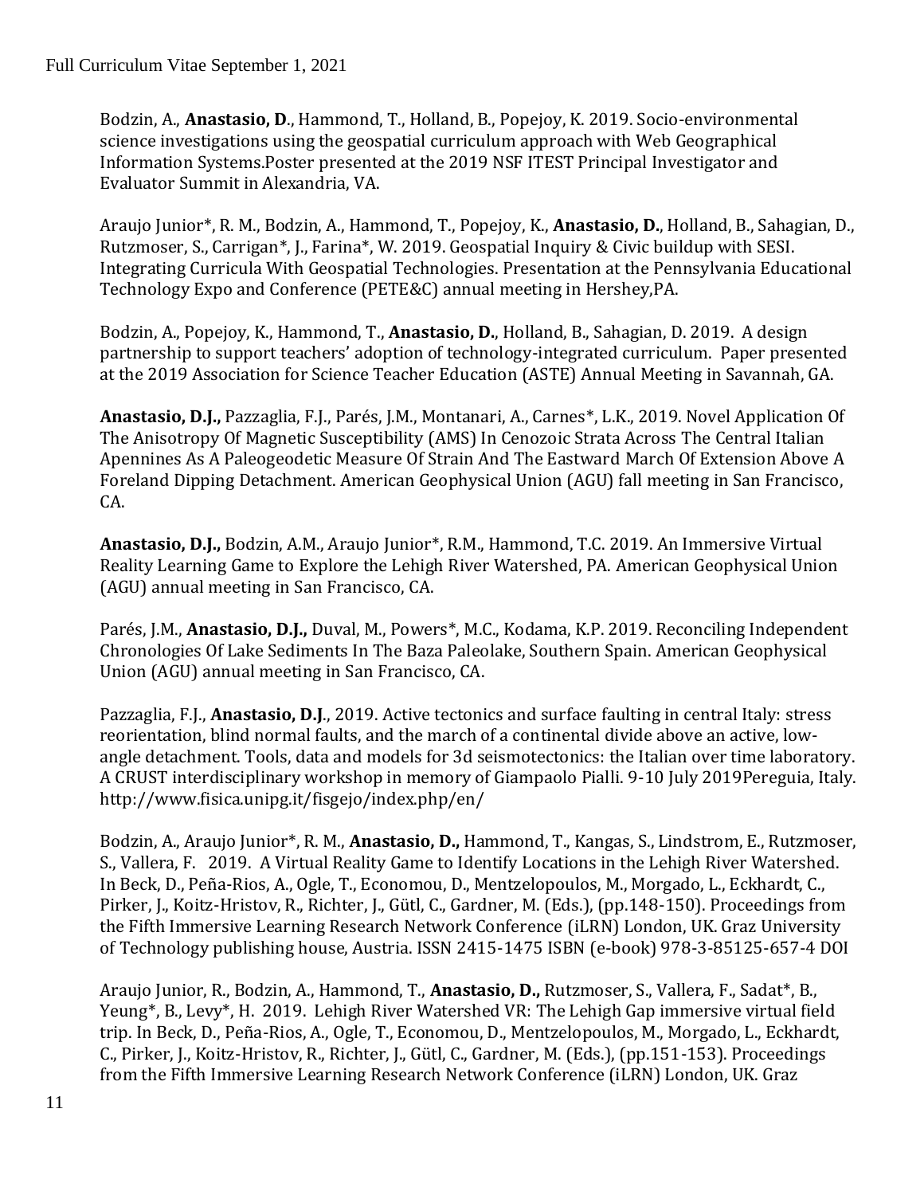Bodzin, A., **Anastasio, D**., Hammond, T., Holland, B., Popejoy, K. 2019. Socio-environmental science investigations using the geospatial curriculum approach with Web Geographical Information Systems.Poster presented at the 2019 NSF ITEST Principal Investigator and Evaluator Summit in Alexandria, VA.

Araujo Junior*, R. M., Bodzin, A., Hammond, T., Popejoy, K., **Anastasio, D.**, Holland, B., Sahagian, D., Rutzmoser, S., Carrigan*, J., Farina*, W. 2019. Geospatial Inquiry & Civic buildup with SESI. Integrating Curricula With Geospatial Technologies. Presentation at the Pennsylvania Educational Technology Expo and Conference (PETE&C) annual meeting in Hershey,PA.

Bodzin, A., Popejoy, K., Hammond, T., **Anastasio, D.**, Holland, B., Sahagian, D. 2019. A design partnership to support teachers' adoption of technology-integrated curriculum. Paper presented at the 2019 Association for Science Teacher Education (ASTE) Annual Meeting in Savannah, GA.

**Anastasio, D.J.,** Pazzaglia, F.J., Parés, J.M., Montanari, A., Carnes*, L.K., 2019. Novel Application Of The Anisotropy Of Magnetic Susceptibility (AMS) In Cenozoic Strata Across The Central Italian Apennines As A Paleogeodetic Measure Of Strain And The Eastward March Of Extension Above A Foreland Dipping Detachment. American Geophysical Union (AGU) fall meeting in San Francisco, CA.

**Anastasio, D.J.,** Bodzin, A.M., Araujo Junior*, R.M., Hammond, T.C. 2019. An Immersive Virtual Reality Learning Game to Explore the Lehigh River Watershed, PA. American Geophysical Union (AGU) annual meeting in San Francisco, CA.

Parés, J.M., **Anastasio, D.J.,** Duval, M., Powers*, M.C., Kodama, K.P. 2019. Reconciling Independent Chronologies Of Lake Sediments In The Baza Paleolake, Southern Spain. American Geophysical Union (AGU) annual meeting in San Francisco, CA.

Pazzaglia, F.J., **Anastasio, D.J**., 2019. Active tectonics and surface faulting in central Italy: stress reorientation, blind normal faults, and the march of a continental divide above an active, low-angle detachment. Tools, data and models for 3d seismotectonics: the Italian over time laboratory. A CRUST interdisciplinary workshop in memory of Giampaolo Pialli. 9-10 July 2019Pereguia, Italy. http://www.fisica.unipg.it/fisgejo/index.php/en/

Bodzin, A., Araujo Junior*, R. M., **Anastasio, D.,** Hammond, T., Kangas, S., Lindstrom, E., Rutzmoser, S., Vallera, F. 2019. A Virtual Reality Game to Identify Locations in the Lehigh River Watershed. In Beck, D., Peña-Rios, A., Ogle, T., Economou, D., Mentzelopoulos, M., Morgado, L., Eckhardt, C., Pirker, J., Koitz-Hristov, R., Richter, J., Gütl, C., Gardner, M. (Eds.), (pp.148-150). Proceedings from the Fifth Immersive Learning Research Network Conference (iLRN) London, UK. Graz University of Technology publishing house, Austria. ISSN 2415-1475 ISBN (e-book) 978-3-85125-657-4 DOI

Araujo Junior, R., Bodzin, A., Hammond, T., **Anastasio, D.,** Rutzmoser, S., Vallera, F., Sadat*, B., Yeung*, B., Levy*, H. 2019. Lehigh River Watershed VR: The Lehigh Gap immersive virtual field trip. In Beck, D., Peña-Rios, A., Ogle, T., Economou, D., Mentzelopoulos, M., Morgado, L., Eckhardt, C., Pirker, J., Koitz-Hristov, R., Richter, J., Gütl, C., Gardner, M. (Eds.), (pp.151-153). Proceedings from the Fifth Immersive Learning Research Network Conference (iLRN) London, UK. Graz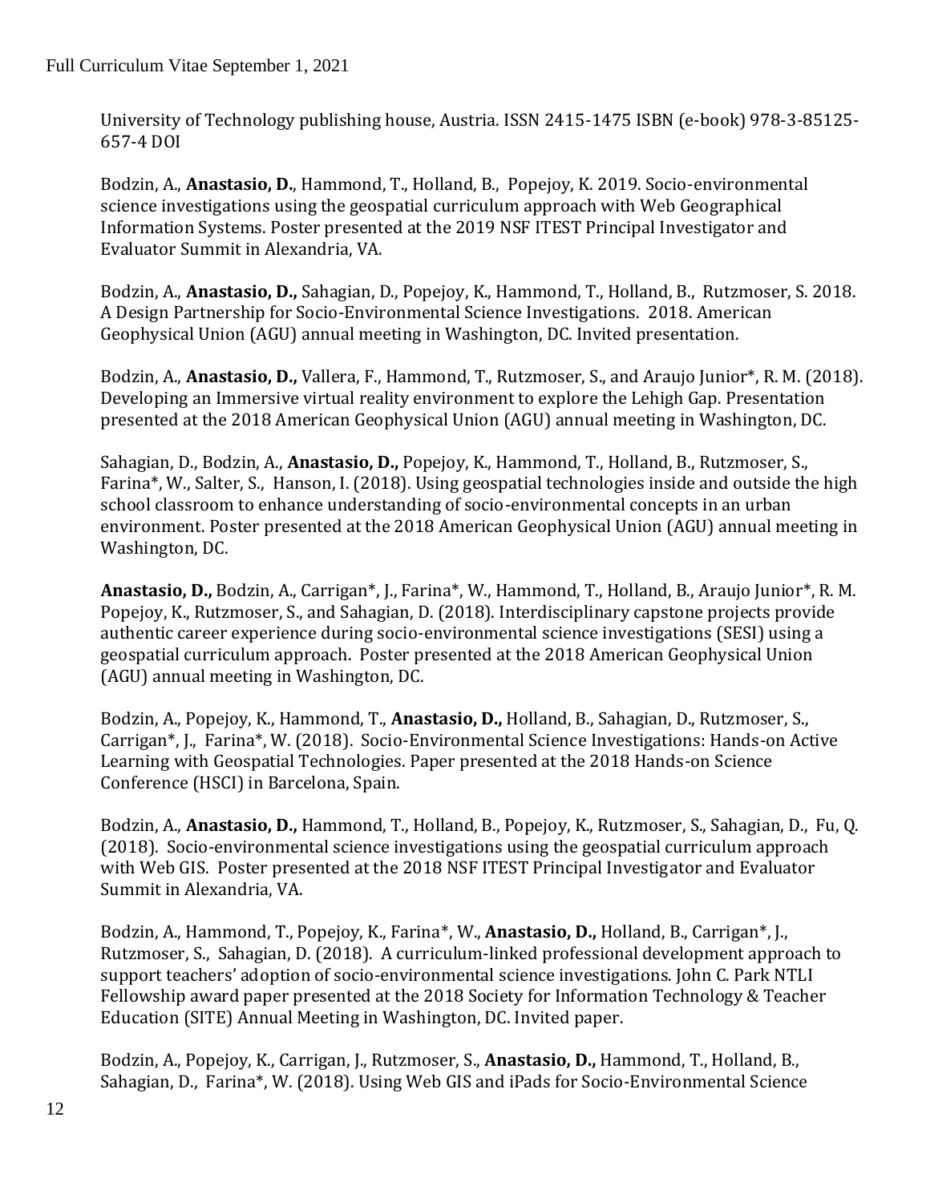University of Technology publishing house, Austria. ISSN 2415-1475 ISBN (e-book) 978-3-85125-657-4 DOI

Bodzin, A., **Anastasio, D.**, Hammond, T., Holland, B., Popejoy, K. 2019. Socio-environmental science investigations using the geospatial curriculum approach with Web Geographical Information Systems. Poster presented at the 2019 NSF ITEST Principal Investigator and Evaluator Summit in Alexandria, VA.

Bodzin, A., **Anastasio, D.,** Sahagian, D., Popejoy, K., Hammond, T., Holland, B., Rutzmoser, S. 2018. A Design Partnership for Socio-Environmental Science Investigations. 2018. American Geophysical Union (AGU) annual meeting in Washington, DC. Invited presentation.

Bodzin, A., **Anastasio, D.,** Vallera, F., Hammond, T., Rutzmoser, S., and Araujo Junior*, R. M. (2018). Developing an Immersive virtual reality environment to explore the Lehigh Gap. Presentation presented at the 2018 American Geophysical Union (AGU) annual meeting in Washington, DC.

Sahagian, D., Bodzin, A., **Anastasio, D.,** Popejoy, K., Hammond, T., Holland, B., Rutzmoser, S., Farina*, W., Salter, S., Hanson, I. (2018). Using geospatial technologies inside and outside the high school classroom to enhance understanding of socio-environmental concepts in an urban environment. Poster presented at the 2018 American Geophysical Union (AGU) annual meeting in Washington, DC.

**Anastasio, D.,** Bodzin, A., Carrigan*, J., Farina*, W., Hammond, T., Holland, B., Araujo Junior*, R. M. Popejoy, K., Rutzmoser, S., and Sahagian, D. (2018). Interdisciplinary capstone projects provide authentic career experience during socio-environmental science investigations (SESI) using a geospatial curriculum approach. Poster presented at the 2018 American Geophysical Union (AGU) annual meeting in Washington, DC.

Bodzin, A., Popejoy, K., Hammond, T., **Anastasio, D.,** Holland, B., Sahagian, D., Rutzmoser, S., Carrigan*, J., Farina*, W. (2018). Socio-Environmental Science Investigations: Hands-on Active Learning with Geospatial Technologies. Paper presented at the 2018 Hands-on Science Conference (HSCI) in Barcelona, Spain.

Bodzin, A., **Anastasio, D.,** Hammond, T., Holland, B., Popejoy, K., Rutzmoser, S., Sahagian, D., Fu, Q. (2018). Socio-environmental science investigations using the geospatial curriculum approach with Web GIS. Poster presented at the 2018 NSF ITEST Principal Investigator and Evaluator Summit in Alexandria, VA.

Bodzin, A., Hammond, T., Popejoy, K., Farina*, W., **Anastasio, D.,** Holland, B., Carrigan*, J., Rutzmoser, S., Sahagian, D. (2018). A curriculum-linked professional development approach to support teachers' adoption of socio-environmental science investigations. John C. Park NTLI Fellowship award paper presented at the 2018 Society for Information Technology & Teacher Education (SITE) Annual Meeting in Washington, DC. Invited paper.

Bodzin, A., Popejoy, K., Carrigan, J., Rutzmoser, S., **Anastasio, D.,** Hammond, T., Holland, B., Sahagian, D., Farina*, W. (2018). Using Web GIS and iPads for Socio-Environmental Science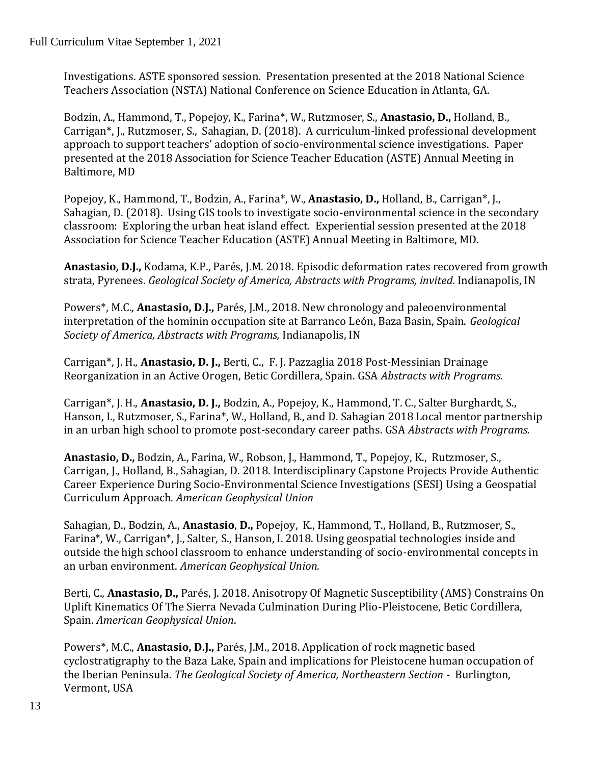Investigations. ASTE sponsored session. Presentation presented at the 2018 National Science Teachers Association (NSTA) National Conference on Science Education in Atlanta, GA.

Bodzin, A., Hammond, T., Popejoy, K., Farina*, W., Rutzmoser, S., **Anastasio, D.,** Holland, B., Carrigan*, J., Rutzmoser, S., Sahagian, D. (2018). A curriculum-linked professional development approach to support teachers' adoption of socio-environmental science investigations. Paper presented at the 2018 Association for Science Teacher Education (ASTE) Annual Meeting in Baltimore, MD

Popejoy, K., Hammond, T., Bodzin, A., Farina*, W., **Anastasio, D.,** Holland, B., Carrigan*, J., Sahagian, D. (2018). Using GIS tools to investigate socio-environmental science in the secondary classroom: Exploring the urban heat island effect. Experiential session presented at the 2018 Association for Science Teacher Education (ASTE) Annual Meeting in Baltimore, MD.

**Anastasio, D.J.,** Kodama, K.P., Parés, J.M. 2018. Episodic deformation rates recovered from growth strata, Pyrenees. *Geological Society of America, Abstracts with Programs, invited.* Indianapolis, IN

Powers*, M.C., **Anastasio, D.J.,** Parés, J.M., 2018. New chronology and paleoenvironmental interpretation of the hominin occupation site at Barranco León, Baza Basin, Spain. *Geological Society of America, Abstracts with Programs,* Indianapolis, IN

Carrigan*, J. H., **Anastasio, D. J.,** Berti, C., F. J. Pazzaglia 2018 Post-Messinian Drainage Reorganization in an Active Orogen, Betic Cordillera, Spain. GSA *Abstracts with Programs.*

Carrigan*, J. H., **Anastasio, D. J.,** Bodzin, A., Popejoy, K., Hammond, T. C., Salter Burghardt, S., Hanson, I., Rutzmoser, S., Farina*, W., Holland, B., and D. Sahagian 2018 Local mentor partnership in an urban high school to promote post-secondary career paths. GSA *Abstracts with Programs.*

**Anastasio, D.,** Bodzin, A., Farina, W., Robson, J., Hammond, T., Popejoy, K., Rutzmoser, S., Carrigan, J., Holland, B., Sahagian, D. 2018. Interdisciplinary Capstone Projects Provide Authentic Career Experience During Socio-Environmental Science Investigations (SESI) Using a Geospatial Curriculum Approach. *American Geophysical Union*

Sahagian, D., Bodzin, A., **Anastasio**, **D.,** Popejoy, K., Hammond, T., Holland, B., Rutzmoser, S., Farina*, W., Carrigan*, J., Salter, S., Hanson, I. 2018. Using geospatial technologies inside and outside the high school classroom to enhance understanding of socio-environmental concepts in an urban environment. *American Geophysical Union.*

Berti, C., **Anastasio, D.,** Parés, J. 2018. Anisotropy Of Magnetic Susceptibility (AMS) Constrains On Uplift Kinematics Of The Sierra Nevada Culmination During Plio-Pleistocene, Betic Cordillera, Spain. *American Geophysical Union*.

Powers*, M.C., **Anastasio, D.J.,** Parés, J.M., 2018. Application of rock magnetic based cyclostratigraphy to the Baza Lake, Spain and implications for Pleistocene human occupation of the Iberian Peninsula*. The Geological Society of America, Northeastern Section* - Burlington, Vermont, USA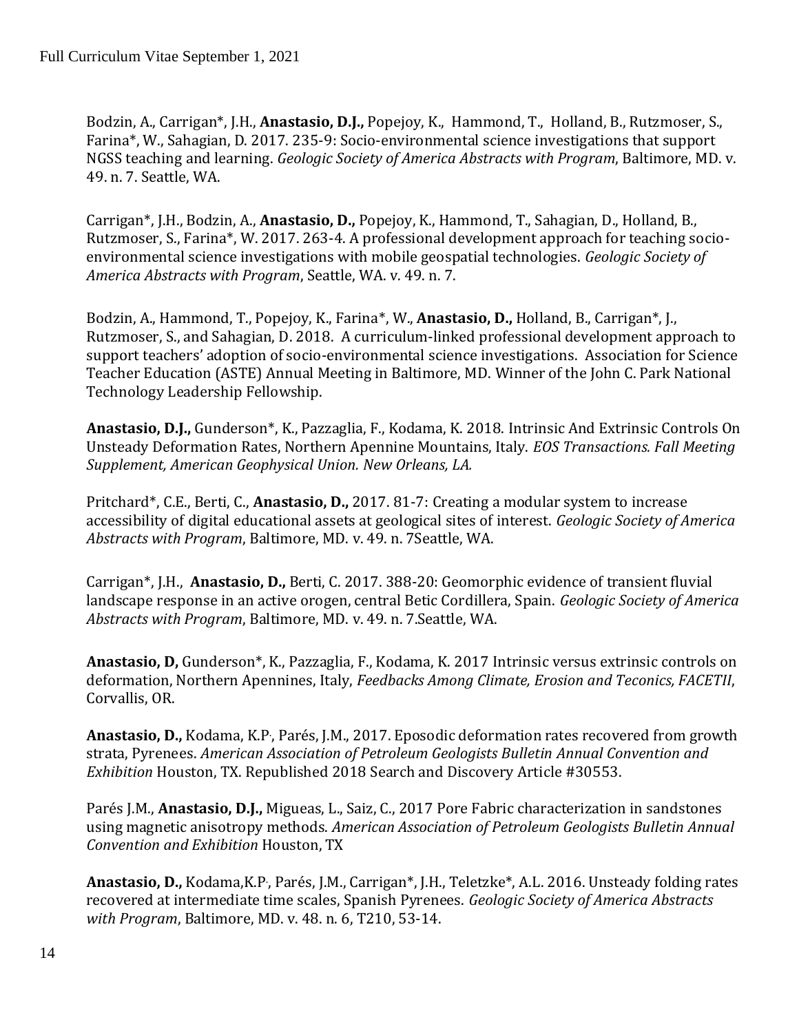Bodzin, A., Carrigan*, J.H., **Anastasio, D.J.,** Popejoy, K., Hammond, T., Holland, B., Rutzmoser, S., Farina*, W., Sahagian, D. 2017. 235-9: Socio-environmental science investigations that support NGSS teaching and learning. *Geologic Society of America Abstracts with Program*, Baltimore, MD. v. 49. n. 7. Seattle, WA.

Carrigan*, J.H., Bodzin, A., **Anastasio, D.,** Popejoy, K., Hammond, T., Sahagian, D., Holland, B., Rutzmoser, S., Farina*, W. 2017. 263-4. A professional development approach for teaching socio-environmental science investigations with mobile geospatial technologies. *Geologic Society of America Abstracts with Program*, Seattle, WA. v. 49. n. 7.

Bodzin, A., Hammond, T., Popejoy, K., Farina*, W., **Anastasio, D.,** Holland, B., Carrigan*, J., Rutzmoser, S., and Sahagian, D. 2018. A curriculum-linked professional development approach to support teachers' adoption of socio-environmental science investigations. Association for Science Teacher Education (ASTE) Annual Meeting in Baltimore, MD. Winner of the John C. Park National Technology Leadership Fellowship.

**Anastasio, D.J.,** Gunderson*, K., Pazzaglia, F., Kodama, K. 2018. Intrinsic And Extrinsic Controls On Unsteady Deformation Rates, Northern Apennine Mountains, Italy. *EOS Transactions. Fall Meeting Supplement, American Geophysical Union. New Orleans, LA.*

Pritchard*, C.E., Berti, C., **Anastasio, D.,** 2017. 81-7: Creating a modular system to increase accessibility of digital educational assets at geological sites of interest. *Geologic Society of America Abstracts with Program*, Baltimore, MD. v. 49. n. 7Seattle, WA.

Carrigan*, J.H., **Anastasio, D.,** Berti, C. 2017. 388-20: Geomorphic evidence of transient fluvial landscape response in an active orogen, central Betic Cordillera, Spain. *Geologic Society of America Abstracts with Program*, Baltimore, MD. v. 49. n. 7.Seattle, WA.

**Anastasio, D,** Gunderson*, K., Pazzaglia, F., Kodama, K. 2017 Intrinsic versus extrinsic controls on deformation, Northern Apennines, Italy, *Feedbacks Among Climate, Erosion and Teconics, FACETII*, Corvallis, OR.

**Anastasio, D.,** Kodama, K.P., Parés, J.M., 2017. Eposodic deformation rates recovered from growth strata, Pyrenees. *American Association of Petroleum Geologists Bulletin Annual Convention and Exhibition* Houston, TX. Republished 2018 Search and Discovery Article #30553.

Parés J.M., **Anastasio, D.J.,** Migueas, L., Saiz, C., 2017 Pore Fabric characterization in sandstones using magnetic anisotropy methods. *American Association of Petroleum Geologists Bulletin Annual Convention and Exhibition* Houston, TX

**Anastasio, D.,** Kodama,K.P., Parés, J.M., Carrigan*, J.H., Teletzke*, A.L. 2016. Unsteady folding rates recovered at intermediate time scales, Spanish Pyrenees. *Geologic Society of America Abstracts with Program*, Baltimore, MD. v. 48. n. 6, T210, 53-14.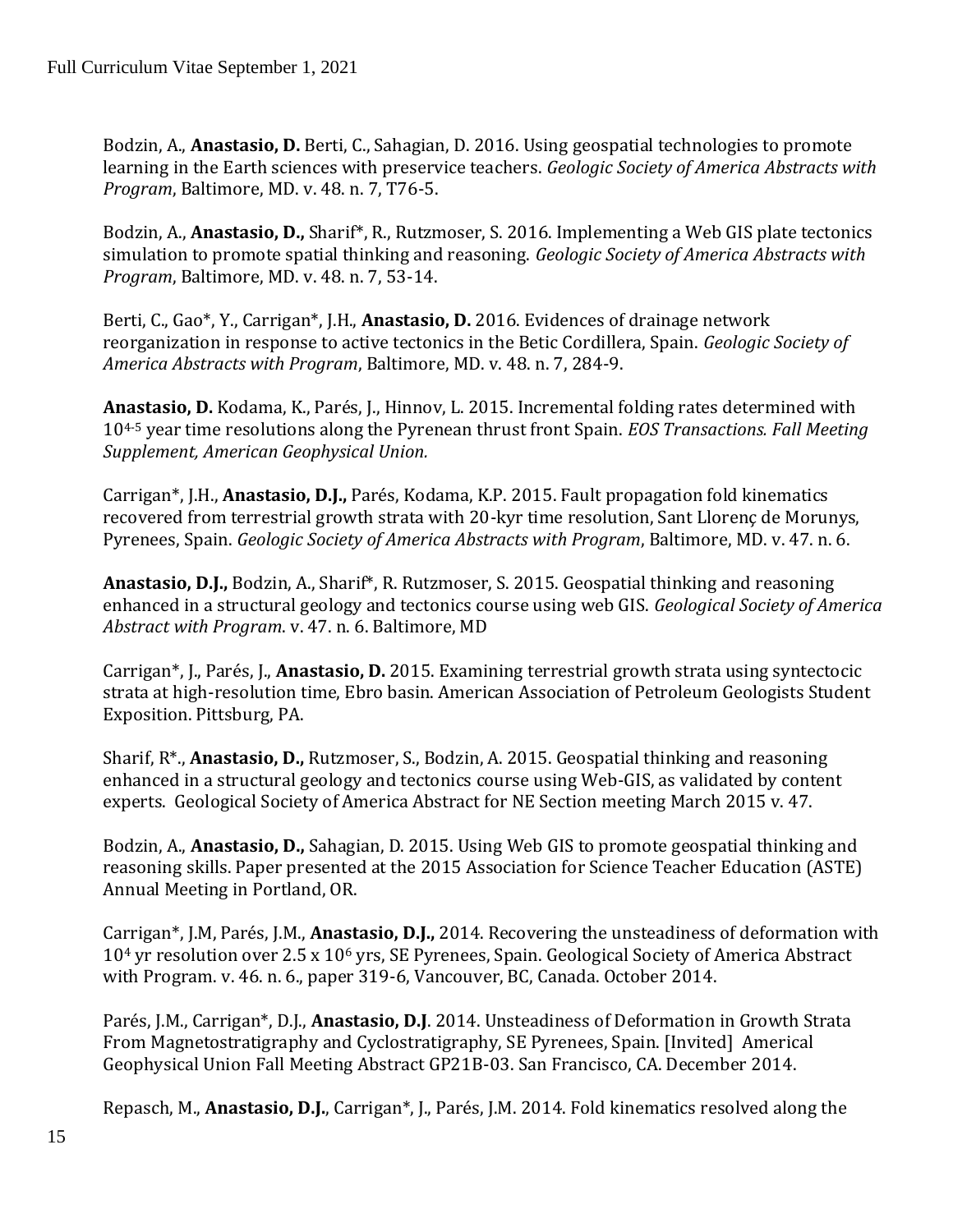Bodzin, A., **Anastasio, D.** Berti, C., Sahagian, D. 2016. Using geospatial technologies to promote learning in the Earth sciences with preservice teachers. *Geologic Society of America Abstracts with Program*, Baltimore, MD. v. 48. n. 7, T76-5.

Bodzin, A., **Anastasio, D.,** Sharif*, R., Rutzmoser, S. 2016. Implementing a Web GIS plate tectonics simulation to promote spatial thinking and reasoning. *Geologic Society of America Abstracts with Program*, Baltimore, MD. v. 48. n. 7, 53-14.

Berti, C., Gao*, Y., Carrigan*, J.H., **Anastasio, D.** 2016. Evidences of drainage network reorganization in response to active tectonics in the Betic Cordillera, Spain. *Geologic Society of America Abstracts with Program*, Baltimore, MD. v. 48. n. 7, 284-9.

**Anastasio, D.** Kodama, K., Parés, J., Hinnov, L. 2015. Incremental folding rates determined with $10^{4-5}$ year time resolutions along the Pyrenean thrust front Spain. *EOS Transactions. Fall Meeting Supplement, American Geophysical Union.*

Carrigan*, J.H., **Anastasio, D.J.,** Parés, Kodama, K.P. 2015. Fault propagation fold kinematics recovered from terrestrial growth strata with 20-kyr time resolution, Sant Llorenç de Morunys, Pyrenees, Spain. *Geologic Society of America Abstracts with Program*, Baltimore, MD. v. 47. n. 6.

**Anastasio, D.J.,** Bodzin, A., Sharif*, R. Rutzmoser, S. 2015. Geospatial thinking and reasoning enhanced in a structural geology and tectonics course using web GIS. *Geological Society of America Abstract with Program*. v. 47. n. 6. Baltimore, MD

Carrigan*, J., Parés, J., **Anastasio, D.** 2015. Examining terrestrial growth strata using syntectocic strata at high-resolution time, Ebro basin. American Association of Petroleum Geologists Student Exposition. Pittsburg, PA.

Sharif, R*., **Anastasio, D.,** Rutzmoser, S., Bodzin, A. 2015. Geospatial thinking and reasoning enhanced in a structural geology and tectonics course using Web-GIS, as validated by content experts. Geological Society of America Abstract for NE Section meeting March 2015 v. 47.

Bodzin, A., **Anastasio, D.,** Sahagian, D. 2015. Using Web GIS to promote geospatial thinking and reasoning skills. Paper presented at the 2015 Association for Science Teacher Education (ASTE) Annual Meeting in Portland, OR.

Carrigan*, J.M, Parés, J.M., **Anastasio, D.J.,** 2014. Recovering the unsteadiness of deformation with $10^4$ yr resolution over $2.5 \times 10^6$ yrs, SE Pyrenees, Spain. Geological Society of America Abstract with Program. v. 46. n. 6., paper 319-6, Vancouver, BC, Canada. October 2014.

Parés, J.M., Carrigan*, D.J., **Anastasio, D.J**. 2014. Unsteadiness of Deformation in Growth Strata From Magnetostratigraphy and Cyclostratigraphy, SE Pyrenees, Spain. [Invited] Americal Geophysical Union Fall Meeting Abstract GP21B-03. San Francisco, CA. December 2014.

Repasch, M., **Anastasio, D.J.**, Carrigan*, J., Parés, J.M. 2014. Fold kinematics resolved along the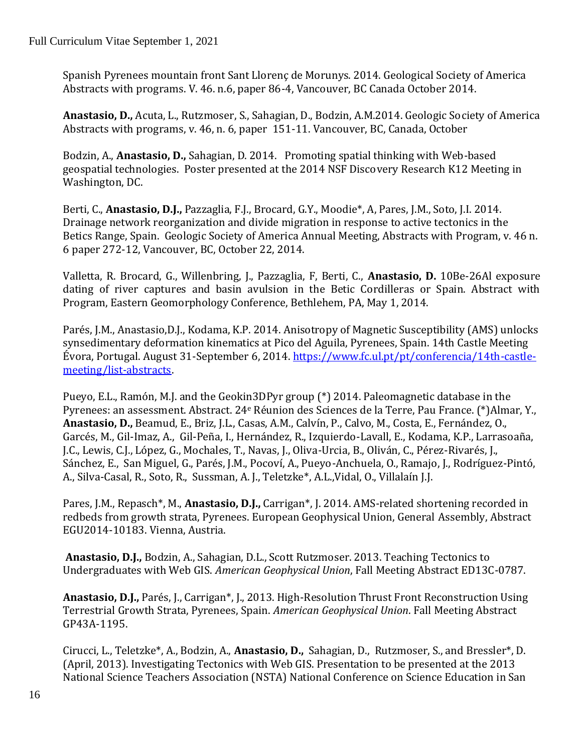Spanish Pyrenees mountain front Sant Llorenç de Morunys. 2014. Geological Society of America Abstracts with programs. V. 46. n.6, paper 86-4, Vancouver, BC Canada October 2014.

**Anastasio, D.,** Acuta, L., Rutzmoser, S., Sahagian, D., Bodzin, A.M.2014. Geologic Society of America Abstracts with programs, v. 46, n. 6, paper 151-11. Vancouver, BC, Canada, October

Bodzin, A., **Anastasio, D.,** Sahagian, D. 2014. Promoting spatial thinking with Web-based geospatial technologies. Poster presented at the 2014 NSF Discovery Research K12 Meeting in Washington, DC.

Berti, C., **Anastasio, D.J.,** Pazzaglia, F.J., Brocard, G.Y., Moodie*, A, Pares, J.M., Soto, J.I. 2014. Drainage network reorganization and divide migration in response to active tectonics in the Betics Range, Spain. Geologic Society of America Annual Meeting, Abstracts with Program, v. 46 n. 6 paper 272-12, Vancouver, BC, October 22, 2014.

Valletta, R. Brocard, G., Willenbring, J., Pazzaglia, F, Berti, C., **Anastasio, D.** 10Be-26Al exposure dating of river captures and basin avulsion in the Betic Cordilleras or Spain. Abstract with Program, Eastern Geomorphology Conference, Bethlehem, PA, May 1, 2014.

Parés, J.M., Anastasio,D.J., Kodama, K.P. 2014. Anisotropy of Magnetic Susceptibility (AMS) unlocks synsedimentary deformation kinematics at Pico del Aguila, Pyrenees, Spain. 14th Castle Meeting Évora, Portugal. August 31-September 6, 2014. [https://www.fc.ul.pt/pt/conferencia/14th-castle-meeting/list-abstracts](https://www.fc.ul.pt/pt/conferencia/14th-castle-meeting/list-abstracts).

Pueyo, E.L., Ramón, M.J. and the Geokin3DPyr group (*) 2014. Paleomagnetic database in the Pyrenees: an assessment. Abstract. 24e Réunion des Sciences de la Terre, Pau France. (*)Almar, Y., **Anastasio, D.,** Beamud, E., Briz, J.L., Casas, A.M., Calvín, P., Calvo, M., Costa, E., Fernández, O., Garcés, M., Gil-Imaz, A., Gil-Peña, I., Hernández, R., Izquierdo-Lavall, E., Kodama, K.P., Larrasoaña, J.C., Lewis, C.J., López, G., Mochales, T., Navas, J., Oliva-Urcia, B., Oliván, C., Pérez-Rivarés, J., Sánchez, E., San Miguel, G., Parés, J.M., Pocoví, A., Pueyo-Anchuela, O., Ramajo, J., Rodríguez-Pintó, A., Silva-Casal, R., Soto, R., Sussman, A. J., Teletzke*, A.L.,Vidal, O., Villalaín J.J.

Pares, J.M., Repasch*, M., **Anastasio, D.J.,** Carrigan*, J. 2014. AMS-related shortening recorded in redbeds from growth strata, Pyrenees. European Geophysical Union, General Assembly, Abstract EGU2014-10183. Vienna, Austria.

**Anastasio, D.J.,** Bodzin, A., Sahagian, D.L., Scott Rutzmoser. 2013. Teaching Tectonics to Undergraduates with Web GIS. *American Geophysical Union*, Fall Meeting Abstract ED13C-0787.

**Anastasio, D.J.,** Parés, J., Carrigan*, J., 2013. High-Resolution Thrust Front Reconstruction Using Terrestrial Growth Strata, Pyrenees, Spain. *American Geophysical Union*. Fall Meeting Abstract GP43A-1195.

Cirucci, L., Teletzke*, A., Bodzin, A., **Anastasio, D.,** Sahagian, D., Rutzmoser, S., and Bressler*, D. (April, 2013). Investigating Tectonics with Web GIS. Presentation to be presented at the 2013 National Science Teachers Association (NSTA) National Conference on Science Education in San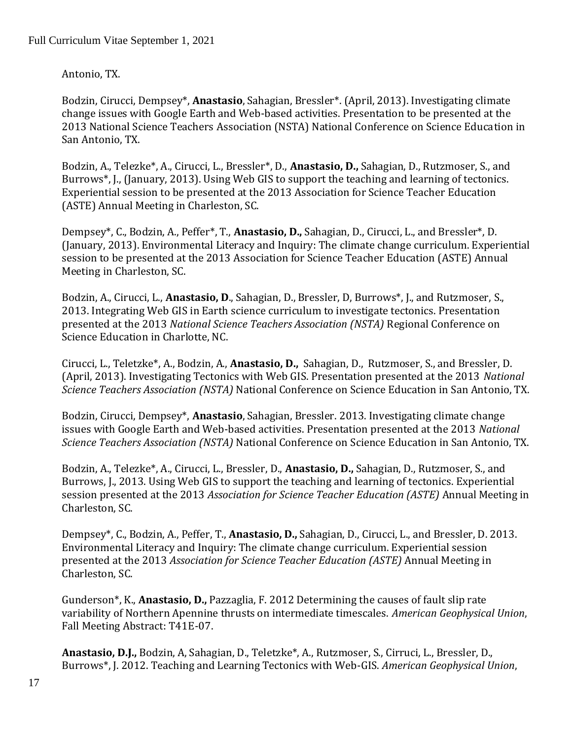Antonio, TX.

Bodzin, Cirucci, Dempsey*, **Anastasio**, Sahagian, Bressler*. (April, 2013). Investigating climate change issues with Google Earth and Web-based activities. Presentation to be presented at the 2013 National Science Teachers Association (NSTA) National Conference on Science Education in San Antonio, TX.

Bodzin, A., Telezke*, A., Cirucci, L., Bressler*, D., **Anastasio, D.,** Sahagian, D., Rutzmoser, S., and Burrows*, J., (January, 2013). Using Web GIS to support the teaching and learning of tectonics. Experiential session to be presented at the 2013 Association for Science Teacher Education (ASTE) Annual Meeting in Charleston, SC.

Dempsey*, C., Bodzin, A., Peffer*, T., **Anastasio, D.,** Sahagian, D., Cirucci, L., and Bressler*, D. (January, 2013). Environmental Literacy and Inquiry: The climate change curriculum. Experiential session to be presented at the 2013 Association for Science Teacher Education (ASTE) Annual Meeting in Charleston, SC.

Bodzin, A., Cirucci, L., **Anastasio, D**., Sahagian, D., Bressler, D, Burrows*, J., and Rutzmoser, S., 2013. Integrating Web GIS in Earth science curriculum to investigate tectonics. Presentation presented at the 2013 *National Science Teachers Association (NSTA)* Regional Conference on Science Education in Charlotte, NC.

Cirucci, L., Teletzke*, A., Bodzin, A., **Anastasio, D.,** Sahagian, D., Rutzmoser, S., and Bressler, D. (April, 2013). Investigating Tectonics with Web GIS. Presentation presented at the 2013 *National Science Teachers Association (NSTA)* National Conference on Science Education in San Antonio, TX.

Bodzin, Cirucci, Dempsey*, **Anastasio**, Sahagian, Bressler. 2013. Investigating climate change issues with Google Earth and Web-based activities. Presentation presented at the 2013 *National Science Teachers Association (NSTA)* National Conference on Science Education in San Antonio, TX.

Bodzin, A., Telezke*, A., Cirucci, L., Bressler, D., **Anastasio, D.,** Sahagian, D., Rutzmoser, S., and Burrows, J., 2013. Using Web GIS to support the teaching and learning of tectonics. Experiential session presented at the 2013 *Association for Science Teacher Education (ASTE)* Annual Meeting in Charleston, SC.

Dempsey*, C., Bodzin, A., Peffer, T., **Anastasio, D.,** Sahagian, D., Cirucci, L., and Bressler, D. 2013. Environmental Literacy and Inquiry: The climate change curriculum. Experiential session presented at the 2013 *Association for Science Teacher Education (ASTE)* Annual Meeting in Charleston, SC.

Gunderson*, K., **Anastasio, D.,** Pazzaglia, F. 2012 Determining the causes of fault slip rate variability of Northern Apennine thrusts on intermediate timescales. *American Geophysical Union*, Fall Meeting Abstract: T41E-07.

**Anastasio, D.J.,** Bodzin, A, Sahagian, D., Teletzke*, A., Rutzmoser, S., Cirruci, L., Bressler, D., Burrows*, J. 2012. Teaching and Learning Tectonics with Web-GIS. *American Geophysical Union*,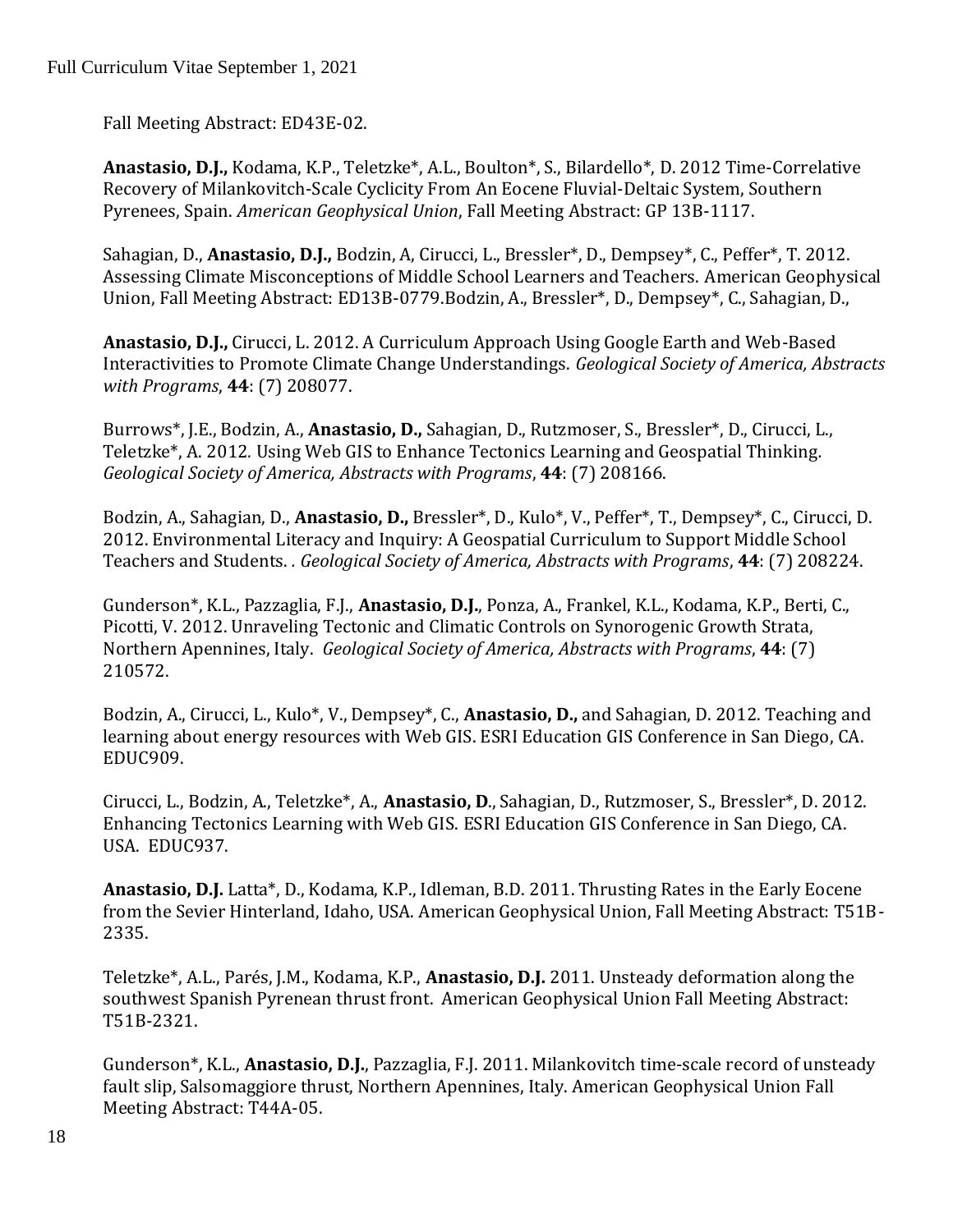Fall Meeting Abstract: ED43E-02.

**Anastasio, D.J.,** Kodama, K.P., Teletzke*, A.L., Boulton*, S., Bilardello*, D. 2012 Time-Correlative Recovery of Milankovitch-Scale Cyclicity From An Eocene Fluvial-Deltaic System, Southern Pyrenees, Spain. *American Geophysical Union*, Fall Meeting Abstract: GP 13B-1117.

Sahagian, D., **Anastasio, D.J.,** Bodzin, A, Cirucci, L., Bressler*, D., Dempsey*, C., Peffer*, T. 2012. Assessing Climate Misconceptions of Middle School Learners and Teachers. American Geophysical Union, Fall Meeting Abstract: ED13B-0779.Bodzin, A., Bressler*, D., Dempsey*, C., Sahagian, D.,

**Anastasio, D.J.,** Cirucci, L. 2012. A Curriculum Approach Using Google Earth and Web-Based Interactivities to Promote Climate Change Understandings. *Geological Society of America, Abstracts with Programs*, **44**: (7) 208077.

Burrows*, J.E., Bodzin, A., **Anastasio, D.,** Sahagian, D., Rutzmoser, S., Bressler*, D., Cirucci, L., Teletzke*, A. 2012*.* Using Web GIS to Enhance Tectonics Learning and Geospatial Thinking*. Geological Society of America, Abstracts with Programs*, **44**: (7) 208166.

Bodzin, A., Sahagian, D., **Anastasio, D.,** Bressler*, D., Kulo*, V., Peffer*, T., Dempsey*, C., Cirucci, D. 2012. Environmental Literacy and Inquiry: A Geospatial Curriculum to Support Middle School Teachers and Students. *. Geological Society of America, Abstracts with Programs*, **44**: (7) 208224.

Gunderson*, K.L., Pazzaglia, F.J., **Anastasio, D.J.**, Ponza, A., Frankel, K.L., Kodama, K.P., Berti, C., Picotti, V. 2012. Unraveling Tectonic and Climatic Controls on Synorogenic Growth Strata, Northern Apennines, Italy. *Geological Society of America, Abstracts with Programs*, **44**: (7) 210572.

Bodzin, A., Cirucci, L., Kulo*, V., Dempsey*, C., **Anastasio, D.,** and Sahagian, D. 2012. Teaching and learning about energy resources with Web GIS. ESRI Education GIS Conference in San Diego, CA. EDUC909.

Cirucci, L., Bodzin, A., Teletzke*, A., **Anastasio, D**., Sahagian, D., Rutzmoser, S., Bressler*, D. 2012. Enhancing Tectonics Learning with Web GIS. ESRI Education GIS Conference in San Diego, CA. USA. EDUC937.

**Anastasio, D.J.** Latta*, D., Kodama, K.P., Idleman, B.D. 2011. Thrusting Rates in the Early Eocene from the Sevier Hinterland, Idaho, USA. American Geophysical Union, Fall Meeting Abstract: T51B-2335.

Teletzke*, A.L., Parés, J.M., Kodama, K.P., **Anastasio, D.J.** 2011. Unsteady deformation along the southwest Spanish Pyrenean thrust front. American Geophysical Union Fall Meeting Abstract: T51B-2321.

Gunderson*, K.L., **Anastasio, D.J.**, Pazzaglia, F.J. 2011. Milankovitch time-scale record of unsteady fault slip, Salsomaggiore thrust, Northern Apennines, Italy. American Geophysical Union Fall Meeting Abstract: T44A-05.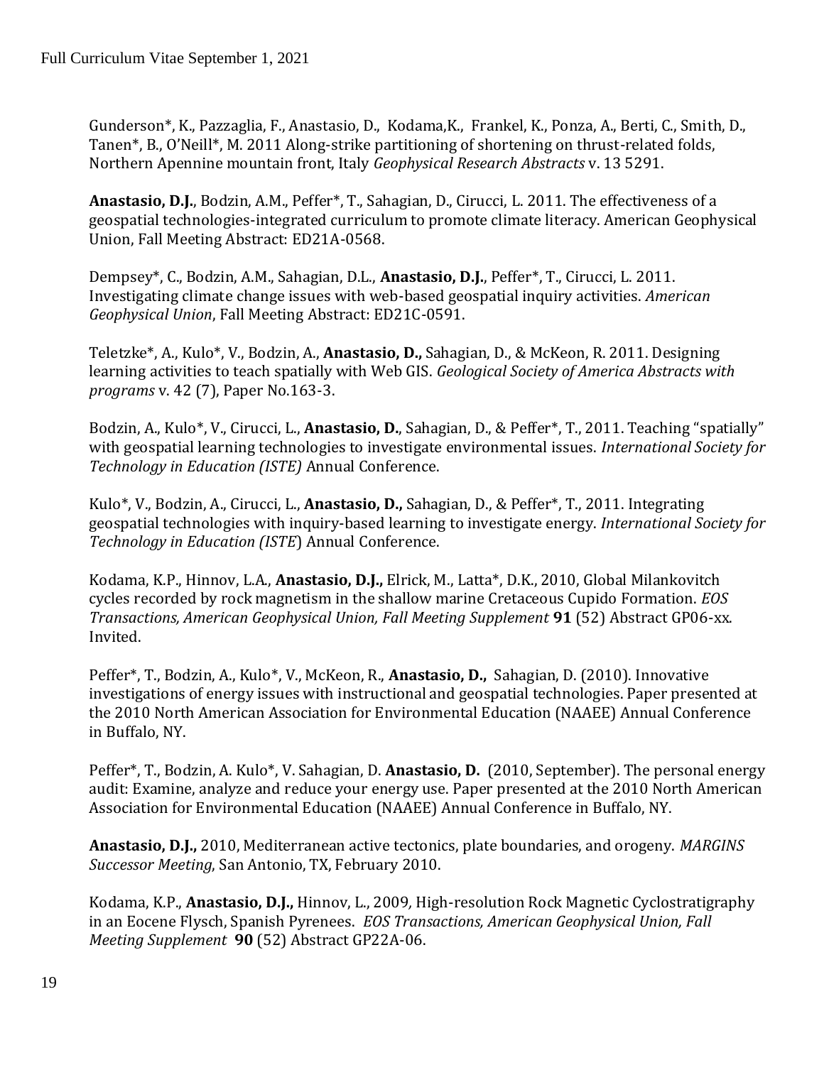Gunderson*, K., Pazzaglia, F., Anastasio, D., Kodama,K., Frankel, K., Ponza, A., Berti, C., Smith, D., Tanen*, B., O'Neill*, M. 2011 Along-strike partitioning of shortening on thrust-related folds, Northern Apennine mountain front, Italy *Geophysical Research Abstracts* v. 13 5291.

**Anastasio, D.J.**, Bodzin, A.M., Peffer*, T., Sahagian, D., Cirucci, L. 2011. The effectiveness of a geospatial technologies-integrated curriculum to promote climate literacy. American Geophysical Union, Fall Meeting Abstract: ED21A-0568.

Dempsey*, C., Bodzin, A.M., Sahagian, D.L., **Anastasio, D.J.**, Peffer*, T., Cirucci, L. 2011. Investigating climate change issues with web-based geospatial inquiry activities. *American Geophysical Union*, Fall Meeting Abstract: ED21C-0591.

Teletzke*, A., Kulo*, V., Bodzin, A., **Anastasio, D.,** Sahagian, D., & McKeon, R. 2011. Designing learning activities to teach spatially with Web GIS. *Geological Society of America Abstracts with programs* v. 42 (7), Paper No.163-3.

Bodzin, A., Kulo*, V., Cirucci, L., **Anastasio, D.**, Sahagian, D., & Peffer*, T., 2011. Teaching "spatially" with geospatial learning technologies to investigate environmental issues. *International Society for Technology in Education (ISTE)* Annual Conference.

Kulo*, V., Bodzin, A., Cirucci, L., **Anastasio, D.,** Sahagian, D., & Peffer*, T., 2011. Integrating geospatial technologies with inquiry-based learning to investigate energy. *International Society for Technology in Education (ISTE*) Annual Conference.

Kodama, K.P., Hinnov, L.A., **Anastasio, D.J.,** Elrick, M., Latta*, D.K., 2010, Global Milankovitch cycles recorded by rock magnetism in the shallow marine Cretaceous Cupido Formation. *EOS Transactions, American Geophysical Union, Fall Meeting Supplement* **91** (52) Abstract GP06-xx. Invited.

Peffer*, T., Bodzin, A., Kulo*, V., McKeon, R., **Anastasio, D.,** Sahagian, D. (2010). Innovative investigations of energy issues with instructional and geospatial technologies. Paper presented at the 2010 North American Association for Environmental Education (NAAEE) Annual Conference in Buffalo, NY.

Peffer*, T., Bodzin, A. Kulo*, V. Sahagian, D. **Anastasio, D.** (2010, September). The personal energy audit: Examine, analyze and reduce your energy use. Paper presented at the 2010 North American Association for Environmental Education (NAAEE) Annual Conference in Buffalo, NY.

**Anastasio, D.J.,** 2010, Mediterranean active tectonics, plate boundaries, and orogeny. *MARGINS Successor Meeting*, San Antonio, TX, February 2010.

Kodama, K.P., **Anastasio, D.J.,** Hinnov, L., 2009, High-resolution Rock Magnetic Cyclostratigraphy in an Eocene Flysch, Spanish Pyrenees. *EOS Transactions, American Geophysical Union, Fall Meeting Supplement* **90** (52) Abstract GP22A-06.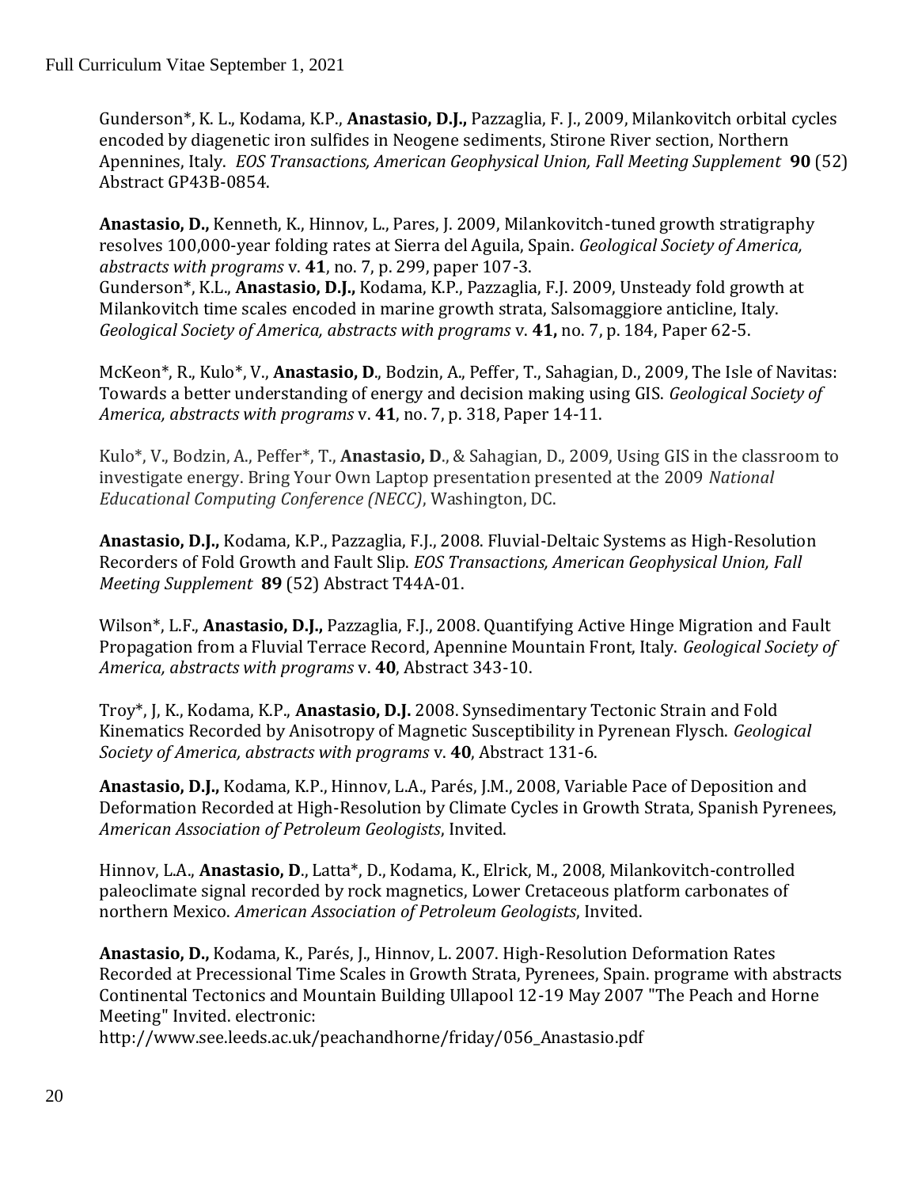Gunderson*, K. L., Kodama, K.P., **Anastasio, D.J.,** Pazzaglia, F. J., 2009, Milankovitch orbital cycles encoded by diagenetic iron sulfides in Neogene sediments, Stirone River section, Northern Apennines, Italy. *EOS Transactions, American Geophysical Union, Fall Meeting Supplement* **90** (52) Abstract GP43B-0854.

**Anastasio, D.,** Kenneth, K., Hinnov, L., Pares, J. 2009, Milankovitch-tuned growth stratigraphy resolves 100,000-year folding rates at Sierra del Aguila, Spain. *Geological Society of America, abstracts with programs* v. **41**, no. 7, p. 299, paper 107-3.
Gunderson*, K.L., **Anastasio, D.J.,** Kodama, K.P., Pazzaglia, F.J. 2009, Unsteady fold growth at Milankovitch time scales encoded in marine growth strata, Salsomaggiore anticline, Italy. *Geological Society of America, abstracts with programs* v. **41,** no. 7, p. 184, Paper 62-5.

McKeon*, R., Kulo*, V., **Anastasio, D**., Bodzin, A., Peffer, T., Sahagian, D., 2009, The Isle of Navitas: Towards a better understanding of energy and decision making using GIS. *Geological Society of America, abstracts with programs* v. **41**, no. 7, p. 318, Paper 14-11.

Kulo*, V., Bodzin, A., Peffer*, T., **Anastasio, D**., & Sahagian, D., 2009, Using GIS in the classroom to investigate energy. Bring Your Own Laptop presentation presented at the 2009 *National Educational Computing Conference (NECC)*, Washington, DC.

**Anastasio, D.J.,** Kodama, K.P., Pazzaglia, F.J., 2008. Fluvial-Deltaic Systems as High-Resolution Recorders of Fold Growth and Fault Slip. *EOS Transactions, American Geophysical Union, Fall Meeting Supplement* **89** (52) Abstract T44A-01.

Wilson*, L.F., **Anastasio, D.J.,** Pazzaglia, F.J., 2008. Quantifying Active Hinge Migration and Fault Propagation from a Fluvial Terrace Record, Apennine Mountain Front, Italy. *Geological Society of America, abstracts with programs* v. **40**, Abstract 343-10.

Troy*, J, K., Kodama, K.P., **Anastasio, D.J.** 2008. Synsedimentary Tectonic Strain and Fold Kinematics Recorded by Anisotropy of Magnetic Susceptibility in Pyrenean Flysch. *Geological Society of America, abstracts with programs* v. **40**, Abstract 131-6.

**Anastasio, D.J.,** Kodama, K.P., Hinnov, L.A., Parés, J.M., 2008, Variable Pace of Deposition and Deformation Recorded at High-Resolution by Climate Cycles in Growth Strata, Spanish Pyrenees, *American Association of Petroleum Geologists*, Invited.

Hinnov, L.A., **Anastasio, D**., Latta*, D., Kodama, K., Elrick, M., 2008, Milankovitch-controlled paleoclimate signal recorded by rock magnetics, Lower Cretaceous platform carbonates of northern Mexico. *American Association of Petroleum Geologists*, Invited.

**Anastasio, D.,** Kodama, K., Parés, J., Hinnov, L. 2007. High-Resolution Deformation Rates Recorded at Precessional Time Scales in Growth Strata, Pyrenees, Spain. programe with abstracts Continental Tectonics and Mountain Building Ullapool 12-19 May 2007 "The Peach and Horne Meeting" Invited. electronic:
http://www.see.leeds.ac.uk/peachandhorne/friday/056_Anastasio.pdf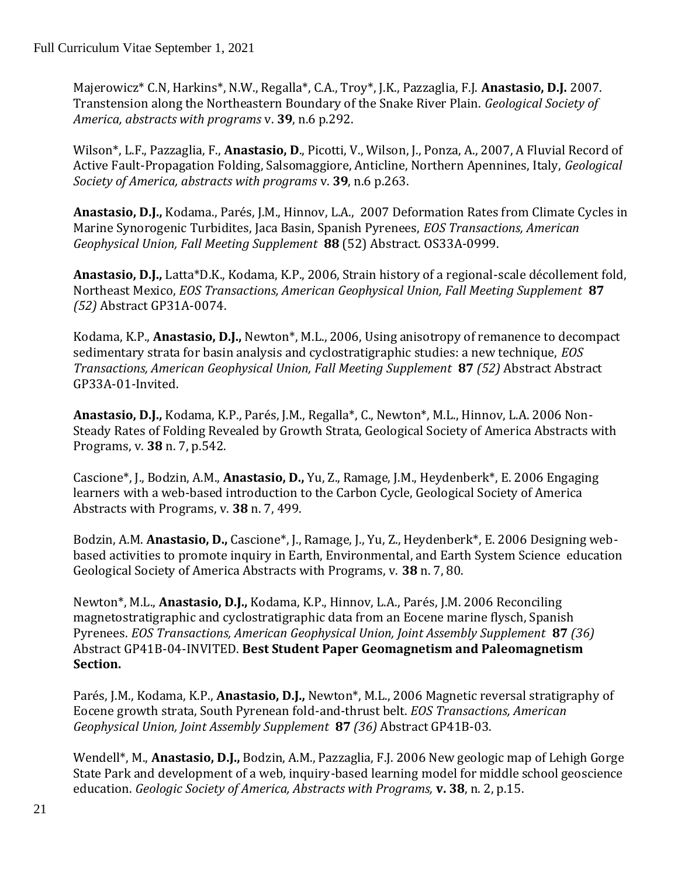Majerowicz* C.N, Harkins*, N.W., Regalla*, C.A., Troy*, J.K., Pazzaglia, F.J. **Anastasio, D.J.** 2007. Transtension along the Northeastern Boundary of the Snake River Plain. *Geological Society of America, abstracts with programs* v. **39**, n.6 p.292.

Wilson*, L.F., Pazzaglia, F., **Anastasio, D**., Picotti, V., Wilson, J., Ponza, A., 2007, A Fluvial Record of Active Fault-Propagation Folding, Salsomaggiore, Anticline, Northern Apennines, Italy, *Geological Society of America, abstracts with programs* v. **39**, n.6 p.263.

**Anastasio, D.J.,** Kodama., Parés, J.M., Hinnov, L.A., 2007 Deformation Rates from Climate Cycles in Marine Synorogenic Turbidites, Jaca Basin, Spanish Pyrenees, *EOS Transactions, American Geophysical Union, Fall Meeting Supplement* **88** (52) Abstract. OS33A-0999.

**Anastasio, D.J.,** Latta*D.K., Kodama, K.P., 2006, Strain history of a regional-scale décollement fold, Northeast Mexico, *EOS Transactions, American Geophysical Union, Fall Meeting Supplement* **87** *(52)* Abstract GP31A-0074.

Kodama, K.P., **Anastasio, D.J.,** Newton*, M.L., 2006, Using anisotropy of remanence to decompact sedimentary strata for basin analysis and cyclostratigraphic studies: a new technique, *EOS Transactions, American Geophysical Union, Fall Meeting Supplement* **87** *(52)* Abstract Abstract GP33A-01-Invited.

**Anastasio, D.J.,** Kodama, K.P., Parés, J.M., Regalla*, C., Newton*, M.L., Hinnov, L.A. 2006 Non-Steady Rates of Folding Revealed by Growth Strata, Geological Society of America Abstracts with Programs, v. **38** n. 7, p.542.

Cascione*, J., Bodzin, A.M., **Anastasio, D.,** Yu, Z., Ramage, J.M., Heydenberk*, E. 2006 Engaging learners with a web-based introduction to the Carbon Cycle, Geological Society of America Abstracts with Programs, v. **38** n. 7, 499.

Bodzin, A.M. **Anastasio, D.,** Cascione*, J., Ramage, J., Yu, Z., Heydenberk*, E. 2006 Designing web-based activities to promote inquiry in Earth, Environmental, and Earth System Science education Geological Society of America Abstracts with Programs, v. **38** n. 7, 80.

Newton*, M.L., **Anastasio, D.J.,** Kodama, K.P., Hinnov, L.A., Parés, J.M. 2006 Reconciling magnetostratigraphic and cyclostratigraphic data from an Eocene marine flysch, Spanish Pyrenees. *EOS Transactions, American Geophysical Union, Joint Assembly Supplement* **87** *(36)* Abstract GP41B-04-INVITED. **Best Student Paper Geomagnetism and Paleomagnetism Section.**

Parés, J.M., Kodama, K.P., **Anastasio, D.J.,** Newton*, M.L., 2006 Magnetic reversal stratigraphy of Eocene growth strata, South Pyrenean fold-and-thrust belt. *EOS Transactions, American Geophysical Union, Joint Assembly Supplement* **87** *(36)* Abstract GP41B-03.

Wendell*, M., **Anastasio, D.J.,** Bodzin, A.M., Pazzaglia, F.J. 2006 New geologic map of Lehigh Gorge State Park and development of a web, inquiry-based learning model for middle school geoscience education. *Geologic Society of America, Abstracts with Programs,* **v. 38**, n. 2, p.15.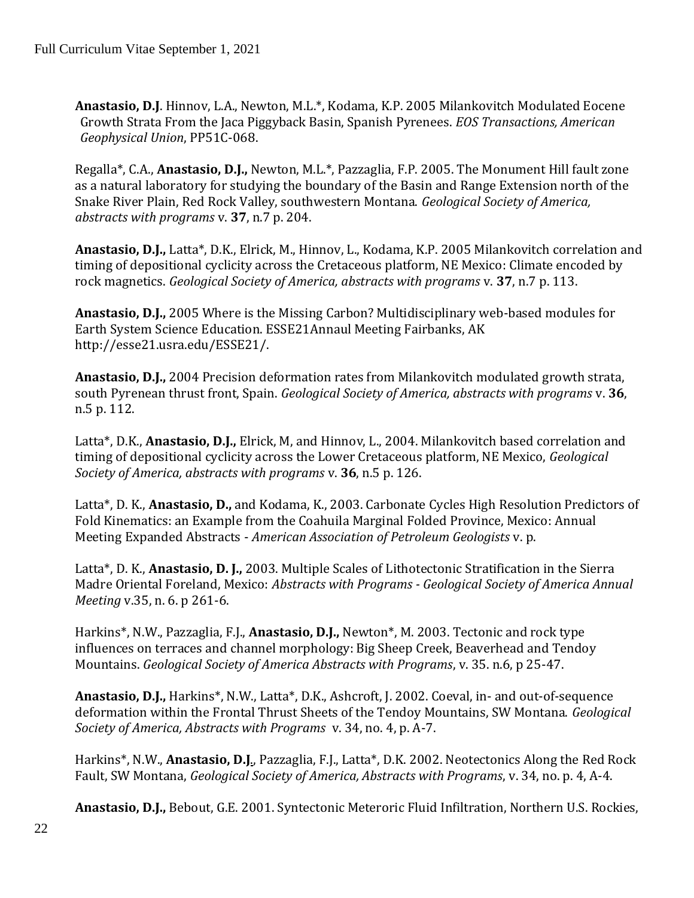**Anastasio, D.J**. Hinnov, L.A., Newton, M.L.*, Kodama, K.P. 2005 Milankovitch Modulated Eocene Growth Strata From the Jaca Piggyback Basin, Spanish Pyrenees. *EOS Transactions, American Geophysical Union*, PP51C-068.

Regalla*, C.A., **Anastasio, D.J.,** Newton, M.L.*, Pazzaglia, F.P. 2005. The Monument Hill fault zone as a natural laboratory for studying the boundary of the Basin and Range Extension north of the Snake River Plain, Red Rock Valley, southwestern Montana. *Geological Society of America, abstracts with programs* v. **37**, n.7 p. 204.

**Anastasio, D.J.,** Latta*, D.K., Elrick, M., Hinnov, L., Kodama, K.P. 2005 Milankovitch correlation and timing of depositional cyclicity across the Cretaceous platform, NE Mexico: Climate encoded by rock magnetics. *Geological Society of America, abstracts with programs* v. **37**, n.7 p. 113.

**Anastasio, D.J.,** 2005 Where is the Missing Carbon? Multidisciplinary web-based modules for Earth System Science Education. ESSE21Annaul Meeting Fairbanks, AK http://esse21.usra.edu/ESSE21/.

**Anastasio, D.J.,** 2004 Precision deformation rates from Milankovitch modulated growth strata, south Pyrenean thrust front, Spain. *Geological Society of America, abstracts with programs* v. **36**, n.5 p. 112.

Latta*, D.K., **Anastasio, D.J.,** Elrick, M, and Hinnov, L., 2004. Milankovitch based correlation and timing of depositional cyclicity across the Lower Cretaceous platform, NE Mexico, *Geological Society of America, abstracts with programs* v. **36**, n.5 p. 126.

Latta*, D. K., **Anastasio, D.,** and Kodama, K., 2003. Carbonate Cycles High Resolution Predictors of Fold Kinematics: an Example from the Coahuila Marginal Folded Province, Mexico: Annual Meeting Expanded Abstracts - *American Association of Petroleum Geologists* v. p.

Latta*, D. K., **Anastasio, D. J.,** 2003. Multiple Scales of Lithotectonic Stratification in the Sierra Madre Oriental Foreland, Mexico: *Abstracts with Programs - Geological Society of America Annual Meeting* v.35, n. 6. p 261-6.

Harkins*, N.W., Pazzaglia, F.J., **Anastasio, D.J.,** Newton*, M. 2003. Tectonic and rock type influences on terraces and channel morphology: Big Sheep Creek, Beaverhead and Tendoy Mountains. *Geological Society of America Abstracts with Programs*, v. 35. n.6, p 25-47.

**Anastasio, D.J.,** Harkins*, N.W., Latta*, D.K., Ashcroft, J. 2002. Coeval, in- and out-of-sequence deformation within the Frontal Thrust Sheets of the Tendoy Mountains, SW Montana. *Geological Society of America, Abstracts with Programs* v. 34, no. 4, p. A-7.

Harkins*, N.W., **Anastasio, D.J.**, Pazzaglia, F.J., Latta*, D.K. 2002. Neotectonics Along the Red Rock Fault, SW Montana, *Geological Society of America, Abstracts with Programs*, v. 34, no. p. 4, A-4.

**Anastasio, D.J.,** Bebout, G.E. 2001. Syntectonic Meteroric Fluid Infiltration, Northern U.S. Rockies,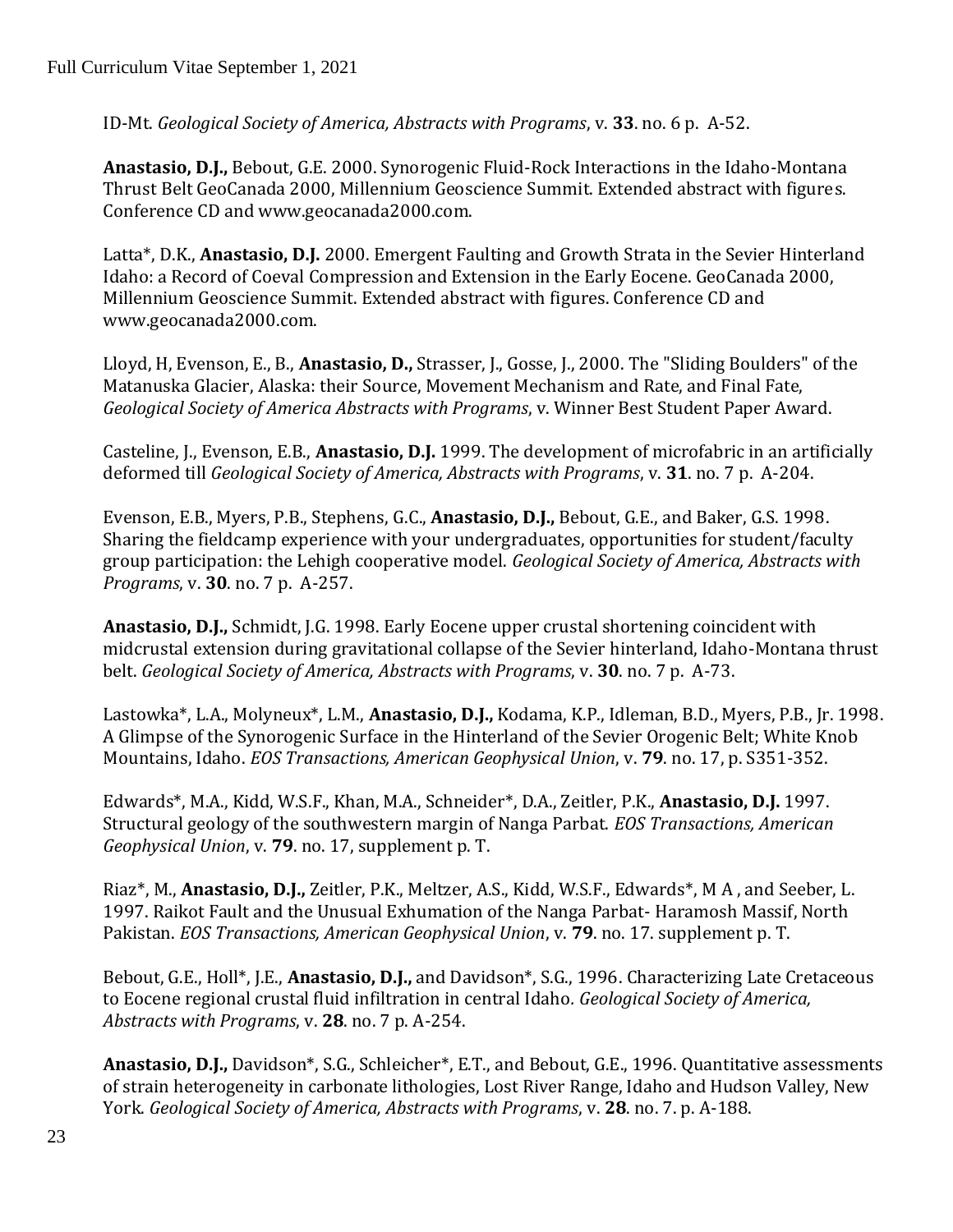ID-Mt. *Geological Society of America, Abstracts with Programs*, v. **33**. no. 6 p. A-52.

**Anastasio, D.J.,** Bebout, G.E. 2000. Synorogenic Fluid-Rock Interactions in the Idaho-Montana Thrust Belt GeoCanada 2000, Millennium Geoscience Summit. Extended abstract with figures. Conference CD and www.geocanada2000.com.

Latta*, D.K., **Anastasio, D.J.** 2000. Emergent Faulting and Growth Strata in the Sevier Hinterland Idaho: a Record of Coeval Compression and Extension in the Early Eocene. GeoCanada 2000, Millennium Geoscience Summit. Extended abstract with figures. Conference CD and www.geocanada2000.com.

Lloyd, H, Evenson, E., B., **Anastasio, D.,** Strasser, J., Gosse, J., 2000. The "Sliding Boulders" of the Matanuska Glacier, Alaska: their Source, Movement Mechanism and Rate, and Final Fate, *Geological Society of America Abstracts with Programs*, v. Winner Best Student Paper Award.

Casteline, J., Evenson, E.B., **Anastasio, D.J.** 1999. The development of microfabric in an artificially deformed till *Geological Society of America, Abstracts with Programs*, v. **31**. no. 7 p. A-204.

Evenson, E.B., Myers, P.B., Stephens, G.C., **Anastasio, D.J.,** Bebout, G.E., and Baker, G.S. 1998. Sharing the fieldcamp experience with your undergraduates, opportunities for student/faculty group participation: the Lehigh cooperative model. *Geological Society of America, Abstracts with Programs*, v. **30**. no. 7 p. A-257.

**Anastasio, D.J.,** Schmidt, J.G. 1998. Early Eocene upper crustal shortening coincident with midcrustal extension during gravitational collapse of the Sevier hinterland, Idaho-Montana thrust belt. *Geological Society of America, Abstracts with Programs*, v. **30**. no. 7 p. A-73.

Lastowka*, L.A., Molyneux*, L.M., **Anastasio, D.J.,** Kodama, K.P., Idleman, B.D., Myers, P.B., Jr. 1998. A Glimpse of the Synorogenic Surface in the Hinterland of the Sevier Orogenic Belt; White Knob Mountains, Idaho. *EOS Transactions, American Geophysical Union*, v. **79**. no. 17, p. S351-352.

Edwards*, M.A., Kidd, W.S.F., Khan, M.A., Schneider*, D.A., Zeitler, P.K., **Anastasio, D.J.** 1997. Structural geology of the southwestern margin of Nanga Parbat. *EOS Transactions, American Geophysical Union*, v. **79**. no. 17, supplement p. T.

Riaz*, M., **Anastasio, D.J.,** Zeitler, P.K., Meltzer, A.S., Kidd, W.S.F., Edwards*, M A , and Seeber, L. 1997. Raikot Fault and the Unusual Exhumation of the Nanga Parbat- Haramosh Massif, North Pakistan. *EOS Transactions, American Geophysical Union*, v. **79**. no. 17. supplement p. T.

Bebout, G.E., Holl*, J.E., **Anastasio, D.J.,** and Davidson*, S.G., 1996. Characterizing Late Cretaceous to Eocene regional crustal fluid infiltration in central Idaho. *Geological Society of America, Abstracts with Programs*, v. **28**. no. 7 p. A-254.

**Anastasio, D.J.,** Davidson*, S.G., Schleicher*, E.T., and Bebout, G.E., 1996. Quantitative assessments of strain heterogeneity in carbonate lithologies, Lost River Range, Idaho and Hudson Valley, New York. *Geological Society of America, Abstracts with Programs*, v. **28**. no. 7. p. A-188.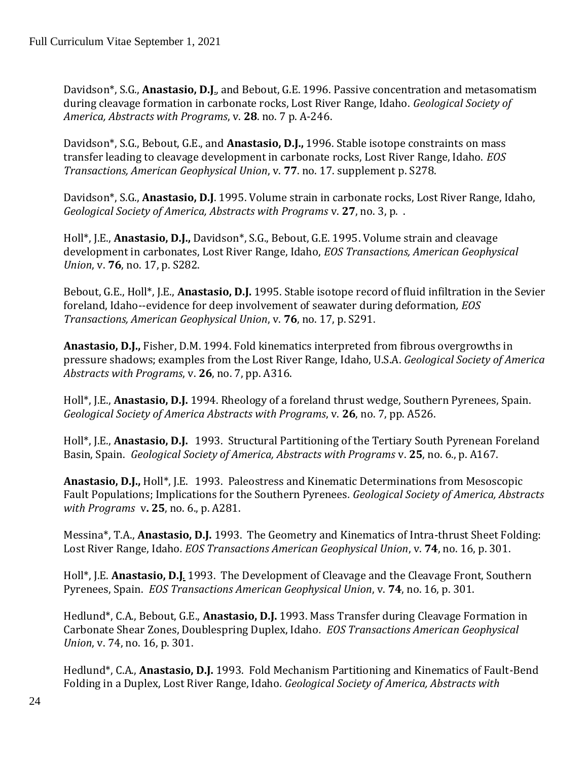Davidson*, S.G., **Anastasio, D.J.**, and Bebout, G.E. 1996. Passive concentration and metasomatism during cleavage formation in carbonate rocks, Lost River Range, Idaho. *Geological Society of America, Abstracts with Programs*, v. **28**. no. 7 p. A-246.

Davidson*, S.G., Bebout, G.E., and **Anastasio, D.J.,** 1996. Stable isotope constraints on mass transfer leading to cleavage development in carbonate rocks, Lost River Range, Idaho. *EOS Transactions, American Geophysical Union*, v. **77**. no. 17. supplement p. S278.

Davidson*, S.G., **Anastasio, D.J**. 1995. Volume strain in carbonate rocks, Lost River Range, Idaho, *Geological Society of America, Abstracts with Programs* v. **27**, no. 3, p. .

Holl*, J.E., **Anastasio, D.J.,** Davidson*, S.G., Bebout, G.E. 1995. Volume strain and cleavage development in carbonates, Lost River Range, Idaho, *EOS Transactions, American Geophysical Union*, v. **76**, no. 17, p. S282.

Bebout, G.E., Holl*, J.E., **Anastasio, D.J.** 1995. Stable isotope record of fluid infiltration in the Sevier foreland, Idaho--evidence for deep involvement of seawater during deformation, *EOS Transactions, American Geophysical Union*, v. **76**, no. 17, p. S291.

**Anastasio, D.J.,** Fisher, D.M. 1994. Fold kinematics interpreted from fibrous overgrowths in pressure shadows; examples from the Lost River Range, Idaho, U.S.A. *Geological Society of America Abstracts with Programs*, v. **26**, no. 7, pp. A316.

Holl*, J.E., **Anastasio, D.J.** 1994. Rheology of a foreland thrust wedge, Southern Pyrenees, Spain. *Geological Society of America Abstracts with Programs*, v. **26**, no. 7, pp. A526.

Holl*, J.E., **Anastasio, D.J.** 1993. Structural Partitioning of the Tertiary South Pyrenean Foreland Basin, Spain. *Geological Society of America, Abstracts with Programs* v. **25**, no. 6., p. A167.

**Anastasio, D.J.,** Holl*, J.E. 1993. Paleostress and Kinematic Determinations from Mesoscopic Fault Populations; Implications for the Southern Pyrenees. *Geological Society of America, Abstracts with Programs* v**. 25**, no. 6., p. A281.

Messina*, T.A., **Anastasio, D.J.** 1993. The Geometry and Kinematics of Intra-thrust Sheet Folding: Lost River Range, Idaho. *EOS Transactions American Geophysical Union*, v. **74**, no. 16, p. 301.

Holl*, J.E. **Anastasio, D.J.** 1993. The Development of Cleavage and the Cleavage Front, Southern Pyrenees, Spain. *EOS Transactions American Geophysical Union*, v. **74**, no. 16, p. 301.

Hedlund*, C.A., Bebout, G.E., **Anastasio, D.J.** 1993. Mass Transfer during Cleavage Formation in Carbonate Shear Zones, Doublespring Duplex, Idaho. *EOS Transactions American Geophysical Union*, v. 74, no. 16, p. 301.

Hedlund*, C.A., **Anastasio, D.J.** 1993. Fold Mechanism Partitioning and Kinematics of Fault-Bend Folding in a Duplex, Lost River Range, Idaho. *Geological Society of America, Abstracts with*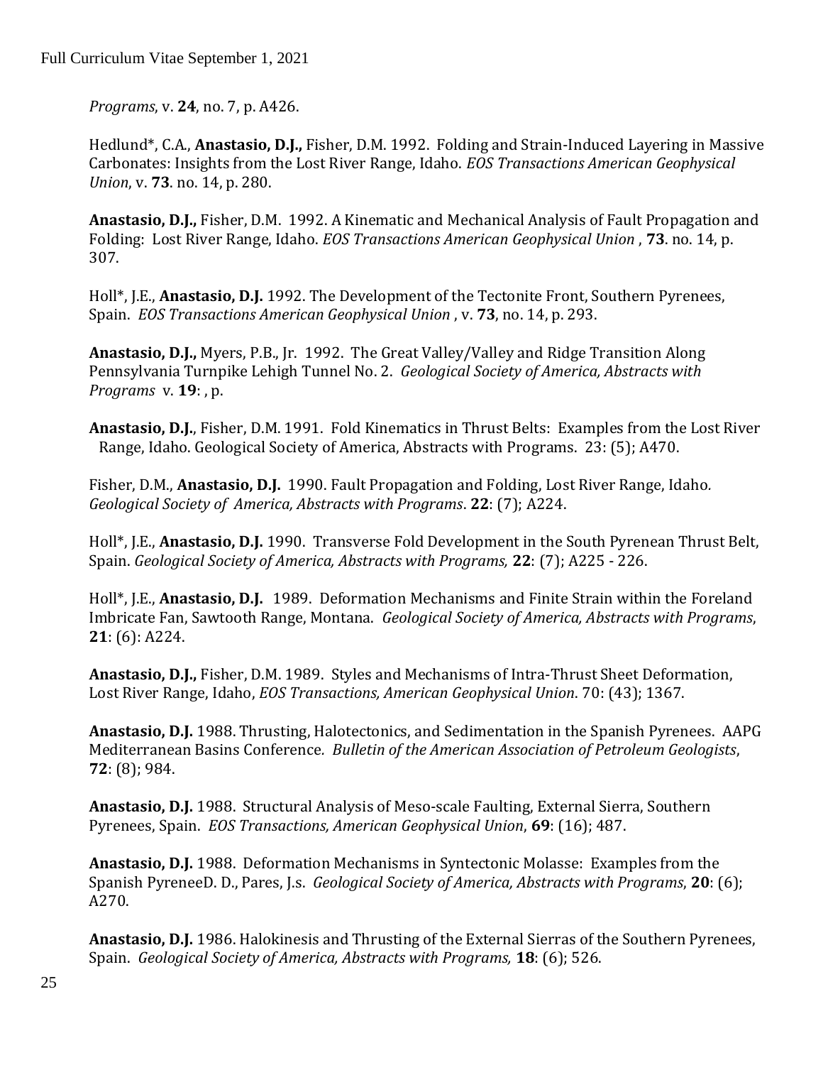*Programs*, v. **24**, no. 7, p. A426.

Hedlund*, C.A., **Anastasio, D.J.,** Fisher, D.M. 1992. Folding and Strain-Induced Layering in Massive Carbonates: Insights from the Lost River Range, Idaho. *EOS Transactions American Geophysical Union*, v. **73**. no. 14, p. 280.

**Anastasio, D.J.,** Fisher, D.M. 1992. A Kinematic and Mechanical Analysis of Fault Propagation and Folding: Lost River Range, Idaho. *EOS Transactions American Geophysical Union* , **73**. no. 14, p. 307.

Holl*, J.E., **Anastasio, D.J.** 1992. The Development of the Tectonite Front, Southern Pyrenees, Spain. *EOS Transactions American Geophysical Union* , v. **73**, no. 14, p. 293.

**Anastasio, D.J.,** Myers, P.B., Jr. 1992. The Great Valley/Valley and Ridge Transition Along Pennsylvania Turnpike Lehigh Tunnel No. 2. *Geological Society of America, Abstracts with Programs* v. **19**: , p.

**Anastasio, D.J.**, Fisher, D.M. 1991. Fold Kinematics in Thrust Belts: Examples from the Lost River Range, Idaho. Geological Society of America, Abstracts with Programs. 23: (5); A470.

Fisher, D.M., **Anastasio, D.J.** 1990. Fault Propagation and Folding, Lost River Range, Idaho. *Geological Society of America, Abstracts with Programs*. **22**: (7); A224.

Holl*, J.E., **Anastasio, D.J.** 1990. Transverse Fold Development in the South Pyrenean Thrust Belt, Spain. *Geological Society of America, Abstracts with Programs,* **22**: (7); A225 - 226.

Holl*, J.E., **Anastasio, D.J.** 1989. Deformation Mechanisms and Finite Strain within the Foreland Imbricate Fan, Sawtooth Range, Montana. *Geological Society of America, Abstracts with Programs*, **21**: (6): A224.

**Anastasio, D.J.,** Fisher, D.M. 1989. Styles and Mechanisms of Intra-Thrust Sheet Deformation, Lost River Range, Idaho, *EOS Transactions, American Geophysical Union*. 70: (43); 1367.

**Anastasio, D.J.** 1988. Thrusting, Halotectonics, and Sedimentation in the Spanish Pyrenees. AAPG Mediterranean Basins Conference*. Bulletin of the American Association of Petroleum Geologists*, **72**: (8); 984.

**Anastasio, D.J.** 1988. Structural Analysis of Meso-scale Faulting, External Sierra, Southern Pyrenees, Spain. *EOS Transactions, American Geophysical Union*, **69**: (16); 487.

**Anastasio, D.J.** 1988. Deformation Mechanisms in Syntectonic Molasse: Examples from the Spanish PyreneeD. D., Pares, J.s. *Geological Society of America, Abstracts with Programs*, **20**: (6); A270.

**Anastasio, D.J.** 1986. Halokinesis and Thrusting of the External Sierras of the Southern Pyrenees, Spain. *Geological Society of America, Abstracts with Programs,* **18**: (6); 526.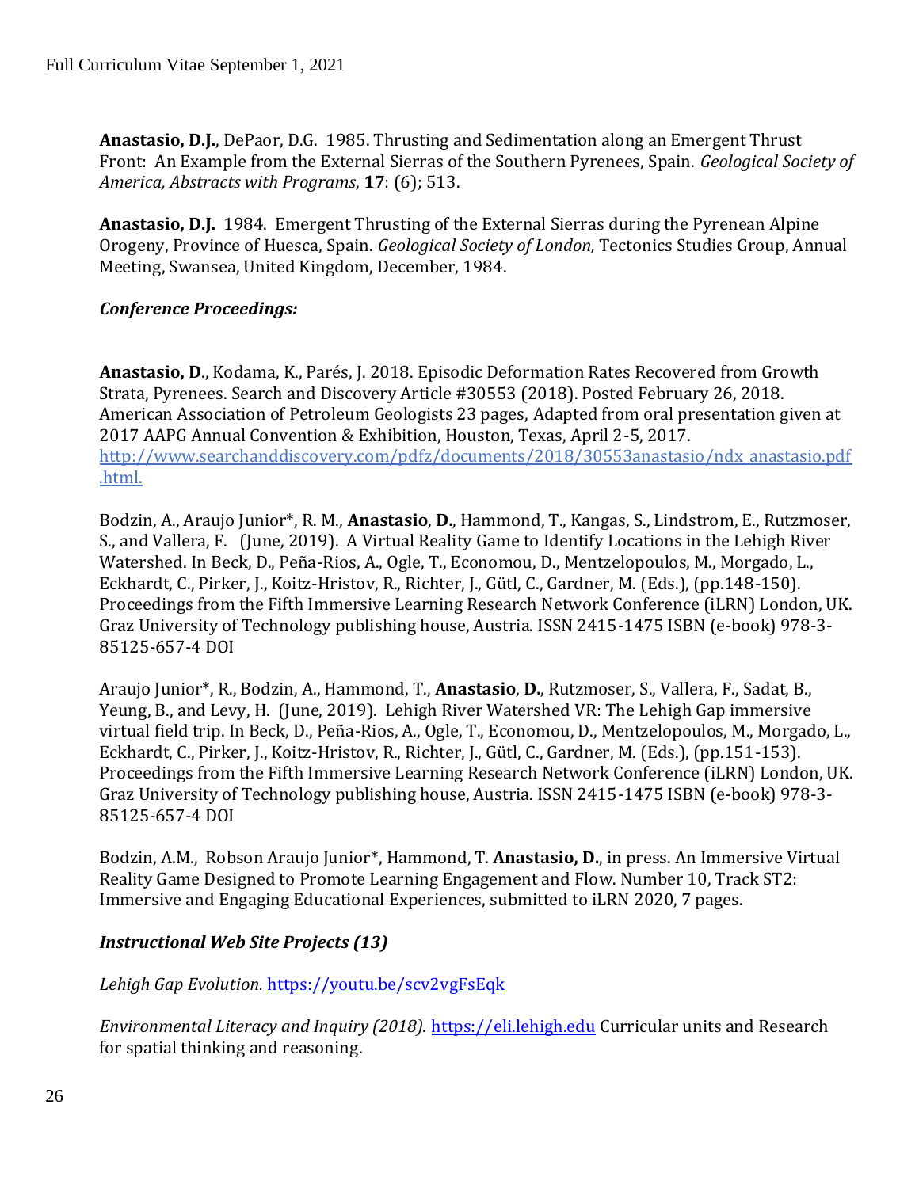**Anastasio, D.J.**, DePaor, D.G. 1985. Thrusting and Sedimentation along an Emergent Thrust Front: An Example from the External Sierras of the Southern Pyrenees, Spain. *Geological Society of America, Abstracts with Programs*, **17**: (6); 513.

**Anastasio, D.J.** 1984. Emergent Thrusting of the External Sierras during the Pyrenean Alpine Orogeny, Province of Huesca, Spain. *Geological Society of London,* Tectonics Studies Group, Annual Meeting, Swansea, United Kingdom, December, 1984.

***Conference Proceedings:***

**Anastasio, D**., Kodama, K., Parés, J. 2018. Episodic Deformation Rates Recovered from Growth Strata, Pyrenees. Search and Discovery Article #30553 (2018). Posted February 26, 2018. American Association of Petroleum Geologists 23 pages, Adapted from oral presentation given at 2017 AAPG Annual Convention & Exhibition, Houston, Texas, April 2-5, 2017. http://www.searchanddiscovery.com/pdfz/documents/2018/30553anastasio/ndx_anastasio.pdf.html.

Bodzin, A., Araujo Junior*, R. M., **Anastasio**, **D.**, Hammond, T., Kangas, S., Lindstrom, E., Rutzmoser, S., and Vallera, F. (June, 2019). A Virtual Reality Game to Identify Locations in the Lehigh River Watershed. In Beck, D., Peña-Rios, A., Ogle, T., Economou, D., Mentzelopoulos, M., Morgado, L., Eckhardt, C., Pirker, J., Koitz-Hristov, R., Richter, J., Gütl, C., Gardner, M. (Eds.), (pp.148-150). Proceedings from the Fifth Immersive Learning Research Network Conference (iLRN) London, UK. Graz University of Technology publishing house, Austria. ISSN 2415-1475 ISBN (e-book) 978-3-85125-657-4 DOI

Araujo Junior*, R., Bodzin, A., Hammond, T., **Anastasio**, **D.**, Rutzmoser, S., Vallera, F., Sadat, B., Yeung, B., and Levy, H. (June, 2019). Lehigh River Watershed VR: The Lehigh Gap immersive virtual field trip. In Beck, D., Peña-Rios, A., Ogle, T., Economou, D., Mentzelopoulos, M., Morgado, L., Eckhardt, C., Pirker, J., Koitz-Hristov, R., Richter, J., Gütl, C., Gardner, M. (Eds.), (pp.151-153). Proceedings from the Fifth Immersive Learning Research Network Conference (iLRN) London, UK. Graz University of Technology publishing house, Austria. ISSN 2415-1475 ISBN (e-book) 978-3-85125-657-4 DOI

Bodzin, A.M., Robson Araujo Junior*, Hammond, T. **Anastasio, D.**, in press. An Immersive Virtual Reality Game Designed to Promote Learning Engagement and Flow. Number 10, Track ST2: Immersive and Engaging Educational Experiences, submitted to iLRN 2020, 7 pages.

***Instructional Web Site Projects (13)***

*Lehigh Gap Evolution.* https://youtu.be/scv2vgFsEqk

*Environmental Literacy and Inquiry (2018).* https://eli.lehigh.edu Curricular units and Research for spatial thinking and reasoning.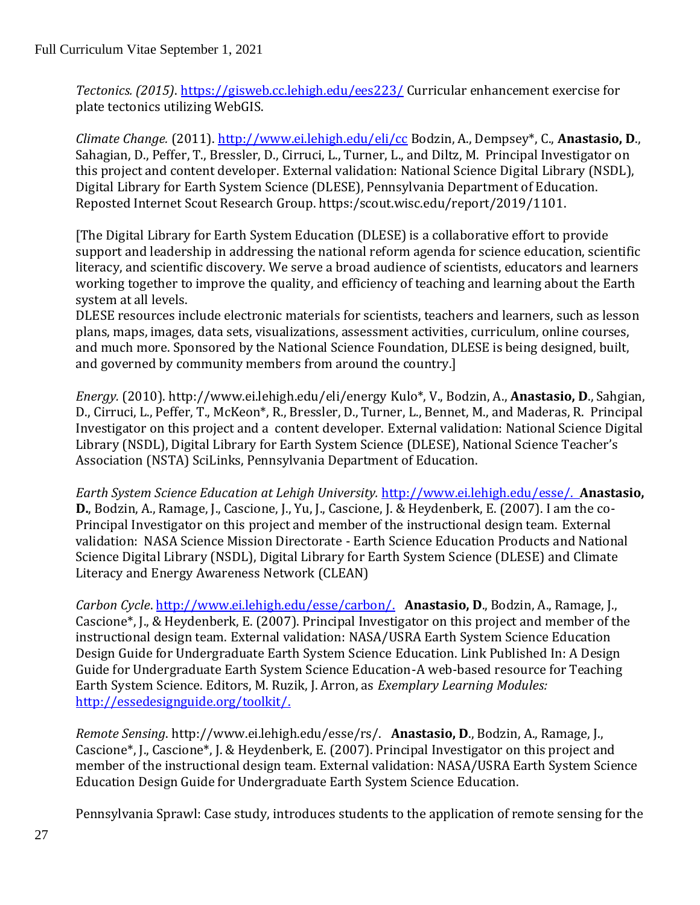*Tectonics. (2015)*. https://gisweb.cc.lehigh.edu/ees223/ Curricular enhancement exercise for plate tectonics utilizing WebGIS.

*Climate Change.* (2011). http://www.ei.lehigh.edu/eli/cc Bodzin, A., Dempsey*, C., **Anastasio, D**., Sahagian, D., Peffer, T., Bressler, D., Cirruci, L., Turner, L., and Diltz, M. Principal Investigator on this project and content developer. External validation: National Science Digital Library (NSDL), Digital Library for Earth System Science (DLESE), Pennsylvania Department of Education. Reposted Internet Scout Research Group. https:/scout.wisc.edu/report/2019/1101.

[The Digital Library for Earth System Education (DLESE) is a collaborative effort to provide support and leadership in addressing the national reform agenda for science education, scientific literacy, and scientific discovery. We serve a broad audience of scientists, educators and learners working together to improve the quality, and efficiency of teaching and learning about the Earth system at all levels.
DLESE resources include electronic materials for scientists, teachers and learners, such as lesson plans, maps, images, data sets, visualizations, assessment activities, curriculum, online courses, and much more. Sponsored by the National Science Foundation, DLESE is being designed, built, and governed by community members from around the country.]

*Energy.* (2010). http://www.ei.lehigh.edu/eli/energy Kulo*, V., Bodzin, A., **Anastasio, D**., Sahgian, D., Cirruci, L., Peffer, T., McKeon*, R., Bressler, D., Turner, L., Bennet, M., and Maderas, R. Principal Investigator on this project and a content developer. External validation: National Science Digital Library (NSDL), Digital Library for Earth System Science (DLESE), National Science Teacher's Association (NSTA) SciLinks, Pennsylvania Department of Education.

*Earth System Science Education at Lehigh University.* http://www.ei.lehigh.edu/esse/. **Anastasio, D.**, Bodzin, A., Ramage, J., Cascione, J., Yu, J., Cascione, J. & Heydenberk, E. (2007). I am the co-Principal Investigator on this project and member of the instructional design team. External validation: NASA Science Mission Directorate - Earth Science Education Products and National Science Digital Library (NSDL), Digital Library for Earth System Science (DLESE) and Climate Literacy and Energy Awareness Network (CLEAN)

*Carbon Cycle*. http://www.ei.lehigh.edu/esse/carbon/. **Anastasio, D**., Bodzin, A., Ramage, J., Cascione*, J., & Heydenberk, E. (2007). Principal Investigator on this project and member of the instructional design team. External validation: NASA/USRA Earth System Science Education Design Guide for Undergraduate Earth System Science Education. Link Published In: A Design Guide for Undergraduate Earth System Science Education-A web-based resource for Teaching Earth System Science. Editors, M. Ruzik, J. Arron, as *Exemplary Learning Modules:* http://essedesignguide.org/toolkit/.

*Remote Sensing*. http://www.ei.lehigh.edu/esse/rs/. **Anastasio, D**., Bodzin, A., Ramage, J., Cascione*, J., Cascione*, J. & Heydenberk, E. (2007). Principal Investigator on this project and member of the instructional design team. External validation: NASA/USRA Earth System Science Education Design Guide for Undergraduate Earth System Science Education.

Pennsylvania Sprawl: Case study, introduces students to the application of remote sensing for the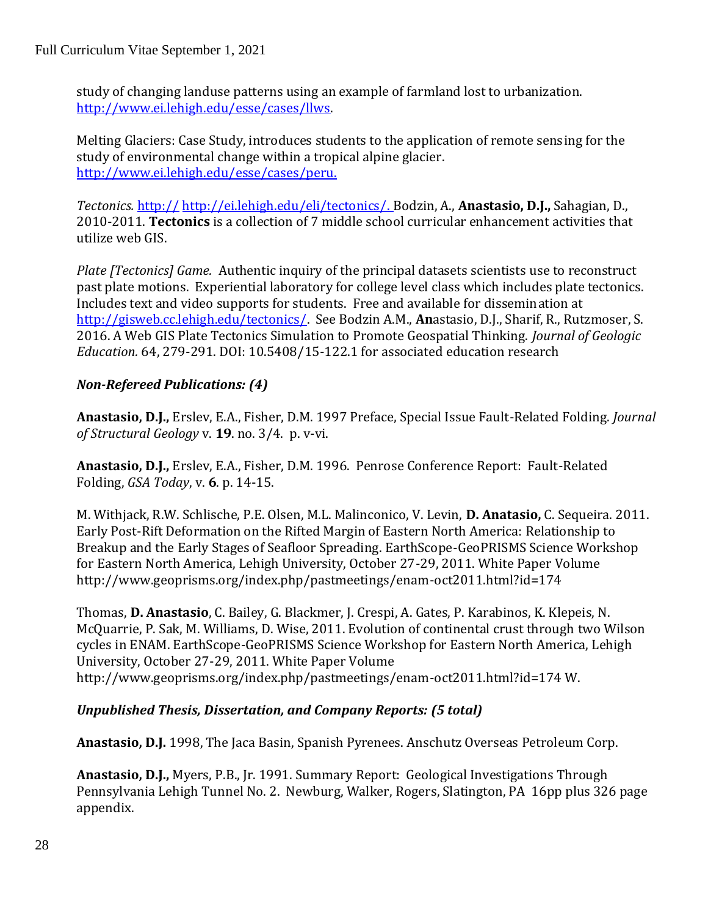study of changing landuse patterns using an example of farmland lost to urbanization. http://www.ei.lehigh.edu/esse/cases/llws.

Melting Glaciers: Case Study, introduces students to the application of remote sensing for the study of environmental change within a tropical alpine glacier. http://www.ei.lehigh.edu/esse/cases/peru.

*Tectonics.* http:// http://ei.lehigh.edu/eli/tectonics/. Bodzin, A., **Anastasio, D.J.,** Sahagian, D., 2010-2011. **Tectonics** is a collection of 7 middle school curricular enhancement activities that utilize web GIS.

*Plate [Tectonics] Game.* Authentic inquiry of the principal datasets scientists use to reconstruct past plate motions. Experiential laboratory for college level class which includes plate tectonics. Includes text and video supports for students. Free and available for dissemination at http://gisweb.cc.lehigh.edu/tectonics/. See Bodzin A.M., **An**astasio, D.J., Sharif, R., Rutzmoser, S. 2016. A Web GIS Plate Tectonics Simulation to Promote Geospatial Thinking. *Journal of Geologic Education.* 64, 279-291. DOI: 10.5408/15-122.1 for associated education research

### *Non-Refereed Publications: (4)*

**Anastasio, D.J.,** Erslev, E.A., Fisher, D.M. 1997 Preface, Special Issue Fault-Related Folding. *Journal of Structural Geology* v. **19**. no. 3/4. p. v-vi.

**Anastasio, D.J.,** Erslev, E.A., Fisher, D.M. 1996. Penrose Conference Report: Fault-Related Folding, *GSA Today*, v. **6**. p. 14-15.

M. Withjack, R.W. Schlische, P.E. Olsen, M.L. Malinconico, V. Levin, **D. Anatasio,** C. Sequeira. 2011. Early Post-Rift Deformation on the Rifted Margin of Eastern North America: Relationship to Breakup and the Early Stages of Seafloor Spreading. EarthScope-GeoPRISMS Science Workshop for Eastern North America, Lehigh University, October 27-29, 2011. White Paper Volume http://www.geoprisms.org/index.php/pastmeetings/enam-oct2011.html?id=174

Thomas, **D. Anastasio**, C. Bailey, G. Blackmer, J. Crespi, A. Gates, P. Karabinos, K. Klepeis, N. McQuarrie, P. Sak, M. Williams, D. Wise, 2011. Evolution of continental crust through two Wilson cycles in ENAM. EarthScope-GeoPRISMS Science Workshop for Eastern North America, Lehigh University, October 27-29, 2011. White Paper Volume http://www.geoprisms.org/index.php/pastmeetings/enam-oct2011.html?id=174 W.

### *Unpublished Thesis, Dissertation, and Company Reports: (5 total)*

**Anastasio, D.J.** 1998, The Jaca Basin, Spanish Pyrenees. Anschutz Overseas Petroleum Corp.

**Anastasio, D.J.,** Myers, P.B., Jr. 1991. Summary Report: Geological Investigations Through Pennsylvania Lehigh Tunnel No. 2. Newburg, Walker, Rogers, Slatington, PA 16pp plus 326 page appendix.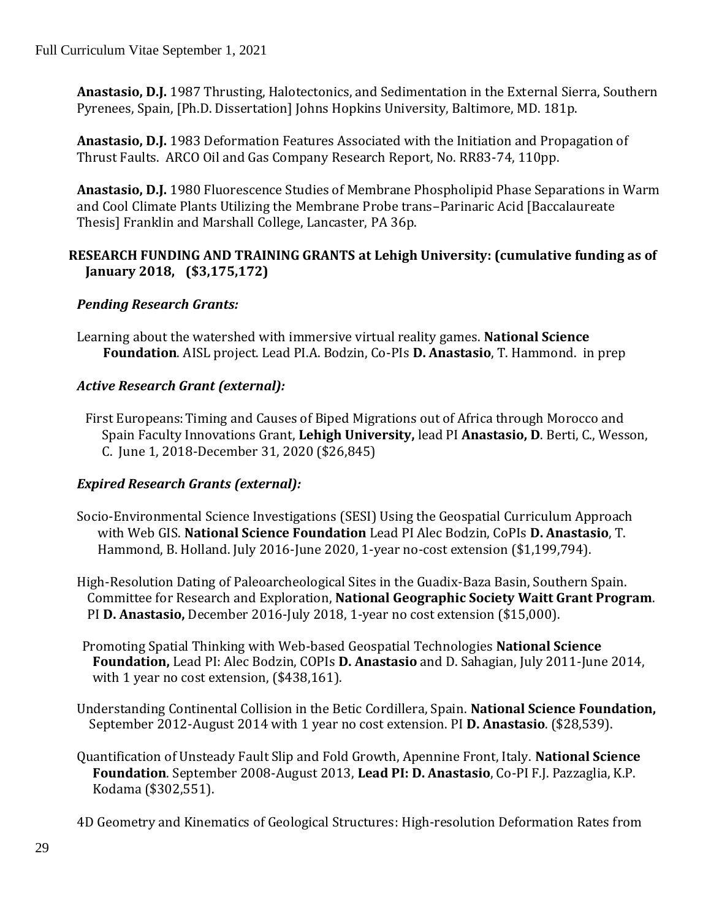**Anastasio, D.J.** 1987 Thrusting, Halotectonics, and Sedimentation in the External Sierra, Southern Pyrenees, Spain, [Ph.D. Dissertation] Johns Hopkins University, Baltimore, MD. 181p.

**Anastasio, D.J.** 1983 Deformation Features Associated with the Initiation and Propagation of Thrust Faults. ARCO Oil and Gas Company Research Report, No. RR83-74, 110pp.

**Anastasio, D.J.** 1980 Fluorescence Studies of Membrane Phospholipid Phase Separations in Warm and Cool Climate Plants Utilizing the Membrane Probe trans–Parinaric Acid [Baccalaureate Thesis] Franklin and Marshall College, Lancaster, PA 36p.

**RESEARCH FUNDING AND TRAINING GRANTS at Lehigh University: (cumulative funding as of January 2018, ($3,175,172)**

***Pending Research Grants:***

Learning about the watershed with immersive virtual reality games. **National Science Foundation**. AISL project. Lead PI.A. Bodzin, Co-PIs **D. Anastasio**, T. Hammond. in prep

***Active Research Grant (external):***

First Europeans: Timing and Causes of Biped Migrations out of Africa through Morocco and Spain Faculty Innovations Grant, **Lehigh University,** lead PI **Anastasio, D**. Berti, C., Wesson, C. June 1, 2018-December 31, 2020 ($26,845)

***Expired Research Grants (external):***

Socio-Environmental Science Investigations (SESI) Using the Geospatial Curriculum Approach with Web GIS. **National Science Foundation** Lead PI Alec Bodzin, CoPIs **D. Anastasio**, T. Hammond, B. Holland. July 2016-June 2020, 1-year no-cost extension ($1,199,794).

High-Resolution Dating of Paleoarcheological Sites in the Guadix-Baza Basin, Southern Spain. Committee for Research and Exploration, **National Geographic Society Waitt Grant Program**. PI **D. Anastasio,** December 2016-July 2018, 1-year no cost extension ($15,000).

Promoting Spatial Thinking with Web-based Geospatial Technologies **National Science Foundation,** Lead PI: Alec Bodzin, COPIs **D. Anastasio** and D. Sahagian, July 2011-June 2014, with 1 year no cost extension, ($438,161).

Understanding Continental Collision in the Betic Cordillera, Spain. **National Science Foundation,** September 2012-August 2014 with 1 year no cost extension. PI **D. Anastasio**. ($28,539).

Quantification of Unsteady Fault Slip and Fold Growth, Apennine Front, Italy. **National Science Foundation**. September 2008-August 2013, **Lead PI: D. Anastasio**, Co-PI F.J. Pazzaglia, K.P. Kodama ($302,551).

4D Geometry and Kinematics of Geological Structures: High-resolution Deformation Rates from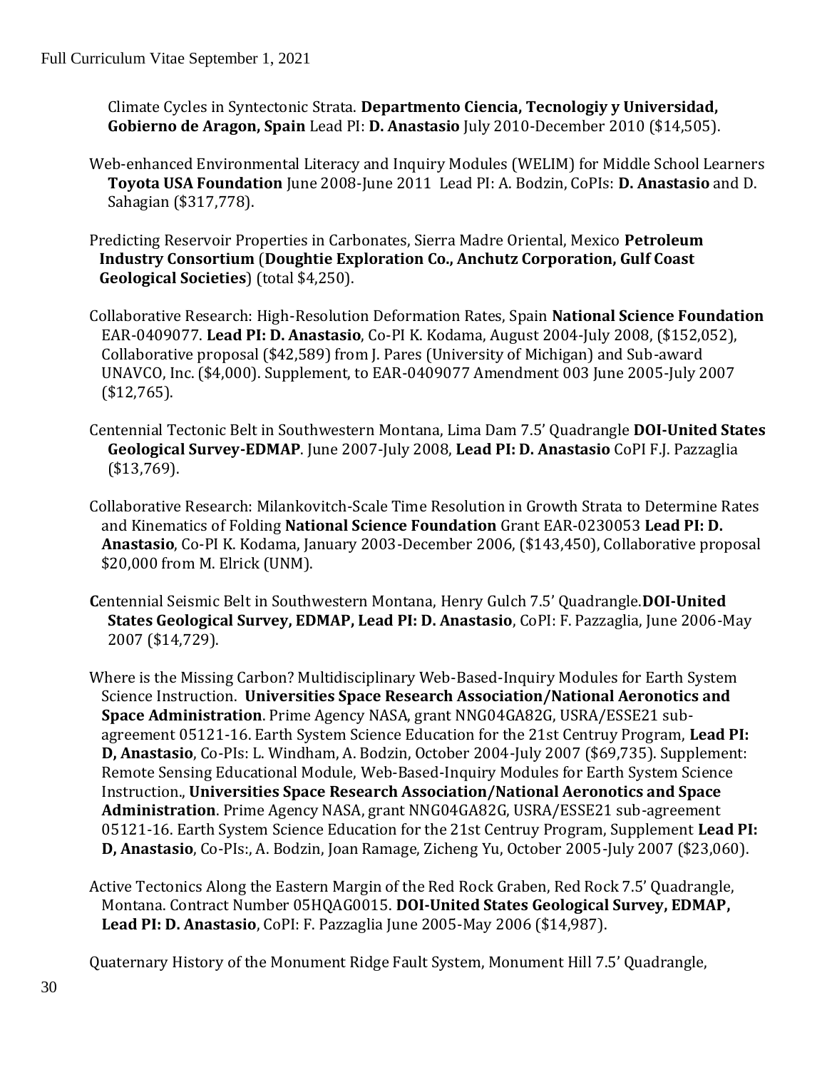Climate Cycles in Syntectonic Strata. **Departmento Ciencia, Tecnologiy y Universidad, Gobierno de Aragon, Spain** Lead PI: **D. Anastasio** July 2010-December 2010 ($14,505).

Web-enhanced Environmental Literacy and Inquiry Modules (WELIM) for Middle School Learners **Toyota USA Foundation** June 2008-June 2011 Lead PI: A. Bodzin, CoPIs: **D. Anastasio** and D. Sahagian ($317,778).

Predicting Reservoir Properties in Carbonates, Sierra Madre Oriental, Mexico **Petroleum Industry Consortium** (**Doughtie Exploration Co., Anchutz Corporation, Gulf Coast Geological Societies**) (total $4,250).

Collaborative Research: High-Resolution Deformation Rates, Spain **National Science Foundation** EAR-0409077. **Lead PI: D. Anastasio**, Co-PI K. Kodama, August 2004-July 2008, ($152,052), Collaborative proposal ($42,589) from J. Pares (University of Michigan) and Sub-award UNAVCO, Inc. ($4,000). Supplement, to EAR-0409077 Amendment 003 June 2005-July 2007 ($12,765).

Centennial Tectonic Belt in Southwestern Montana, Lima Dam 7.5' Quadrangle **DOI-United States Geological Survey-EDMAP**. June 2007-July 2008, **Lead PI: D. Anastasio** CoPI F.J. Pazzaglia ($13,769).

Collaborative Research: Milankovitch-Scale Time Resolution in Growth Strata to Determine Rates and Kinematics of Folding **National Science Foundation** Grant EAR-0230053 **Lead PI: D. Anastasio**, Co-PI K. Kodama, January 2003-December 2006, ($143,450), Collaborative proposal $20,000 from M. Elrick (UNM).

**C**entennial Seismic Belt in Southwestern Montana, Henry Gulch 7.5' Quadrangle.**DOI-United States Geological Survey, EDMAP, Lead PI: D. Anastasio**, CoPI: F. Pazzaglia, June 2006-May 2007 ($14,729).

Where is the Missing Carbon? Multidisciplinary Web-Based-Inquiry Modules for Earth System Science Instruction. **Universities Space Research Association/National Aeronotics and Space Administration**. Prime Agency NASA, grant NNG04GA82G, USRA/ESSE21 sub-agreement 05121-16. Earth System Science Education for the 21st Centruy Program, **Lead PI: D, Anastasio**, Co-PIs: L. Windham, A. Bodzin, October 2004-July 2007 ($69,735). Supplement: Remote Sensing Educational Module, Web-Based-Inquiry Modules for Earth System Science Instruction., **Universities Space Research Association/National Aeronotics and Space Administration**. Prime Agency NASA, grant NNG04GA82G, USRA/ESSE21 sub-agreement 05121-16. Earth System Science Education for the 21st Centruy Program, Supplement **Lead PI: D, Anastasio**, Co-PIs:, A. Bodzin, Joan Ramage, Zicheng Yu, October 2005-July 2007 ($23,060).

Active Tectonics Along the Eastern Margin of the Red Rock Graben, Red Rock 7.5' Quadrangle, Montana. Contract Number 05HQAG0015. **DOI-United States Geological Survey, EDMAP, Lead PI: D. Anastasio**, CoPI: F. Pazzaglia June 2005-May 2006 ($14,987).

Quaternary History of the Monument Ridge Fault System, Monument Hill 7.5' Quadrangle,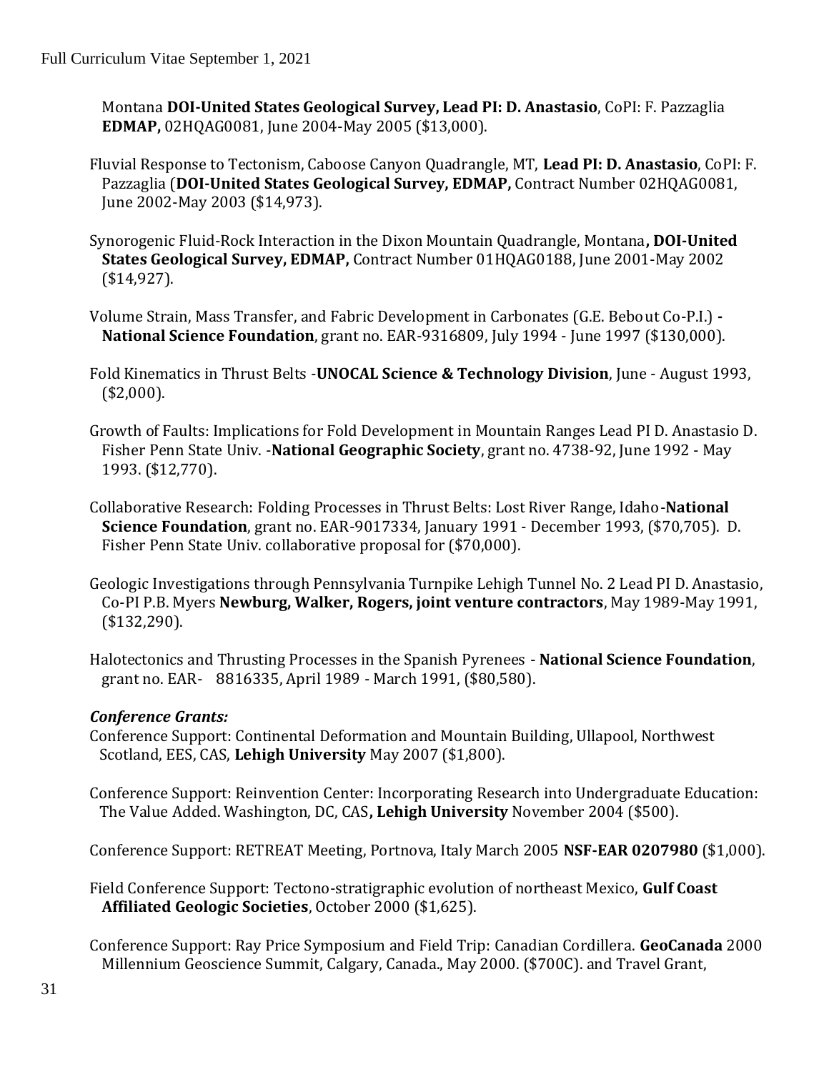Montana **DOI-United States Geological Survey, Lead PI: D. Anastasio**, CoPI: F. Pazzaglia **EDMAP,** 02HQAG0081, June 2004-May 2005 ($13,000).

Fluvial Response to Tectonism, Caboose Canyon Quadrangle, MT, **Lead PI: D. Anastasio**, CoPI: F. Pazzaglia (**DOI-United States Geological Survey, EDMAP,** Contract Number 02HQAG0081, June 2002-May 2003 ($14,973).

Synorogenic Fluid-Rock Interaction in the Dixon Mountain Quadrangle, Montana**, DOI-United States Geological Survey, EDMAP,** Contract Number 01HQAG0188, June 2001-May 2002 ($14,927).

Volume Strain, Mass Transfer, and Fabric Development in Carbonates (G.E. Bebout Co-P.I.) **- National Science Foundation**, grant no. EAR-9316809, July 1994 - June 1997 ($130,000).

Fold Kinematics in Thrust Belts -**UNOCAL Science & Technology Division**, June - August 1993, ($2,000).

Growth of Faults: Implications for Fold Development in Mountain Ranges Lead PI D. Anastasio D. Fisher Penn State Univ. -**National Geographic Society**, grant no. 4738-92, June 1992 - May 1993. ($12,770).

Collaborative Research: Folding Processes in Thrust Belts: Lost River Range, Idaho-**National Science Foundation**, grant no. EAR-9017334, January 1991 - December 1993, ($70,705). D. Fisher Penn State Univ. collaborative proposal for ($70,000).

Geologic Investigations through Pennsylvania Turnpike Lehigh Tunnel No. 2 Lead PI D. Anastasio, Co-PI P.B. Myers **Newburg, Walker, Rogers, joint venture contractors**, May 1989-May 1991, ($132,290).

Halotectonics and Thrusting Processes in the Spanish Pyrenees - **National Science Foundation**, grant no. EAR- 8816335, April 1989 - March 1991, ($80,580).

***Conference Grants:***

Conference Support: Continental Deformation and Mountain Building, Ullapool, Northwest Scotland, EES, CAS, **Lehigh University** May 2007 ($1,800).

Conference Support: Reinvention Center: Incorporating Research into Undergraduate Education: The Value Added. Washington, DC, CAS**, Lehigh University** November 2004 ($500).

Conference Support: RETREAT Meeting, Portnova, Italy March 2005 **NSF-EAR 0207980** ($1,000).

Field Conference Support: Tectono-stratigraphic evolution of northeast Mexico, **Gulf Coast Affiliated Geologic Societies**, October 2000 ($1,625).

Conference Support: Ray Price Symposium and Field Trip: Canadian Cordillera. **GeoCanada** 2000 Millennium Geoscience Summit, Calgary, Canada., May 2000. ($700C). and Travel Grant,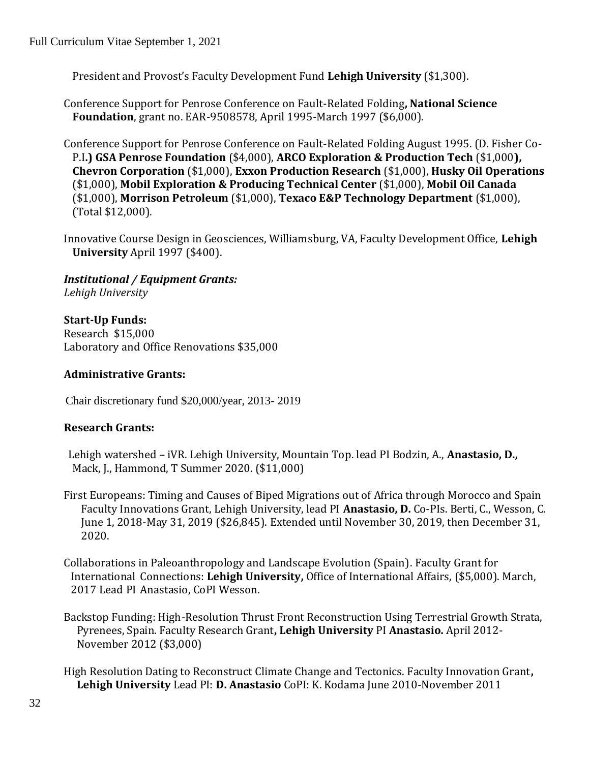President and Provost's Faculty Development Fund **Lehigh University** ($1,300).

Conference Support for Penrose Conference on Fault-Related Folding**, National Science Foundation**, grant no. EAR-9508578, April 1995-March 1997 ($6,000).

Conference Support for Penrose Conference on Fault-Related Folding August 1995. (D. Fisher Co-P.I**.) GSA Penrose Foundation** ($4,000), **ARCO Exploration & Production Tech** ($1,000**), Chevron Corporation** ($1,000), **Exxon Production Research** ($1,000), **Husky Oil Operations** ($1,000), **Mobil Exploration & Producing Technical Center** ($1,000), **Mobil Oil Canada** ($1,000), **Morrison Petroleum** ($1,000), **Texaco E&P Technology Department** ($1,000), (Total $12,000).

Innovative Course Design in Geosciences, Williamsburg, VA, Faculty Development Office, **Lehigh University** April 1997 ($400).

***Institutional / Equipment Grants:***
*Lehigh University*

**Start-Up Funds:**
Research $15,000
Laboratory and Office Renovations $35,000

**Administrative Grants:**

Chair discretionary fund $20,000/year, 2013- 2019

**Research Grants:**

Lehigh watershed – iVR. Lehigh University, Mountain Top. lead PI Bodzin, A., **Anastasio, D.,** Mack, J., Hammond, T Summer 2020. ($11,000)

First Europeans: Timing and Causes of Biped Migrations out of Africa through Morocco and Spain Faculty Innovations Grant, Lehigh University, lead PI **Anastasio, D.** Co-PIs. Berti, C., Wesson, C. June 1, 2018-May 31, 2019 ($26,845). Extended until November 30, 2019, then December 31, 2020.

Collaborations in Paleoanthropology and Landscape Evolution (Spain). Faculty Grant for International Connections: **Lehigh University,** Office of International Affairs, ($5,000). March, 2017 Lead PI Anastasio, CoPI Wesson.

Backstop Funding: High-Resolution Thrust Front Reconstruction Using Terrestrial Growth Strata, Pyrenees, Spain. Faculty Research Grant**, Lehigh University** PI **Anastasio.** April 2012-November 2012 ($3,000)

High Resolution Dating to Reconstruct Climate Change and Tectonics. Faculty Innovation Grant**, Lehigh University** Lead PI: **D. Anastasio** CoPI: K. Kodama June 2010-November 2011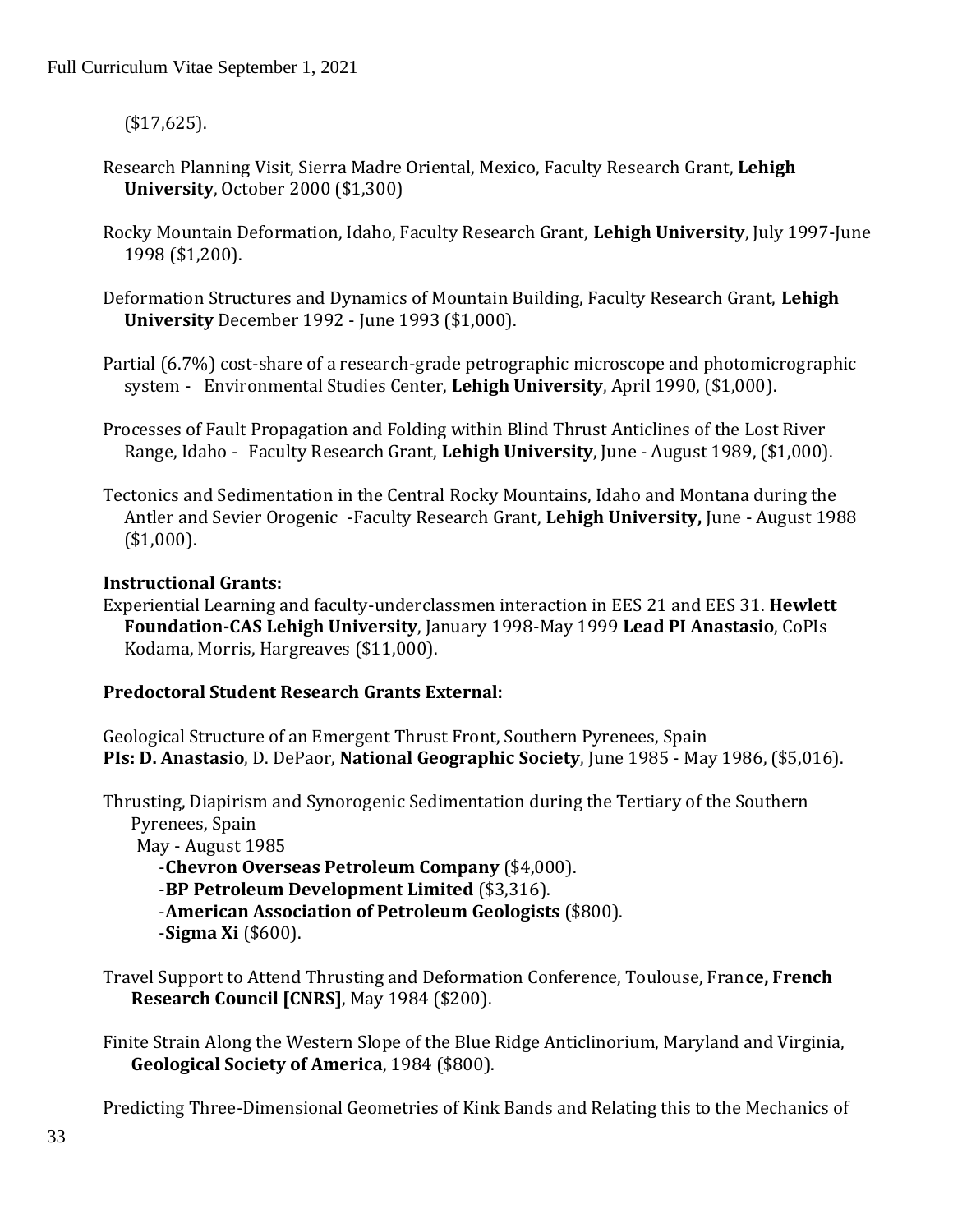($17,625).

Research Planning Visit, Sierra Madre Oriental, Mexico, Faculty Research Grant, **Lehigh University**, October 2000 ($1,300)

Rocky Mountain Deformation, Idaho, Faculty Research Grant, **Lehigh University**, July 1997-June 1998 ($1,200).

Deformation Structures and Dynamics of Mountain Building, Faculty Research Grant, **Lehigh University** December 1992 - June 1993 ($1,000).

Partial (6.7%) cost-share of a research-grade petrographic microscope and photomicrographic system - Environmental Studies Center, **Lehigh University**, April 1990, ($1,000).

Processes of Fault Propagation and Folding within Blind Thrust Anticlines of the Lost River Range, Idaho - Faculty Research Grant, **Lehigh University**, June - August 1989, ($1,000).

Tectonics and Sedimentation in the Central Rocky Mountains, Idaho and Montana during the Antler and Sevier Orogenic -Faculty Research Grant, **Lehigh University,** June - August 1988 ($1,000).

**Instructional Grants:**

Experiential Learning and faculty-underclassmen interaction in EES 21 and EES 31. **Hewlett Foundation-CAS Lehigh University**, January 1998-May 1999 **Lead PI Anastasio**, CoPIs Kodama, Morris, Hargreaves ($11,000).

**Predoctoral Student Research Grants External:**

Geological Structure of an Emergent Thrust Front, Southern Pyrenees, Spain
**PIs: D. Anastasio**, D. DePaor, **National Geographic Society**, June 1985 - May 1986, ($5,016).

Thrusting, Diapirism and Synorogenic Sedimentation during the Tertiary of the Southern Pyrenees, Spain
May - August 1985
-**Chevron Overseas Petroleum Company** ($4,000).
-**BP Petroleum Development Limited** ($3,316).
-**American Association of Petroleum Geologists** ($800).
-**Sigma Xi** ($600).

Travel Support to Attend Thrusting and Deformation Conference, Toulouse, Fran**ce, French Research Council [CNRS]**, May 1984 ($200).

Finite Strain Along the Western Slope of the Blue Ridge Anticlinorium, Maryland and Virginia, **Geological Society of America**, 1984 ($800).

Predicting Three-Dimensional Geometries of Kink Bands and Relating this to the Mechanics of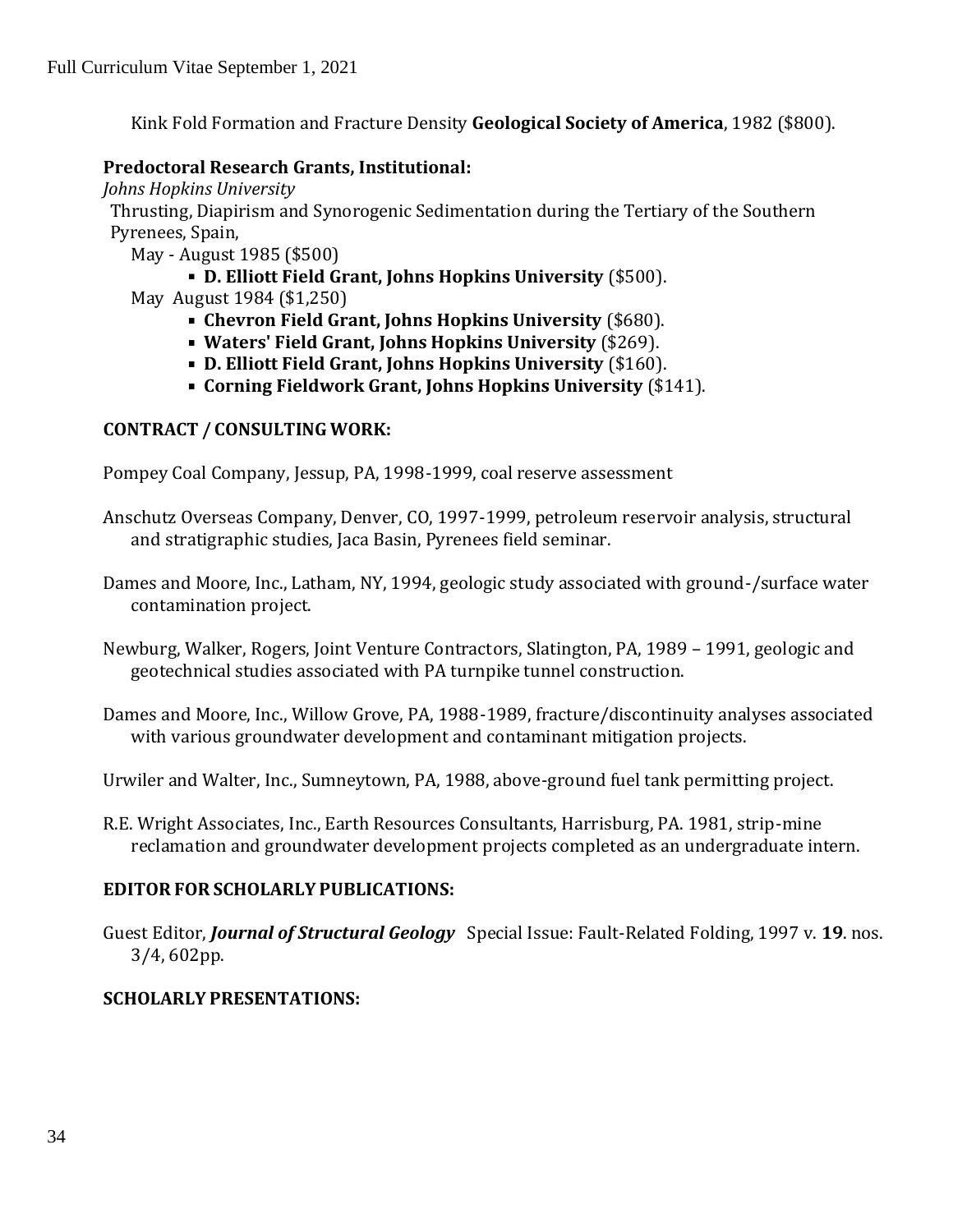Kink Fold Formation and Fracture Density **Geological Society of America**, 1982 ($800).

**Predoctoral Research Grants, Institutional:**

*Johns Hopkins University*

Thrusting, Diapirism and Synorogenic Sedimentation during the Tertiary of the Southern Pyrenees, Spain,

May - August 1985 ($500)

- **D. Elliott Field Grant, Johns Hopkins University** ($500).

May August 1984 ($1,250)

- **Chevron Field Grant, Johns Hopkins University** ($680).
- **Waters' Field Grant, Johns Hopkins University** ($269).
- **D. Elliott Field Grant, Johns Hopkins University** ($160).
- **Corning Fieldwork Grant, Johns Hopkins University** ($141).

**CONTRACT / CONSULTING WORK:**

Pompey Coal Company, Jessup, PA, 1998-1999, coal reserve assessment

Anschutz Overseas Company, Denver, CO, 1997-1999, petroleum reservoir analysis, structural and stratigraphic studies, Jaca Basin, Pyrenees field seminar.

Dames and Moore, Inc., Latham, NY, 1994, geologic study associated with ground-/surface water contamination project.

Newburg, Walker, Rogers, Joint Venture Contractors, Slatington, PA, 1989 – 1991, geologic and geotechnical studies associated with PA turnpike tunnel construction.

Dames and Moore, Inc., Willow Grove, PA, 1988-1989, fracture/discontinuity analyses associated with various groundwater development and contaminant mitigation projects.

Urwiler and Walter, Inc., Sumneytown, PA, 1988, above-ground fuel tank permitting project.

R.E. Wright Associates, Inc., Earth Resources Consultants, Harrisburg, PA. 1981, strip-mine reclamation and groundwater development projects completed as an undergraduate intern.

**EDITOR FOR SCHOLARLY PUBLICATIONS:**

Guest Editor, ***Journal of Structural Geology*** Special Issue: Fault-Related Folding, 1997 v. **19**. nos. 3/4, 602pp.

**SCHOLARLY PRESENTATIONS:**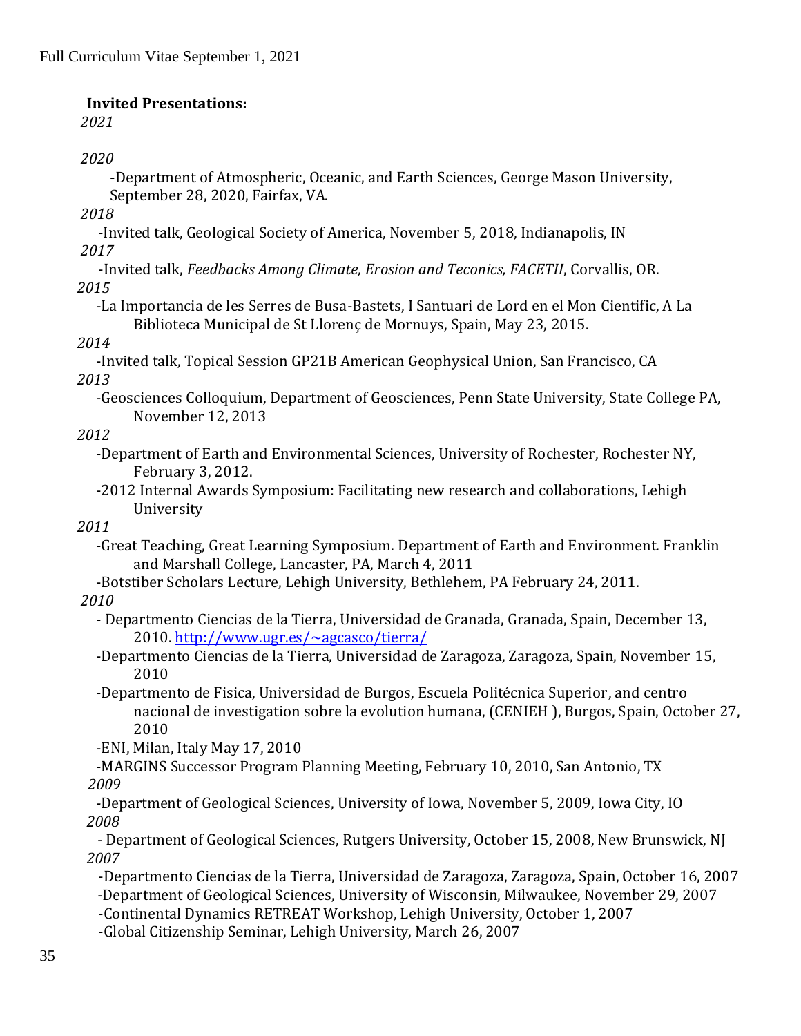**Invited Presentations:**

*2021*

*2020*

-Department of Atmospheric, Oceanic, and Earth Sciences, George Mason University, September 28, 2020, Fairfax, VA.

*2018*

-Invited talk, Geological Society of America, November 5, 2018, Indianapolis, IN

*2017*

-Invited talk, *Feedbacks Among Climate, Erosion and Teconics, FACETII*, Corvallis, OR.

*2015*

-La Importancia de les Serres de Busa-Bastets, I Santuari de Lord en el Mon Cientific, A La Biblioteca Municipal de St Llorenç de Mornuys, Spain, May 23, 2015.

*2014*

-Invited talk, Topical Session GP21B American Geophysical Union, San Francisco, CA

*2013*

-Geosciences Colloquium, Department of Geosciences, Penn State University, State College PA, November 12, 2013

*2012*

-Department of Earth and Environmental Sciences, University of Rochester, Rochester NY, February 3, 2012.

-2012 Internal Awards Symposium: Facilitating new research and collaborations, Lehigh University

*2011*

-Great Teaching, Great Learning Symposium. Department of Earth and Environment. Franklin and Marshall College, Lancaster, PA, March 4, 2011

-Botstiber Scholars Lecture, Lehigh University, Bethlehem, PA February 24, 2011.

*2010*

- Departmento Ciencias de la Tierra, Universidad de Granada, Granada, Spain, December 13, 2010. http://www.ugr.es/~agcasco/tierra/

-Departmento Ciencias de la Tierra, Universidad de Zaragoza, Zaragoza, Spain, November 15, 2010

-Departmento de Fisica, Universidad de Burgos, Escuela Politécnica Superior, and centro nacional de investigation sobre la evolution humana, (CENIEH ), Burgos, Spain, October 27, 2010

-ENI, Milan, Italy May 17, 2010

-MARGINS Successor Program Planning Meeting, February 10, 2010, San Antonio, TX

*2009*

-Department of Geological Sciences, University of Iowa, November 5, 2009, Iowa City, IO

*2008*

- Department of Geological Sciences, Rutgers University, October 15, 2008, New Brunswick, NJ

*2007*

-Departmento Ciencias de la Tierra, Universidad de Zaragoza, Zaragoza, Spain, October 16, 2007

-Department of Geological Sciences, University of Wisconsin, Milwaukee, November 29, 2007

-Continental Dynamics RETREAT Workshop, Lehigh University, October 1, 2007

-Global Citizenship Seminar, Lehigh University, March 26, 2007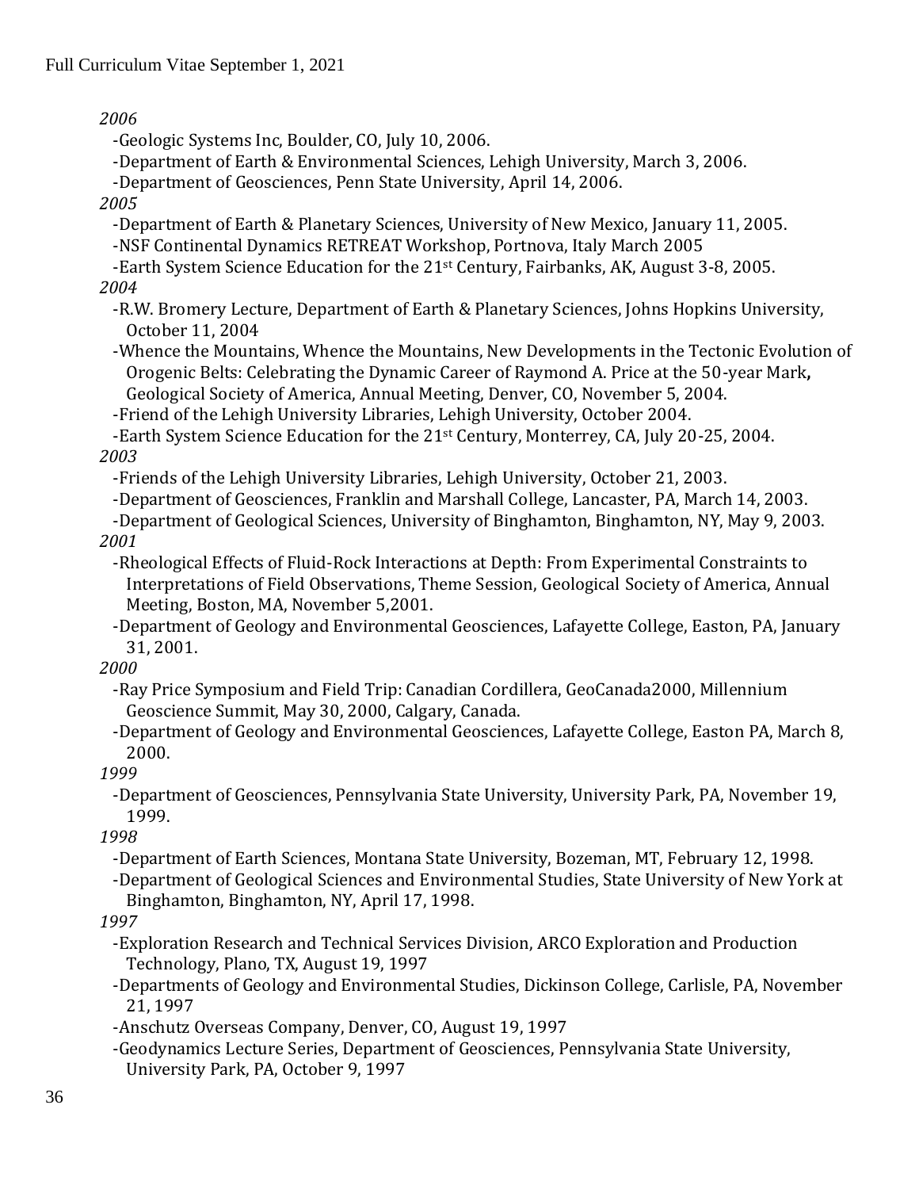*2006*

- -Geologic Systems Inc, Boulder, CO, July 10, 2006.
- -Department of Earth & Environmental Sciences, Lehigh University, March 3, 2006.
- -Department of Geosciences, Penn State University, April 14, 2006.

*2005*

- -Department of Earth & Planetary Sciences, University of New Mexico, January 11, 2005.
- -NSF Continental Dynamics RETREAT Workshop, Portnova, Italy March 2005
- -Earth System Science Education for the 21st Century, Fairbanks, AK, August 3-8, 2005.

*2004*

- -R.W. Bromery Lecture, Department of Earth & Planetary Sciences, Johns Hopkins University, October 11, 2004
- -Whence the Mountains, Whence the Mountains, New Developments in the Tectonic Evolution of Orogenic Belts: Celebrating the Dynamic Career of Raymond A. Price at the 50-year Mark**,** Geological Society of America, Annual Meeting, Denver, CO, November 5, 2004.
- -Friend of the Lehigh University Libraries, Lehigh University, October 2004.
- -Earth System Science Education for the 21st Century, Monterrey, CA, July 20-25, 2004.

*2003*

- -Friends of the Lehigh University Libraries, Lehigh University, October 21, 2003.
- -Department of Geosciences, Franklin and Marshall College, Lancaster, PA, March 14, 2003.
- -Department of Geological Sciences, University of Binghamton, Binghamton, NY, May 9, 2003.

*2001*

- -Rheological Effects of Fluid-Rock Interactions at Depth: From Experimental Constraints to Interpretations of Field Observations, Theme Session, Geological Society of America, Annual Meeting, Boston, MA, November 5,2001.
- -Department of Geology and Environmental Geosciences, Lafayette College, Easton, PA, January 31, 2001.

*2000*

- -Ray Price Symposium and Field Trip: Canadian Cordillera, GeoCanada2000, Millennium Geoscience Summit, May 30, 2000, Calgary, Canada.
- -Department of Geology and Environmental Geosciences, Lafayette College, Easton PA, March 8, 2000.

*1999*

- -Department of Geosciences, Pennsylvania State University, University Park, PA, November 19, 1999.

*1998*

- -Department of Earth Sciences, Montana State University, Bozeman, MT, February 12, 1998.
- -Department of Geological Sciences and Environmental Studies, State University of New York at Binghamton, Binghamton, NY, April 17, 1998.

*1997*

- -Exploration Research and Technical Services Division, ARCO Exploration and Production Technology, Plano, TX, August 19, 1997
- -Departments of Geology and Environmental Studies, Dickinson College, Carlisle, PA, November 21, 1997
- -Anschutz Overseas Company, Denver, CO, August 19, 1997
- -Geodynamics Lecture Series, Department of Geosciences, Pennsylvania State University, University Park, PA, October 9, 1997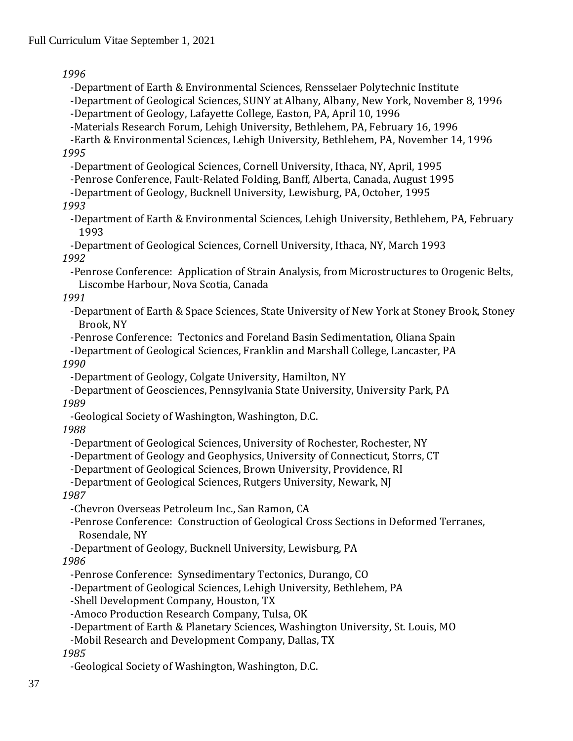*1996*

- -Department of Earth & Environmental Sciences, Rensselaer Polytechnic Institute
- -Department of Geological Sciences, SUNY at Albany, Albany, New York, November 8, 1996
- -Department of Geology, Lafayette College, Easton, PA, April 10, 1996
- -Materials Research Forum, Lehigh University, Bethlehem, PA, February 16, 1996
- -Earth & Environmental Sciences, Lehigh University, Bethlehem, PA, November 14, 1996

*1995*

- -Department of Geological Sciences, Cornell University, Ithaca, NY, April, 1995
- -Penrose Conference, Fault-Related Folding, Banff, Alberta, Canada, August 1995
- -Department of Geology, Bucknell University, Lewisburg, PA, October, 1995

*1993*

- -Department of Earth & Environmental Sciences, Lehigh University, Bethlehem, PA, February 1993
- -Department of Geological Sciences, Cornell University, Ithaca, NY, March 1993

*1992*

- -Penrose Conference: Application of Strain Analysis, from Microstructures to Orogenic Belts, Liscombe Harbour, Nova Scotia, Canada

*1991*

- -Department of Earth & Space Sciences, State University of New York at Stoney Brook, Stoney Brook, NY
- -Penrose Conference: Tectonics and Foreland Basin Sedimentation, Oliana Spain
- -Department of Geological Sciences, Franklin and Marshall College, Lancaster, PA

*1990*

- -Department of Geology, Colgate University, Hamilton, NY
- -Department of Geosciences, Pennsylvania State University, University Park, PA

*1989*

- -Geological Society of Washington, Washington, D.C.

*1988*

- -Department of Geological Sciences, University of Rochester, Rochester, NY
- -Department of Geology and Geophysics, University of Connecticut, Storrs, CT
- -Department of Geological Sciences, Brown University, Providence, RI
- -Department of Geological Sciences, Rutgers University, Newark, NJ

*1987*

- -Chevron Overseas Petroleum Inc., San Ramon, CA
- -Penrose Conference: Construction of Geological Cross Sections in Deformed Terranes, Rosendale, NY
- -Department of Geology, Bucknell University, Lewisburg, PA

*1986*

- -Penrose Conference: Synsedimentary Tectonics, Durango, CO
- -Department of Geological Sciences, Lehigh University, Bethlehem, PA
- -Shell Development Company, Houston, TX
- -Amoco Production Research Company, Tulsa, OK
- -Department of Earth & Planetary Sciences, Washington University, St. Louis, MO
- -Mobil Research and Development Company, Dallas, TX

*1985*

- -Geological Society of Washington, Washington, D.C.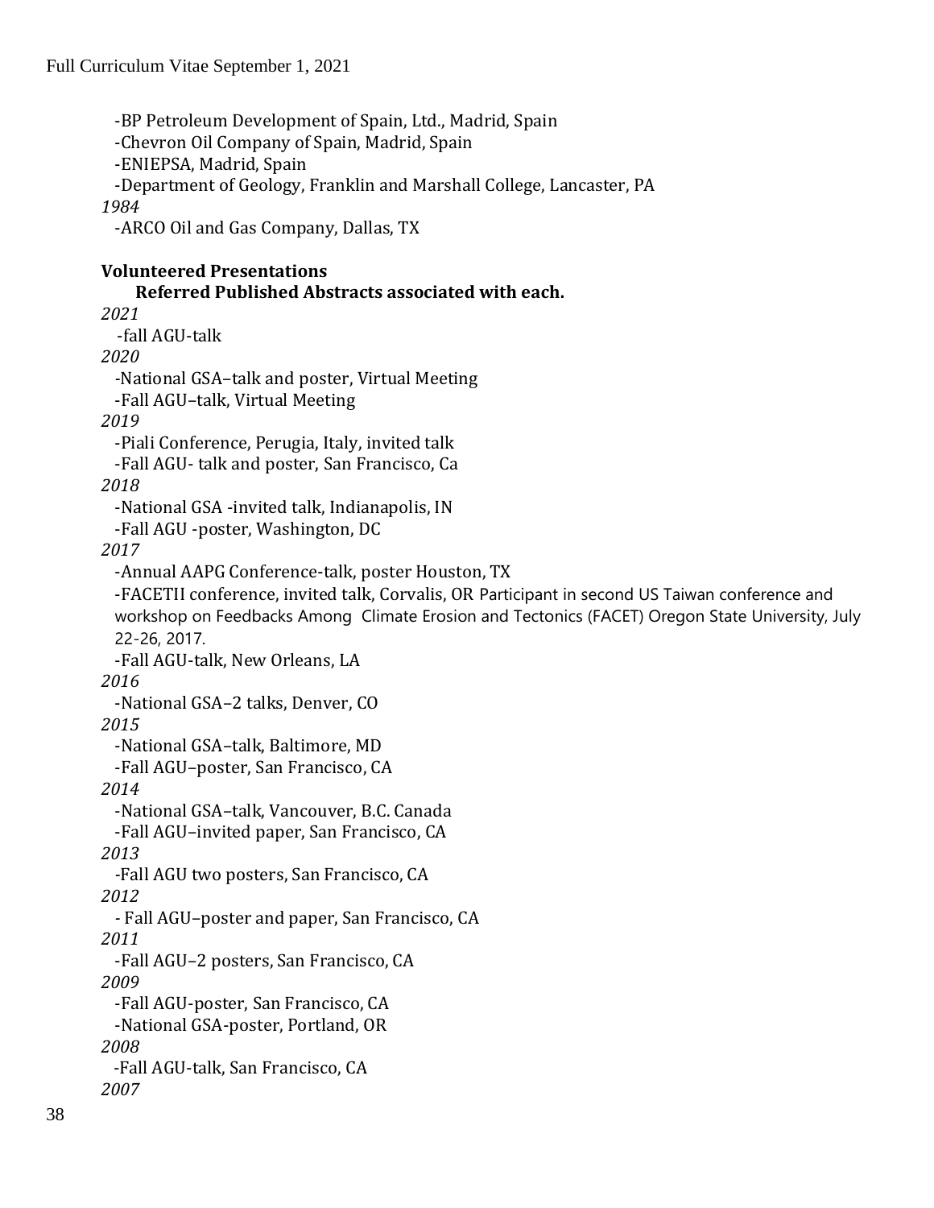-BP Petroleum Development of Spain, Ltd., Madrid, Spain
-Chevron Oil Company of Spain, Madrid, Spain
-ENIEPSA, Madrid, Spain
-Department of Geology, Franklin and Marshall College, Lancaster, PA

*1984*

-ARCO Oil and Gas Company, Dallas, TX

**Volunteered Presentations**

**Referred Published Abstracts associated with each.**

*2021*

-fall AGU-talk

*2020*

-National GSA–talk and poster, Virtual Meeting
-Fall AGU–talk, Virtual Meeting

*2019*

-Piali Conference, Perugia, Italy, invited talk
-Fall AGU- talk and poster, San Francisco, Ca

*2018*

-National GSA -invited talk, Indianapolis, IN
-Fall AGU -poster, Washington, DC

*2017*

-Annual AAPG Conference-talk, poster Houston, TX
-FACETII conference, invited talk, Corvalis, OR Participant in second US Taiwan conference and workshop on Feedbacks Among Climate Erosion and Tectonics (FACET) Oregon State University, July 22-26, 2017.
-Fall AGU-talk, New Orleans, LA

*2016*

-National GSA–2 talks, Denver, CO

*2015*

-National GSA–talk, Baltimore, MD
-Fall AGU–poster, San Francisco, CA

*2014*

-National GSA–talk, Vancouver, B.C. Canada
-Fall AGU–invited paper, San Francisco, CA

*2013*

-Fall AGU two posters, San Francisco, CA

*2012*

- Fall AGU–poster and paper, San Francisco, CA

*2011*

-Fall AGU–2 posters, San Francisco, CA

*2009*

-Fall AGU-poster, San Francisco, CA
-National GSA-poster, Portland, OR

*2008*

-Fall AGU-talk, San Francisco, CA

*2007*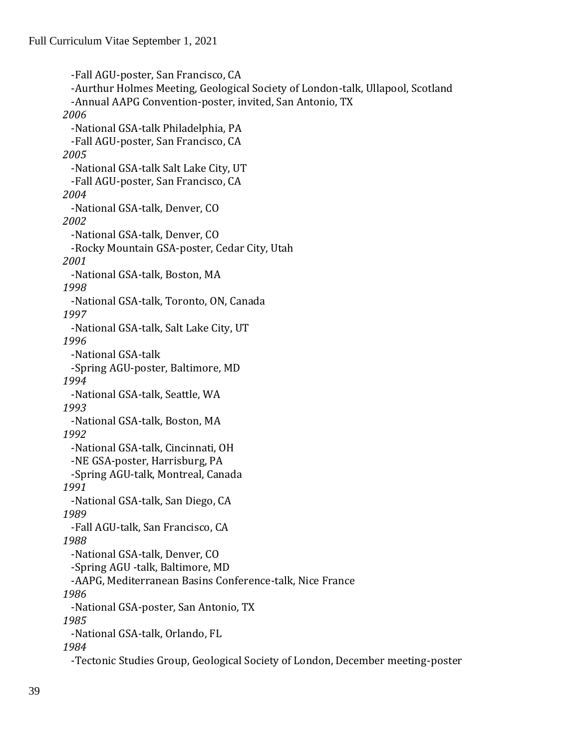-Fall AGU-poster, San Francisco, CA
-Aurthur Holmes Meeting, Geological Society of London-talk, Ullapool, Scotland
-Annual AAPG Convention-poster, invited, San Antonio, TX

*2006*
-National GSA-talk Philadelphia, PA
-Fall AGU-poster, San Francisco, CA

*2005*
-National GSA-talk Salt Lake City, UT
-Fall AGU-poster, San Francisco, CA

*2004*
-National GSA-talk, Denver, CO

*2002*
-National GSA-talk, Denver, CO
-Rocky Mountain GSA-poster, Cedar City, Utah

*2001*
-National GSA-talk, Boston, MA

*1998*
-National GSA-talk, Toronto, ON, Canada

*1997*
-National GSA-talk, Salt Lake City, UT

*1996*
-National GSA-talk
-Spring AGU-poster, Baltimore, MD

*1994*
-National GSA-talk, Seattle, WA

*1993*
-National GSA-talk, Boston, MA

*1992*
-National GSA-talk, Cincinnati, OH
-NE GSA-poster, Harrisburg, PA
-Spring AGU-talk, Montreal, Canada

*1991*
-National GSA-talk, San Diego, CA

*1989*
-Fall AGU-talk, San Francisco, CA

*1988*
-National GSA-talk, Denver, CO
-Spring AGU -talk, Baltimore, MD
-AAPG, Mediterranean Basins Conference-talk, Nice France

*1986*
-National GSA-poster, San Antonio, TX

*1985*
-National GSA-talk, Orlando, FL

*1984*
-Tectonic Studies Group, Geological Society of London, December meeting-poster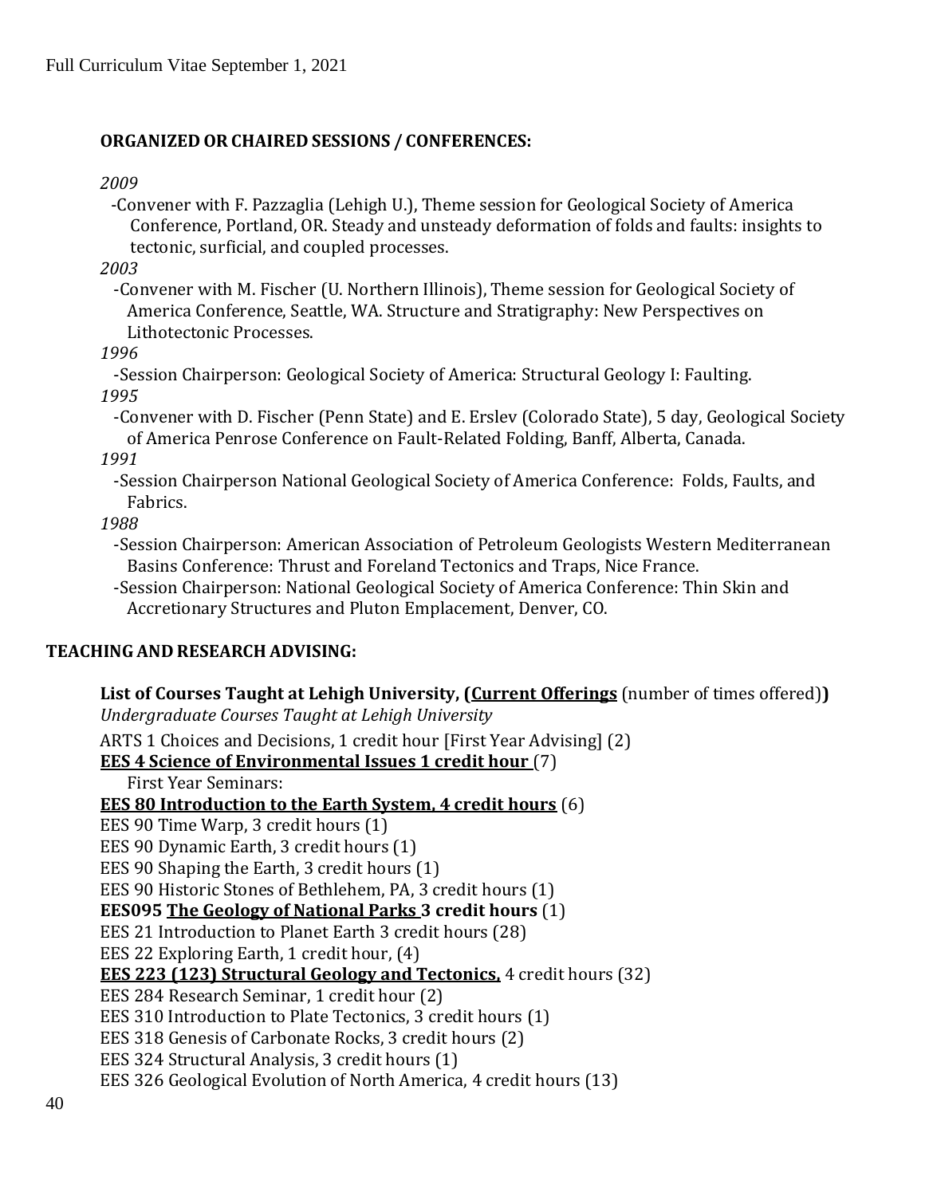## ORGANIZED OR CHAIRED SESSIONS / CONFERENCES:

*2009*

-Convener with F. Pazzaglia (Lehigh U.), Theme session for Geological Society of America Conference, Portland, OR. Steady and unsteady deformation of folds and faults: insights to tectonic, surficial, and coupled processes.

*2003*

-Convener with M. Fischer (U. Northern Illinois), Theme session for Geological Society of America Conference, Seattle, WA. Structure and Stratigraphy: New Perspectives on Lithotectonic Processes.

*1996*

-Session Chairperson: Geological Society of America: Structural Geology I: Faulting.

*1995*

-Convener with D. Fischer (Penn State) and E. Erslev (Colorado State), 5 day, Geological Society of America Penrose Conference on Fault-Related Folding, Banff, Alberta, Canada.

*1991*

-Session Chairperson National Geological Society of America Conference: Folds, Faults, and Fabrics.

*1988*

-Session Chairperson: American Association of Petroleum Geologists Western Mediterranean Basins Conference: Thrust and Foreland Tectonics and Traps, Nice France.

-Session Chairperson: National Geological Society of America Conference: Thin Skin and Accretionary Structures and Pluton Emplacement, Denver, CO.

## TEACHING AND RESEARCH ADVISING:

**List of Courses Taught at Lehigh University, (<u>Current Offerings</u>** (number of times offered)**)**

*Undergraduate Courses Taught at Lehigh University*

ARTS 1 Choices and Decisions, 1 credit hour [First Year Advising] (2)

**<u>EES 4 Science of Environmental Issues 1 credit hour</u>** (7)

First Year Seminars:

**<u>EES 80 Introduction to the Earth System, 4 credit hours</u>** (6)

EES 90 Time Warp, 3 credit hours (1)

EES 90 Dynamic Earth, 3 credit hours (1)

EES 90 Shaping the Earth, 3 credit hours (1)

EES 90 Historic Stones of Bethlehem, PA, 3 credit hours (1)

**EES095 <u>The Geology of National Parks</u> 3 credit hours** (1)

EES 21 Introduction to Planet Earth 3 credit hours (28)

EES 22 Exploring Earth, 1 credit hour, (4)

**<u>EES 223 (123) Structural Geology and Tectonics,</u>** 4 credit hours (32)

EES 284 Research Seminar, 1 credit hour (2)

EES 310 Introduction to Plate Tectonics, 3 credit hours (1)

EES 318 Genesis of Carbonate Rocks, 3 credit hours (2)

EES 324 Structural Analysis, 3 credit hours (1)

EES 326 Geological Evolution of North America, 4 credit hours (13)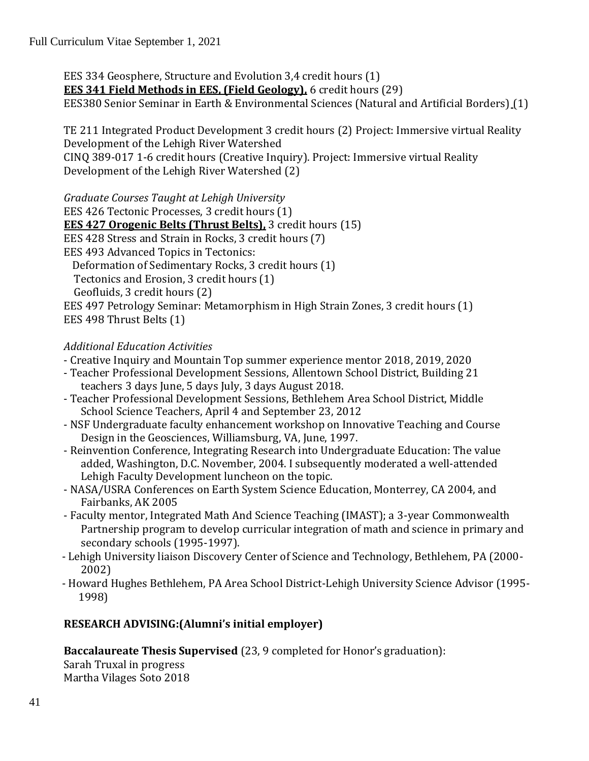EES 334 Geosphere, Structure and Evolution 3,4 credit hours (1)
**EES 341 Field Methods in EES, (Field Geology),** 6 credit hours (29)
EES380 Senior Seminar in Earth & Environmental Sciences (Natural and Artificial Borders) (1)

TE 211 Integrated Product Development 3 credit hours (2) Project: Immersive virtual Reality Development of the Lehigh River Watershed
CINQ 389-017 1-6 credit hours (Creative Inquiry). Project: Immersive virtual Reality Development of the Lehigh River Watershed (2)

*Graduate Courses Taught at Lehigh University*
EES 426 Tectonic Processes, 3 credit hours (1)
**EES 427 Orogenic Belts (Thrust Belts),** 3 credit hours (15)
EES 428 Stress and Strain in Rocks, 3 credit hours (7)
EES 493 Advanced Topics in Tectonics:
Deformation of Sedimentary Rocks, 3 credit hours (1)
Tectonics and Erosion, 3 credit hours (1)
Geofluids, 3 credit hours (2)
EES 497 Petrology Seminar: Metamorphism in High Strain Zones, 3 credit hours (1)
EES 498 Thrust Belts (1)

*Additional Education Activities*
- Creative Inquiry and Mountain Top summer experience mentor 2018, 2019, 2020
- Teacher Professional Development Sessions, Allentown School District, Building 21 teachers 3 days June, 5 days July, 3 days August 2018.
- Teacher Professional Development Sessions, Bethlehem Area School District, Middle School Science Teachers, April 4 and September 23, 2012
- NSF Undergraduate faculty enhancement workshop on Innovative Teaching and Course Design in the Geosciences, Williamsburg, VA, June, 1997.
- Reinvention Conference, Integrating Research into Undergraduate Education: The value added, Washington, D.C. November, 2004. I subsequently moderated a well-attended Lehigh Faculty Development luncheon on the topic.
- NASA/USRA Conferences on Earth System Science Education, Monterrey, CA 2004, and Fairbanks, AK 2005
- Faculty mentor, Integrated Math And Science Teaching (IMAST); a 3-year Commonwealth Partnership program to develop curricular integration of math and science in primary and secondary schools (1995-1997).
- Lehigh University liaison Discovery Center of Science and Technology, Bethlehem, PA (2000-2002)
- Howard Hughes Bethlehem, PA Area School District-Lehigh University Science Advisor (1995-1998)

**RESEARCH ADVISING:(Alumni's initial employer)**

**Baccalaureate Thesis Supervised** (23, 9 completed for Honor's graduation):
Sarah Truxal in progress
Martha Vilages Soto 2018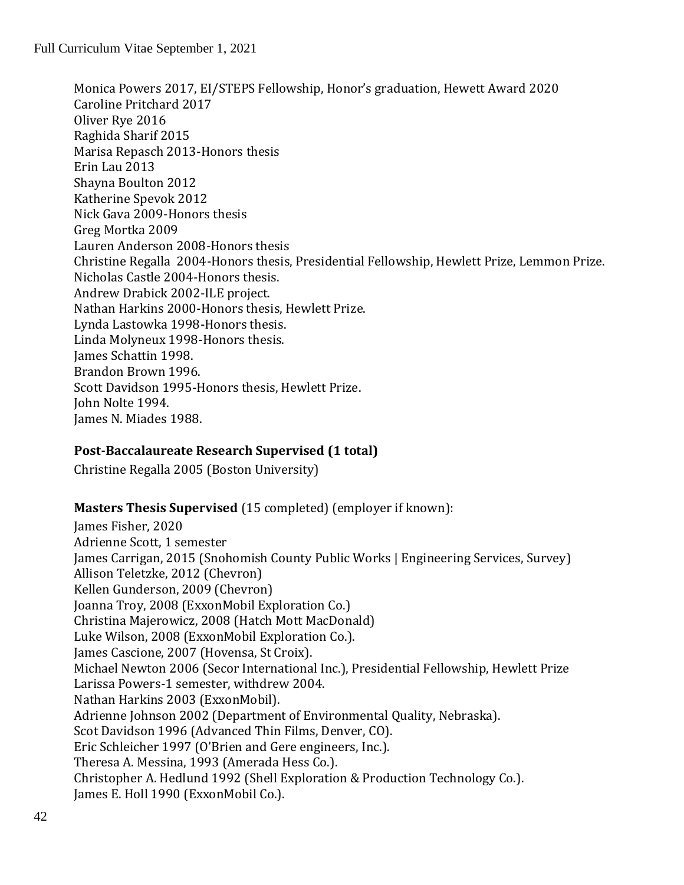Monica Powers 2017, EI/STEPS Fellowship, Honor's graduation, Hewett Award 2020
Caroline Pritchard 2017
Oliver Rye 2016
Raghida Sharif 2015
Marisa Repasch 2013-Honors thesis
Erin Lau 2013
Shayna Boulton 2012
Katherine Spevok 2012
Nick Gava 2009-Honors thesis
Greg Mortka 2009
Lauren Anderson 2008-Honors thesis
Christine Regalla 2004-Honors thesis, Presidential Fellowship, Hewlett Prize, Lemmon Prize.
Nicholas Castle 2004-Honors thesis.
Andrew Drabick 2002-ILE project.
Nathan Harkins 2000-Honors thesis, Hewlett Prize.
Lynda Lastowka 1998-Honors thesis.
Linda Molyneux 1998-Honors thesis.
James Schattin 1998.
Brandon Brown 1996.
Scott Davidson 1995-Honors thesis, Hewlett Prize.
John Nolte 1994.
James N. Miades 1988.

**Post-Baccalaureate Research Supervised (1 total)**

Christine Regalla 2005 (Boston University)

**Masters Thesis Supervised** (15 completed) (employer if known):

James Fisher, 2020
Adrienne Scott, 1 semester
James Carrigan, 2015 (Snohomish County Public Works | Engineering Services, Survey)
Allison Teletzke, 2012 (Chevron)
Kellen Gunderson, 2009 (Chevron)
Joanna Troy, 2008 (ExxonMobil Exploration Co.)
Christina Majerowicz, 2008 (Hatch Mott MacDonald)
Luke Wilson, 2008 (ExxonMobil Exploration Co.).
James Cascione, 2007 (Hovensa, St Croix).
Michael Newton 2006 (Secor International Inc.), Presidential Fellowship, Hewlett Prize
Larissa Powers-1 semester, withdrew 2004.
Nathan Harkins 2003 (ExxonMobil).
Adrienne Johnson 2002 (Department of Environmental Quality, Nebraska).
Scot Davidson 1996 (Advanced Thin Films, Denver, CO).
Eric Schleicher 1997 (O'Brien and Gere engineers, Inc.).
Theresa A. Messina, 1993 (Amerada Hess Co.).
Christopher A. Hedlund 1992 (Shell Exploration & Production Technology Co.).
James E. Holl 1990 (ExxonMobil Co.).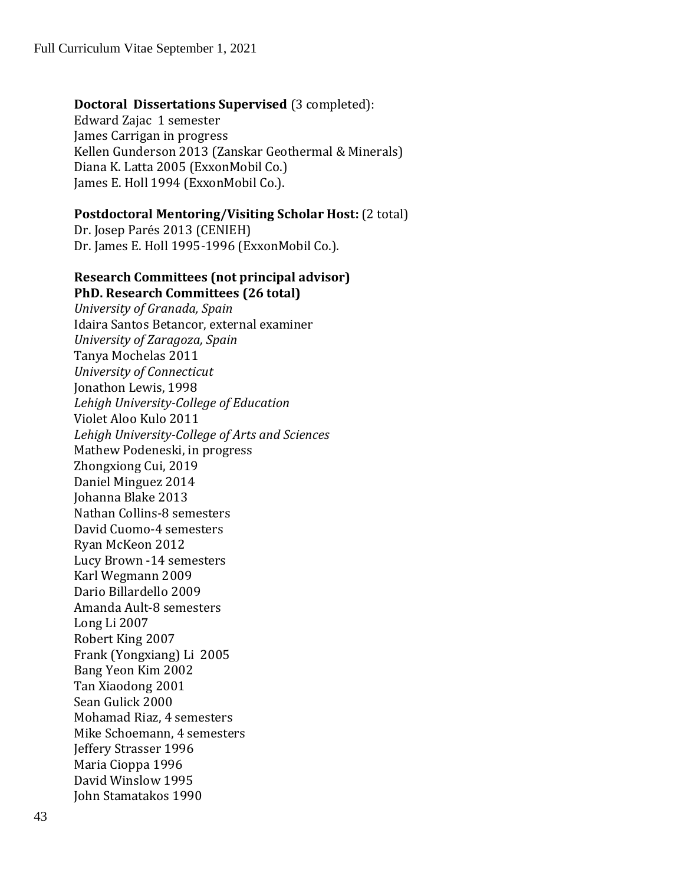**Doctoral Dissertations Supervised** (3 completed):

Edward Zajac 1 semester
James Carrigan in progress
Kellen Gunderson 2013 (Zanskar Geothermal & Minerals)
Diana K. Latta 2005 (ExxonMobil Co.)
James E. Holl 1994 (ExxonMobil Co.).

**Postdoctoral Mentoring/Visiting Scholar Host:** (2 total)

Dr. Josep Parés 2013 (CENIEH)
Dr. James E. Holl 1995-1996 (ExxonMobil Co.).

**Research Committees (not principal advisor)**

**PhD. Research Committees (26 total)**

*University of Granada, Spain*
Idaira Santos Betancor, external examiner
*University of Zaragoza, Spain*
Tanya Mochelas 2011
*University of Connecticut*
Jonathon Lewis, 1998
*Lehigh University-College of Education*
Violet Aloo Kulo 2011
*Lehigh University-College of Arts and Sciences*
Mathew Podeneski, in progress
Zhongxiong Cui, 2019
Daniel Minguez 2014
Johanna Blake 2013
Nathan Collins-8 semesters
David Cuomo-4 semesters
Ryan McKeon 2012
Lucy Brown -14 semesters
Karl Wegmann 2009
Dario Billardello 2009
Amanda Ault-8 semesters
Long Li 2007
Robert King 2007
Frank (Yongxiang) Li 2005
Bang Yeon Kim 2002
Tan Xiaodong 2001
Sean Gulick 2000
Mohamad Riaz, 4 semesters
Mike Schoemann, 4 semesters
Jeffery Strasser 1996
Maria Cioppa 1996
David Winslow 1995
John Stamatakos 1990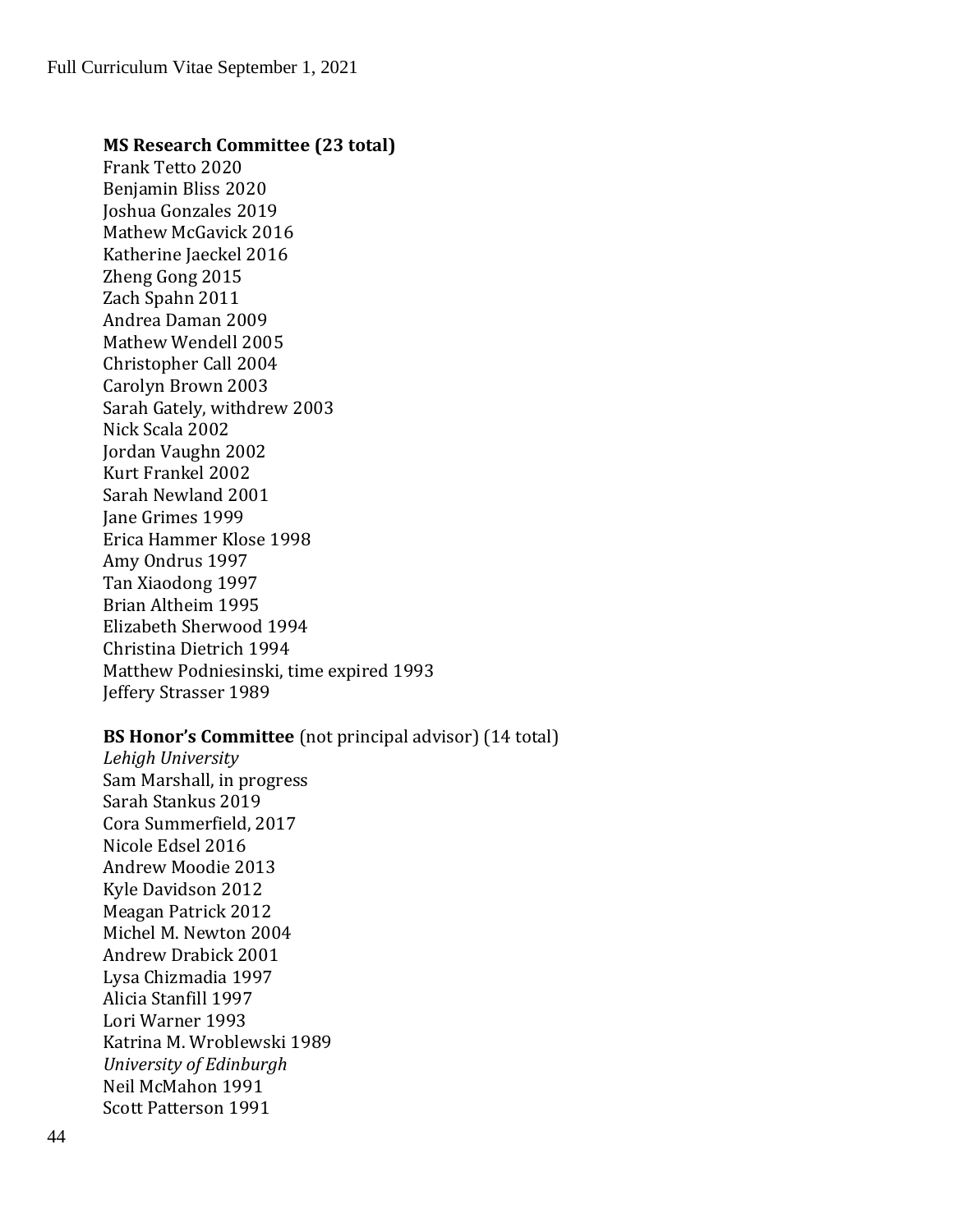**MS Research Committee (23 total)**
Frank Tetto 2020
Benjamin Bliss 2020
Joshua Gonzales 2019
Mathew McGavick 2016
Katherine Jaeckel 2016
Zheng Gong 2015
Zach Spahn 2011
Andrea Daman 2009
Mathew Wendell 2005
Christopher Call 2004
Carolyn Brown 2003
Sarah Gately, withdrew 2003
Nick Scala 2002
Jordan Vaughn 2002
Kurt Frankel 2002
Sarah Newland 2001
Jane Grimes 1999
Erica Hammer Klose 1998
Amy Ondrus 1997
Tan Xiaodong 1997
Brian Altheim 1995
Elizabeth Sherwood 1994
Christina Dietrich 1994
Matthew Podniesinski, time expired 1993
Jeffery Strasser 1989

**BS Honor's Committee** (not principal advisor) (14 total)
*Lehigh University*
Sam Marshall, in progress
Sarah Stankus 2019
Cora Summerfield, 2017
Nicole Edsel 2016
Andrew Moodie 2013
Kyle Davidson 2012
Meagan Patrick 2012
Michel M. Newton 2004
Andrew Drabick 2001
Lysa Chizmadia 1997
Alicia Stanfill 1997
Lori Warner 1993
Katrina M. Wroblewski 1989
*University of Edinburgh*
Neil McMahon 1991
Scott Patterson 1991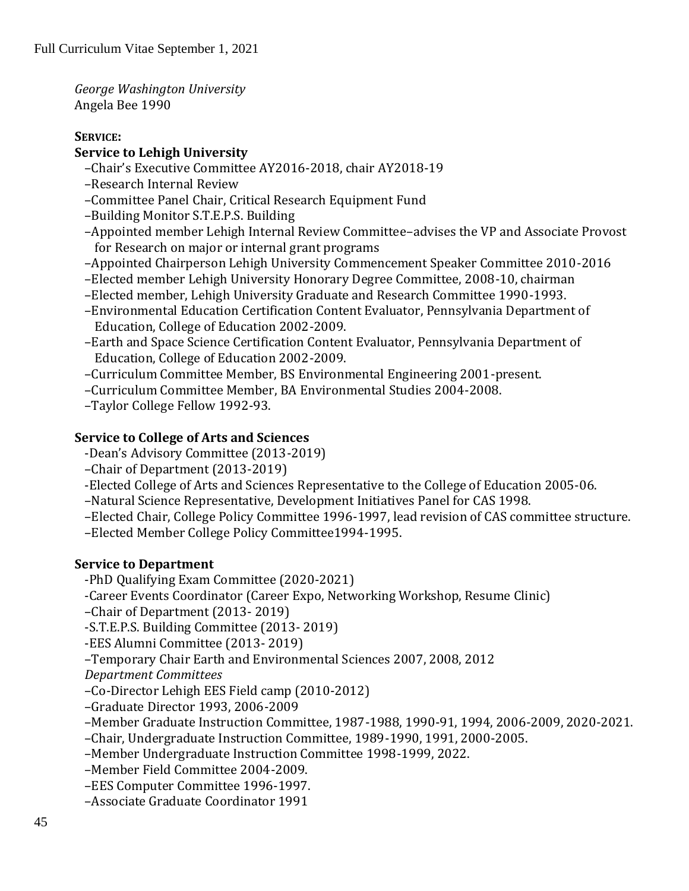*George Washington University*
Angela Bee 1990

**SERVICE:**

**Service to Lehigh University**

–Chair's Executive Committee AY2016-2018, chair AY2018-19
–Research Internal Review
–Committee Panel Chair, Critical Research Equipment Fund
–Building Monitor S.T.E.P.S. Building
–Appointed member Lehigh Internal Review Committee–advises the VP and Associate Provost for Research on major or internal grant programs
–Appointed Chairperson Lehigh University Commencement Speaker Committee 2010-2016
–Elected member Lehigh University Honorary Degree Committee, 2008-10, chairman
–Elected member, Lehigh University Graduate and Research Committee 1990-1993.
–Environmental Education Certification Content Evaluator, Pennsylvania Department of Education, College of Education 2002-2009.
–Earth and Space Science Certification Content Evaluator, Pennsylvania Department of Education, College of Education 2002-2009.
–Curriculum Committee Member, BS Environmental Engineering 2001-present.
–Curriculum Committee Member, BA Environmental Studies 2004-2008.
–Taylor College Fellow 1992-93.

**Service to College of Arts and Sciences**

-Dean's Advisory Committee (2013-2019)
–Chair of Department (2013-2019)
-Elected College of Arts and Sciences Representative to the College of Education 2005-06.
–Natural Science Representative, Development Initiatives Panel for CAS 1998.
–Elected Chair, College Policy Committee 1996-1997, lead revision of CAS committee structure.
–Elected Member College Policy Committee1994-1995.

**Service to Department**

-PhD Qualifying Exam Committee (2020-2021)
-Career Events Coordinator (Career Expo, Networking Workshop, Resume Clinic)
–Chair of Department (2013- 2019)
-S.T.E.P.S. Building Committee (2013- 2019)
-EES Alumni Committee (2013- 2019)
–Temporary Chair Earth and Environmental Sciences 2007, 2008, 2012
*Department Committees*
–Co-Director Lehigh EES Field camp (2010-2012)
–Graduate Director 1993, 2006-2009
–Member Graduate Instruction Committee, 1987-1988, 1990-91, 1994, 2006-2009, 2020-2021.
–Chair, Undergraduate Instruction Committee, 1989-1990, 1991, 2000-2005.
–Member Undergraduate Instruction Committee 1998-1999, 2022.
–Member Field Committee 2004-2009.
–EES Computer Committee 1996-1997.
–Associate Graduate Coordinator 1991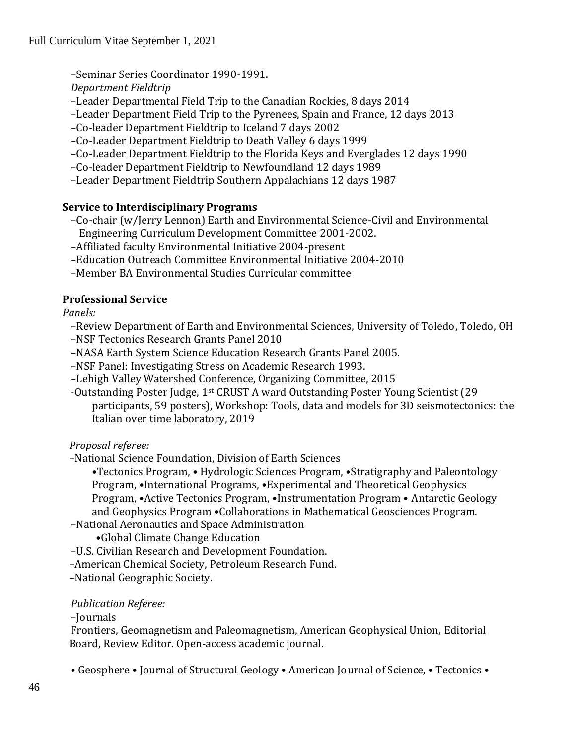–Seminar Series Coordinator 1990-1991.

*Department Fieldtrip*

–Leader Departmental Field Trip to the Canadian Rockies, 8 days 2014
–Leader Department Field Trip to the Pyrenees, Spain and France, 12 days 2013
–Co-leader Department Fieldtrip to Iceland 7 days 2002
–Co-Leader Department Fieldtrip to Death Valley 6 days 1999
–Co-Leader Department Fieldtrip to the Florida Keys and Everglades 12 days 1990
–Co-leader Department Fieldtrip to Newfoundland 12 days 1989
–Leader Department Fieldtrip Southern Appalachians 12 days 1987

**Service to Interdisciplinary Programs**

–Co-chair (w/Jerry Lennon) Earth and Environmental Science-Civil and Environmental Engineering Curriculum Development Committee 2001-2002.
–Affiliated faculty Environmental Initiative 2004-present
–Education Outreach Committee Environmental Initiative 2004-2010
–Member BA Environmental Studies Curricular committee

**Professional Service**

*Panels:*

–Review Department of Earth and Environmental Sciences, University of Toledo, Toledo, OH
–NSF Tectonics Research Grants Panel 2010
–NASA Earth System Science Education Research Grants Panel 2005.
–NSF Panel: Investigating Stress on Academic Research 1993.
–Lehigh Valley Watershed Conference, Organizing Committee, 2015
-Outstanding Poster Judge, 1st CRUST A ward Outstanding Poster Young Scientist (29 participants, 59 posters), Workshop: Tools, data and models for 3D seismotectonics: the Italian over time laboratory, 2019

*Proposal referee:*

–National Science Foundation, Division of Earth Sciences
•Tectonics Program, • Hydrologic Sciences Program, •Stratigraphy and Paleontology Program, •International Programs, •Experimental and Theoretical Geophysics Program, •Active Tectonics Program, •Instrumentation Program • Antarctic Geology and Geophysics Program •Collaborations in Mathematical Geosciences Program.
–National Aeronautics and Space Administration
•Global Climate Change Education
–U.S. Civilian Research and Development Foundation.
–American Chemical Society, Petroleum Research Fund.
–National Geographic Society.

*Publication Referee:*

–Journals

Frontiers, Geomagnetism and Paleomagnetism, American Geophysical Union, Editorial Board, Review Editor. Open-access academic journal.

• Geosphere • Journal of Structural Geology • American Journal of Science, • Tectonics •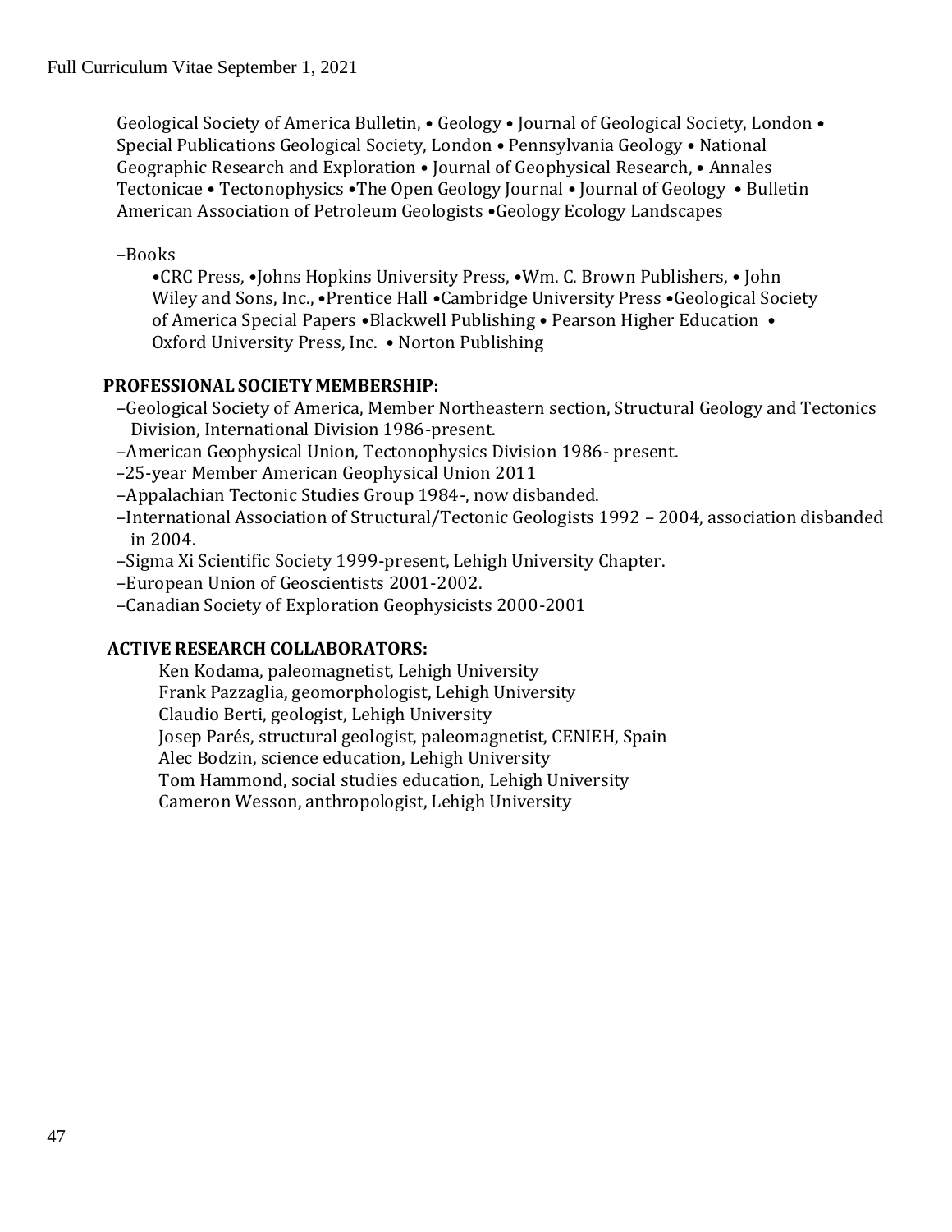Geological Society of America Bulletin, • Geology • Journal of Geological Society, London • Special Publications Geological Society, London • Pennsylvania Geology • National Geographic Research and Exploration • Journal of Geophysical Research, • Annales Tectonicae • Tectonophysics •The Open Geology Journal • Journal of Geology • Bulletin American Association of Petroleum Geologists •Geology Ecology Landscapes

–Books

•CRC Press, •Johns Hopkins University Press, •Wm. C. Brown Publishers, • John Wiley and Sons, Inc., •Prentice Hall •Cambridge University Press •Geological Society of America Special Papers •Blackwell Publishing • Pearson Higher Education • Oxford University Press, Inc. • Norton Publishing

**PROFESSIONAL SOCIETY MEMBERSHIP:**

–Geological Society of America, Member Northeastern section, Structural Geology and Tectonics Division, International Division 1986-present.
–American Geophysical Union, Tectonophysics Division 1986- present.
–25-year Member American Geophysical Union 2011
–Appalachian Tectonic Studies Group 1984-, now disbanded.
–International Association of Structural/Tectonic Geologists 1992 – 2004, association disbanded in 2004.
–Sigma Xi Scientific Society 1999-present, Lehigh University Chapter.
–European Union of Geoscientists 2001-2002.
–Canadian Society of Exploration Geophysicists 2000-2001

**ACTIVE RESEARCH COLLABORATORS:**

Ken Kodama, paleomagnetist, Lehigh University
Frank Pazzaglia, geomorphologist, Lehigh University
Claudio Berti, geologist, Lehigh University
Josep Parés, structural geologist, paleomagnetist, CENIEH, Spain
Alec Bodzin, science education, Lehigh University
Tom Hammond, social studies education, Lehigh University
Cameron Wesson, anthropologist, Lehigh University